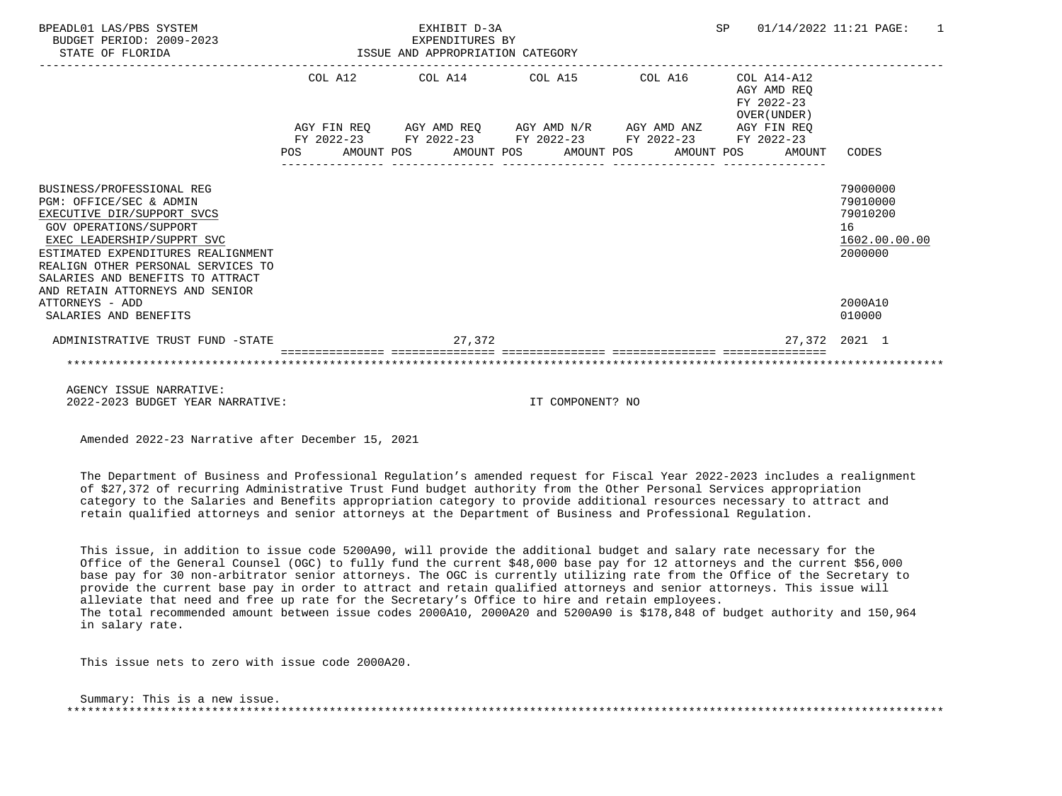BPEADL01 LAS/PBS SYSTEM
BUDGET PERIOD: 2009-2023
STATE OF FLORIDA

EXHIBIT D-3A
EXPENDITURES BY
ISSUE AND APPROPRIATION CATEGORY

SP 01/14/2022 11:21 PAGE: 1

| | COL A12 AGY FIN REQ FY 2022-23 POS AMOUNT | COL A14 AGY AMD REQ FY 2022-23 POS AMOUNT | COL A15 AGY AMD N/R FY 2022-23 POS AMOUNT | COL A16 AGY AMD ANZ FY 2022-23 POS AMOUNT | COL A14-A12 AGY AMD REQ FY 2022-23 OVER(UNDER) AGY FIN REQ FY 2022-23 POS AMOUNT | CODES |
|---|---|---|---|---|---|---|
| BUSINESS/PROFESSIONAL REG | | | | | | 79000000 |
| PGM: OFFICE/SEC & ADMIN | | | | | | 79010000 |
| EXECUTIVE DIR/SUPPORT SVCS | | | | | | 79010200 |
| GOV OPERATIONS/SUPPORT | | | | | | 16 |
| EXEC LEADERSHIP/SUPPRT SVC | | | | | | 1602.00.00.00 |
| ESTIMATED EXPENDITURES REALIGNMENT | | | | | | 2000000 |
| REALIGN OTHER PERSONAL SERVICES TO SALARIES AND BENEFITS TO ATTRACT AND RETAIN ATTORNEYS AND SENIOR ATTORNEYS - ADD | | | | | | 2000A10 |
| SALARIES AND BENEFITS | | | | | | 010000 |
| ADMINISTRATIVE TRUST FUND -STATE | | 27,372 | | | 27,372 | 2021 1 |

AGENCY ISSUE NARRATIVE:
2022-2023 BUDGET YEAR NARRATIVE: IT COMPONENT? NO

Amended 2022-23 Narrative after December 15, 2021

The Department of Business and Professional Regulation's amended request for Fiscal Year 2022-2023 includes a realignment of $27,372 of recurring Administrative Trust Fund budget authority from the Other Personal Services appropriation category to the Salaries and Benefits appropriation category to provide additional resources necessary to attract and retain qualified attorneys and senior attorneys at the Department of Business and Professional Regulation.

This issue, in addition to issue code 5200A90, will provide the additional budget and salary rate necessary for the Office of the General Counsel (OGC) to fully fund the current $48,000 base pay for 12 attorneys and the current $56,000 base pay for 30 non-arbitrator senior attorneys. The OGC is currently utilizing rate from the Office of the Secretary to provide the current base pay in order to attract and retain qualified attorneys and senior attorneys. This issue will alleviate that need and free up rate for the Secretary's Office to hire and retain employees.
The total recommended amount between issue codes 2000A10, 2000A20 and 5200A90 is $178,848 of budget authority and 150,964 in salary rate.

This issue nets to zero with issue code 2000A20.

Summary: This is a new issue.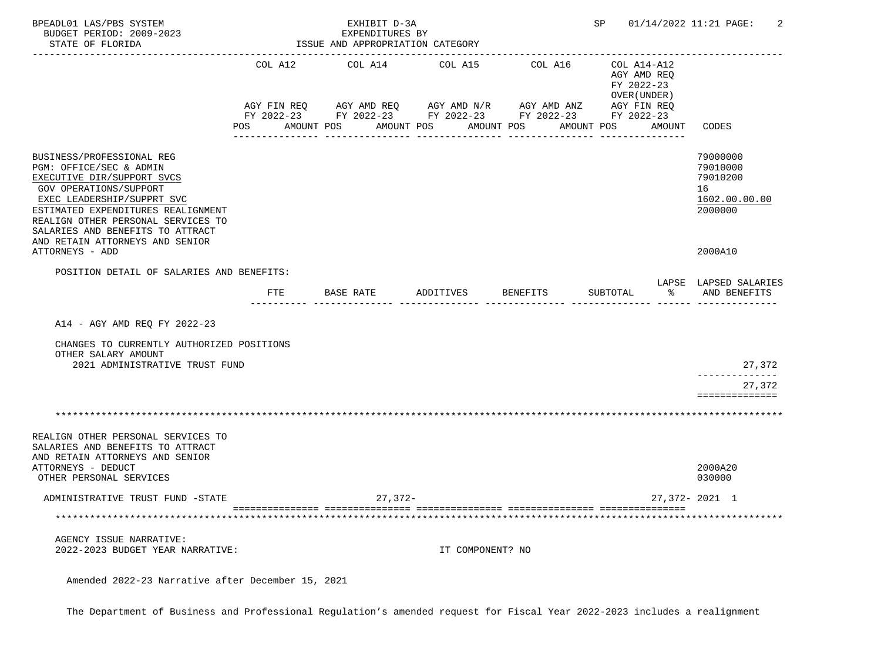BPEADL01 LAS/PBS SYSTEM — EXHIBIT D-3A — EXPENDITURES BY ISSUE AND APPROPRIATION CATEGORY
BUDGET PERIOD: 2009-2023
STATE OF FLORIDA
SP 01/14/2022 11:21

| | COL A12 AGY FIN REQ FY 2022-23 POS AMOUNT | COL A14 AGY AMD REQ FY 2022-23 POS AMOUNT | COL A15 AGY AMD N/R FY 2022-23 POS AMOUNT | COL A16 AGY AMD ANZ FY 2022-23 POS AMOUNT | COL A14-A12 AGY AMD REQ FY 2022-23 OVER(UNDER) AGY FIN REQ FY 2022-23 POS AMOUNT | CODES |
|---|---|---|---|---|---|---|
| BUSINESS/PROFESSIONAL REG | | | | | | 79000000 |
| PGM: OFFICE/SEC & ADMIN | | | | | | 79010000 |
| EXECUTIVE DIR/SUPPORT SVCS | | | | | | 79010200 |
| GOV OPERATIONS/SUPPORT | | | | | | 16 |
| EXEC LEADERSHIP/SUPPRT SVC | | | | | | 1602.00.00.00 |
| ESTIMATED EXPENDITURES REALIGNMENT | | | | | | 2000000 |
| REALIGN OTHER PERSONAL SERVICES TO SALARIES AND BENEFITS TO ATTRACT AND RETAIN ATTORNEYS AND SENIOR ATTORNEYS - ADD | | | | | | 2000A10 |

POSITION DETAIL OF SALARIES AND BENEFITS:

| | FTE | BASE RATE | ADDITIVES | BENEFITS | SUBTOTAL | LAPSE % | LAPSED SALARIES AND BENEFITS |
|---|---|---|---|---|---|---|---|
| A14 - AGY AMD REQ FY 2022-23 | | | | | | | |
| CHANGES TO CURRENTLY AUTHORIZED POSITIONS | | | | | | | |
| OTHER SALARY AMOUNT | | | | | | | |
| 2021 ADMINISTRATIVE TRUST FUND | | | | | | | 27,372 |
| | | | | | | | 27,372 |

*****************************************************************************************************

| | COL A12 | COL A14 | COL A15 | COL A16 | COL A14-A12 | CODES |
|---|---|---|---|---|---|---|
| REALIGN OTHER PERSONAL SERVICES TO SALARIES AND BENEFITS TO ATTRACT AND RETAIN ATTORNEYS AND SENIOR ATTORNEYS - DEDUCT | | | | | | 2000A20 |
| OTHER PERSONAL SERVICES | | | | | | 030000 |
| ADMINISTRATIVE TRUST FUND -STATE | | 27,372- | | | 27,372- | 2021 1 |

*****************************************************************************************************

AGENCY ISSUE NARRATIVE:
2022-2023 BUDGET YEAR NARRATIVE: IT COMPONENT? NO

Amended 2022-23 Narrative after December 15, 2021

The Department of Business and Professional Regulation's amended request for Fiscal Year 2022-2023 includes a realignment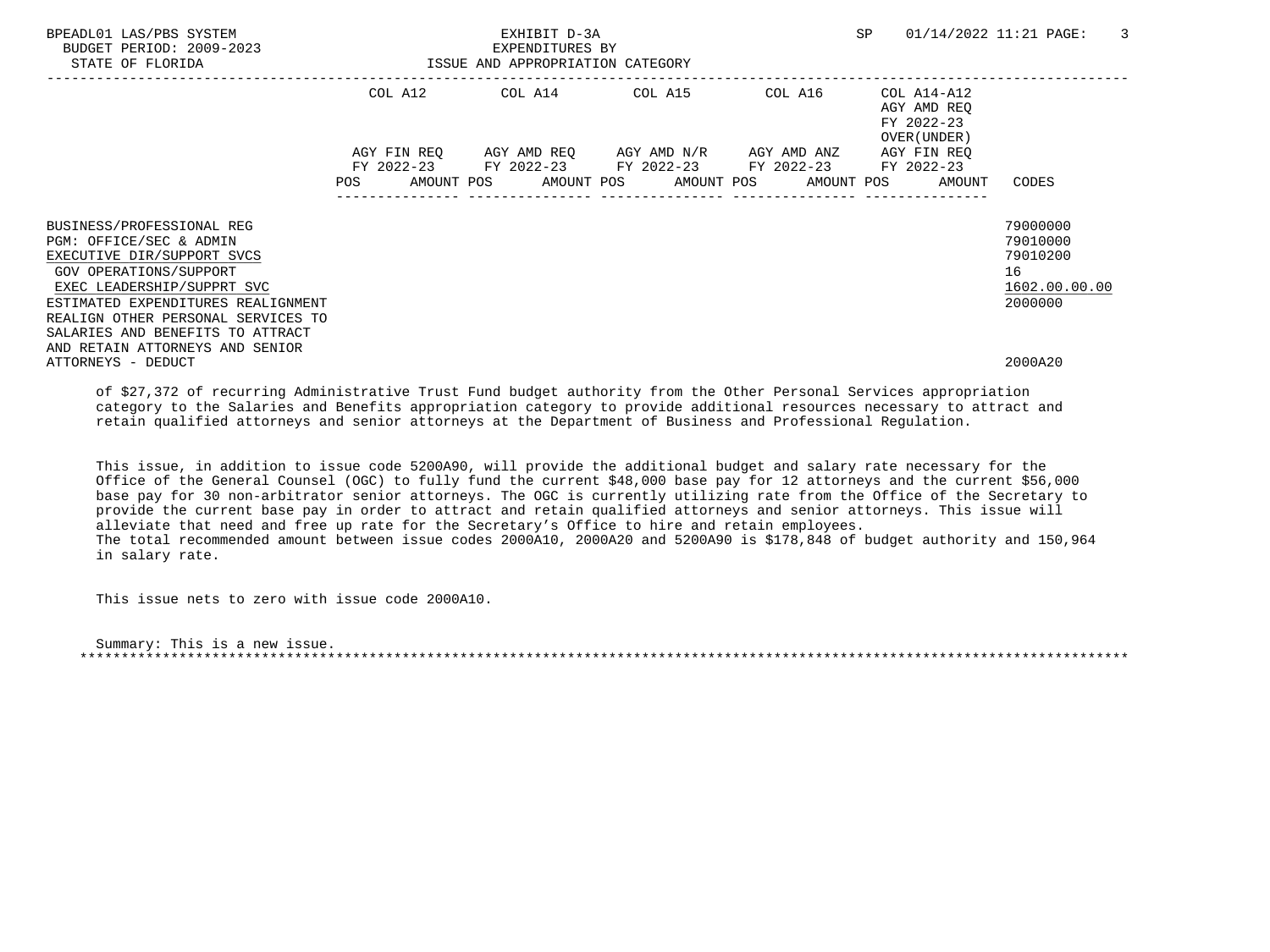BPEADL01 LAS/PBS SYSTEM — EXHIBIT D-3A — SP 01/14/2022 11:21

BUDGET PERIOD: 2009-2023 — EXPENDITURES BY

STATE OF FLORIDA — ISSUE AND APPROPRIATION CATEGORY

| | COL A12 AGY FIN REQ FY 2022-23 POS AMOUNT | COL A14 AGY AMD REQ FY 2022-23 POS AMOUNT | COL A15 AGY AMD N/R FY 2022-23 POS AMOUNT | COL A16 AGY AMD ANZ FY 2022-23 POS AMOUNT | COL A14-A12 AGY AMD REQ FY 2022-23 OVER(UNDER) AGY FIN REQ FY 2022-23 POS AMOUNT | CODES |
|---|---|---|---|---|---|---|
| BUSINESS/PROFESSIONAL REG | | | | | | 79000000 |
| PGM: OFFICE/SEC & ADMIN | | | | | | 79010000 |
| EXECUTIVE DIR/SUPPORT SVCS | | | | | | 79010200 |
| GOV OPERATIONS/SUPPORT | | | | | | 16 |
| EXEC LEADERSHIP/SUPPRT SVC | | | | | | 1602.00.00.00 |
| ESTIMATED EXPENDITURES REALIGNMENT | | | | | | 2000000 |
| REALIGN OTHER PERSONAL SERVICES TO SALARIES AND BENEFITS TO ATTRACT AND RETAIN ATTORNEYS AND SENIOR ATTORNEYS - DEDUCT | | | | | | 2000A20 |

of $27,372 of recurring Administrative Trust Fund budget authority from the Other Personal Services appropriation category to the Salaries and Benefits appropriation category to provide additional resources necessary to attract and retain qualified attorneys and senior attorneys at the Department of Business and Professional Regulation.

This issue, in addition to issue code 5200A90, will provide the additional budget and salary rate necessary for the Office of the General Counsel (OGC) to fully fund the current $48,000 base pay for 12 attorneys and the current $56,000 base pay for 30 non-arbitrator senior attorneys. The OGC is currently utilizing rate from the Office of the Secretary to provide the current base pay in order to attract and retain qualified attorneys and senior attorneys. This issue will alleviate that need and free up rate for the Secretary's Office to hire and retain employees.
The total recommended amount between issue codes 2000A10, 2000A20 and 5200A90 is $178,848 of budget authority and 150,964 in salary rate.

This issue nets to zero with issue code 2000A10.

Summary: This is a new issue.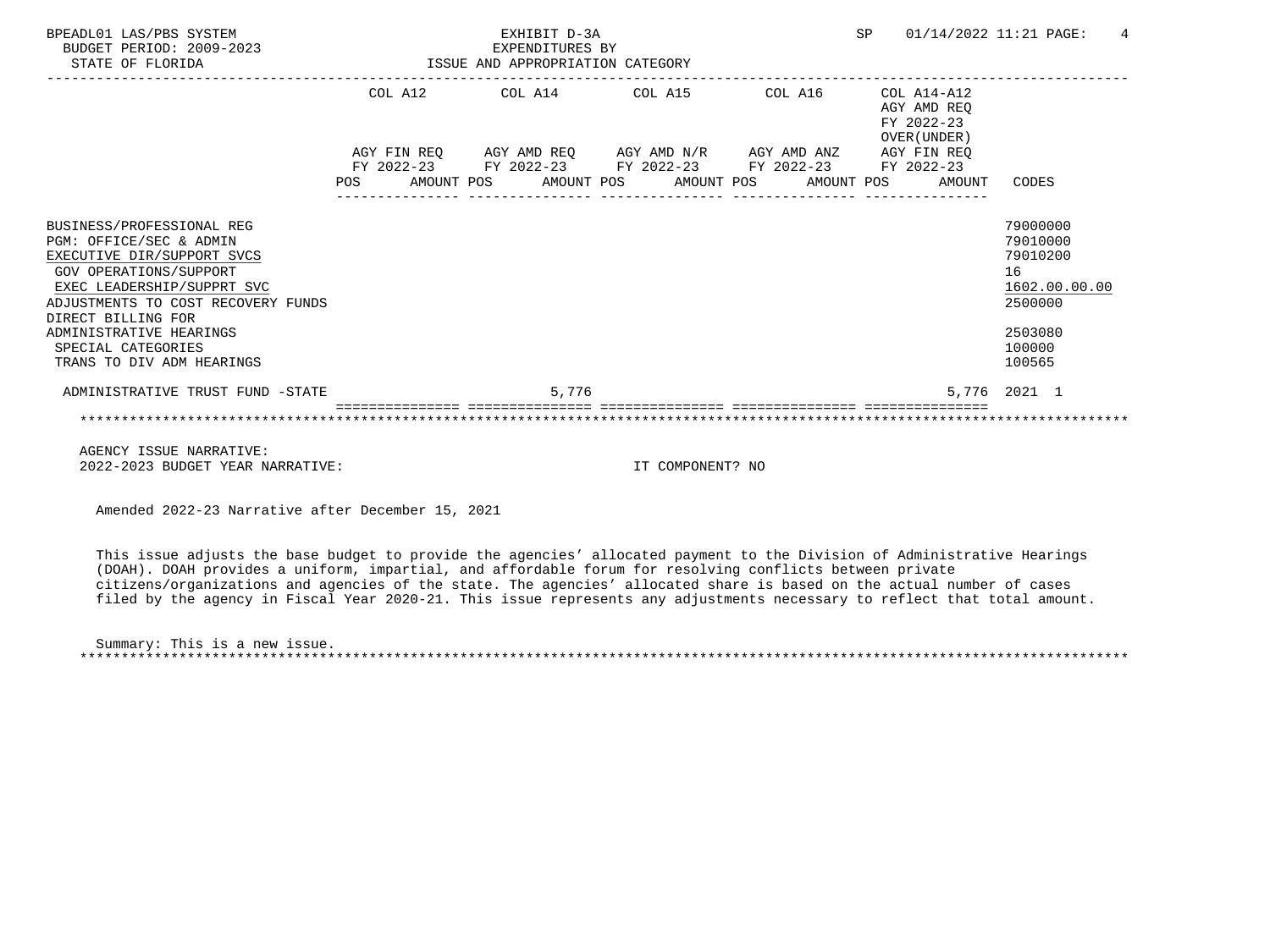BPEADL01 LAS/PBS SYSTEM
BUDGET PERIOD: 2009-2023
STATE OF FLORIDA

EXHIBIT D-3A
EXPENDITURES BY
ISSUE AND APPROPRIATION CATEGORY

SP 01/14/2022 11:21

| | COL A12 AGY FIN REQ FY 2022-23 POS AMOUNT | COL A14 AGY AMD REQ FY 2022-23 POS AMOUNT | COL A15 AGY AMD N/R FY 2022-23 POS AMOUNT | COL A16 AGY AMD ANZ FY 2022-23 POS AMOUNT | COL A14-A12 AGY AMD REQ FY 2022-23 OVER(UNDER) AGY FIN REQ FY 2022-23 POS AMOUNT | CODES |
|---|---|---|---|---|---|---|
| BUSINESS/PROFESSIONAL REG | | | | | | 79000000 |
| PGM: OFFICE/SEC & ADMIN | | | | | | 79010000 |
| EXECUTIVE DIR/SUPPORT SVCS | | | | | | 79010200 |
| GOV OPERATIONS/SUPPORT | | | | | | 16 |
| EXEC LEADERSHIP/SUPPRT SVC | | | | | | 1602.00.00.00 |
| ADJUSTMENTS TO COST RECOVERY FUNDS | | | | | | 2500000 |
| DIRECT BILLING FOR ADMINISTRATIVE HEARINGS | | | | | | 2503080 |
| SPECIAL CATEGORIES | | | | | | 100000 |
| TRANS TO DIV ADM HEARINGS | | | | | | 100565 |
| ADMINISTRATIVE TRUST FUND -STATE | | 5,776 | | | 5,776 | 2021 1 |

AGENCY ISSUE NARRATIVE:
2022-2023 BUDGET YEAR NARRATIVE: IT COMPONENT? NO

Amended 2022-23 Narrative after December 15, 2021

This issue adjusts the base budget to provide the agencies' allocated payment to the Division of Administrative Hearings (DOAH). DOAH provides a uniform, impartial, and affordable forum for resolving conflicts between private citizens/organizations and agencies of the state. The agencies' allocated share is based on the actual number of cases filed by the agency in Fiscal Year 2020-21. This issue represents any adjustments necessary to reflect that total amount.

Summary: This is a new issue.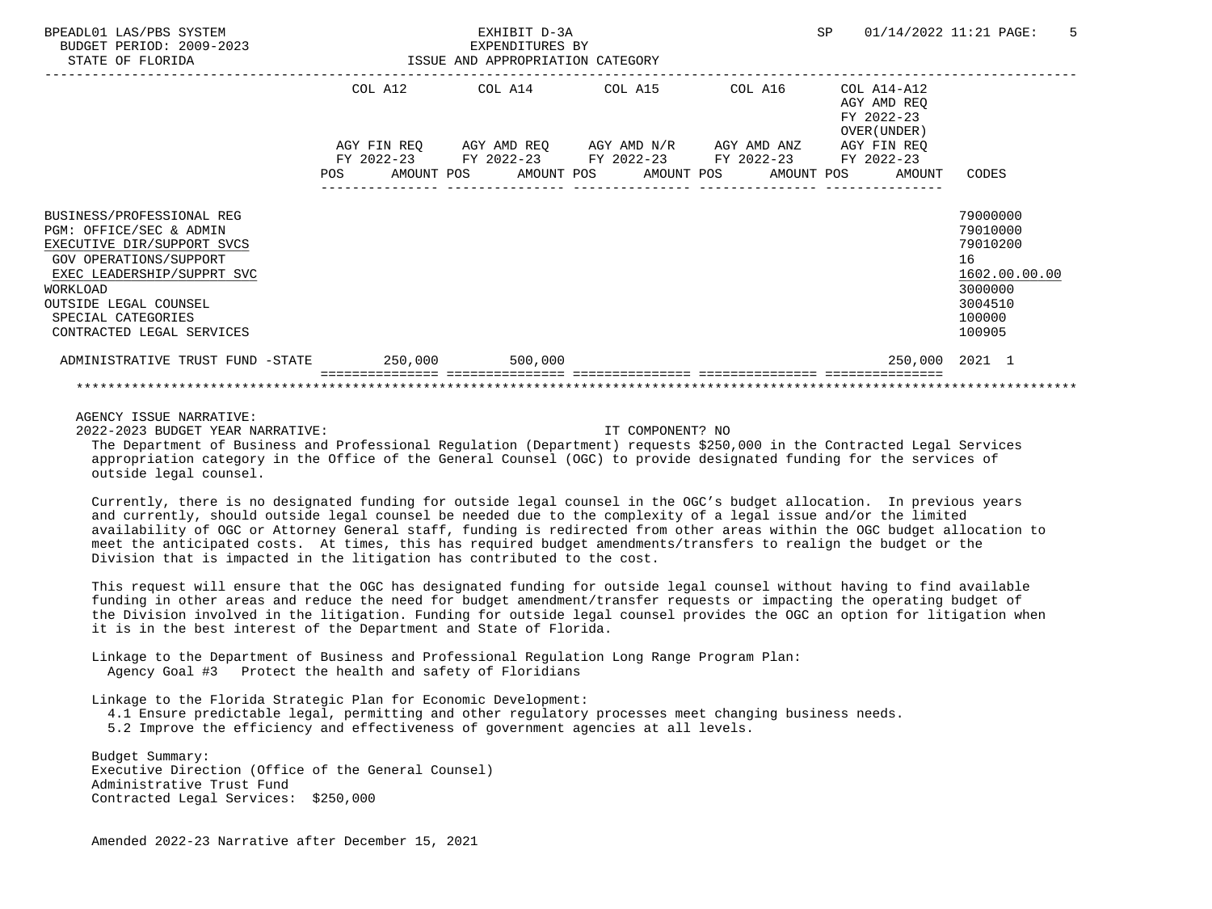BPEADL01 LAS/PBS SYSTEM
BUDGET PERIOD: 2009-2023
STATE OF FLORIDA

EXHIBIT D-3A
EXPENDITURES BY
ISSUE AND APPROPRIATION CATEGORY

SP 01/14/2022 11:21

| | COL A12 AGY FIN REQ FY 2022-23 | | COL A14 AGY AMD REQ FY 2022-23 | | COL A15 AGY AMD N/R FY 2022-23 | | COL A16 AGY AMD ANZ FY 2022-23 | | COL A14-A12 AGY AMD REQ FY 2022-23 OVER(UNDER) AGY FIN REQ FY 2022-23 | | |
|---|---|---|---|---|---|---|---|---|---|---|---|
| | POS | AMOUNT | POS | AMOUNT | POS | AMOUNT | POS | AMOUNT | POS | AMOUNT | CODES |
| BUSINESS/PROFESSIONAL REG | | | | | | | | | | | 79000000 |
| PGM: OFFICE/SEC & ADMIN | | | | | | | | | | | 79010000 |
| EXECUTIVE DIR/SUPPORT SVCS | | | | | | | | | | | 79010200 |
| GOV OPERATIONS/SUPPORT | | | | | | | | | | | 16 |
| EXEC LEADERSHIP/SUPPRT SVC | | | | | | | | | | | 1602.00.00.00 |
| WORKLOAD | | | | | | | | | | | 3000000 |
| OUTSIDE LEGAL COUNSEL | | | | | | | | | | | 3004510 |
| SPECIAL CATEGORIES | | | | | | | | | | | 100000 |
| CONTRACTED LEGAL SERVICES | | | | | | | | | | | 100905 |
| ADMINISTRATIVE TRUST FUND -STATE | | 250,000 | | 500,000 | | | | | | 250,000 | 2021 1 |

AGENCY ISSUE NARRATIVE:
2022-2023 BUDGET YEAR NARRATIVE: IT COMPONENT? NO

The Department of Business and Professional Regulation (Department) requests $250,000 in the Contracted Legal Services appropriation category in the Office of the General Counsel (OGC) to provide designated funding for the services of outside legal counsel.

Currently, there is no designated funding for outside legal counsel in the OGC's budget allocation. In previous years and currently, should outside legal counsel be needed due to the complexity of a legal issue and/or the limited availability of OGC or Attorney General staff, funding is redirected from other areas within the OGC budget allocation to meet the anticipated costs. At times, this has required budget amendments/transfers to realign the budget or the Division that is impacted in the litigation has contributed to the cost.

This request will ensure that the OGC has designated funding for outside legal counsel without having to find available funding in other areas and reduce the need for budget amendment/transfer requests or impacting the operating budget of the Division involved in the litigation. Funding for outside legal counsel provides the OGC an option for litigation when it is in the best interest of the Department and State of Florida.

Linkage to the Department of Business and Professional Regulation Long Range Program Plan:
Agency Goal #3 Protect the health and safety of Floridians

Linkage to the Florida Strategic Plan for Economic Development:
4.1 Ensure predictable legal, permitting and other regulatory processes meet changing business needs.
5.2 Improve the efficiency and effectiveness of government agencies at all levels.

Budget Summary:
Executive Direction (Office of the General Counsel)
Administrative Trust Fund
Contracted Legal Services: $250,000

Amended 2022-23 Narrative after December 15, 2021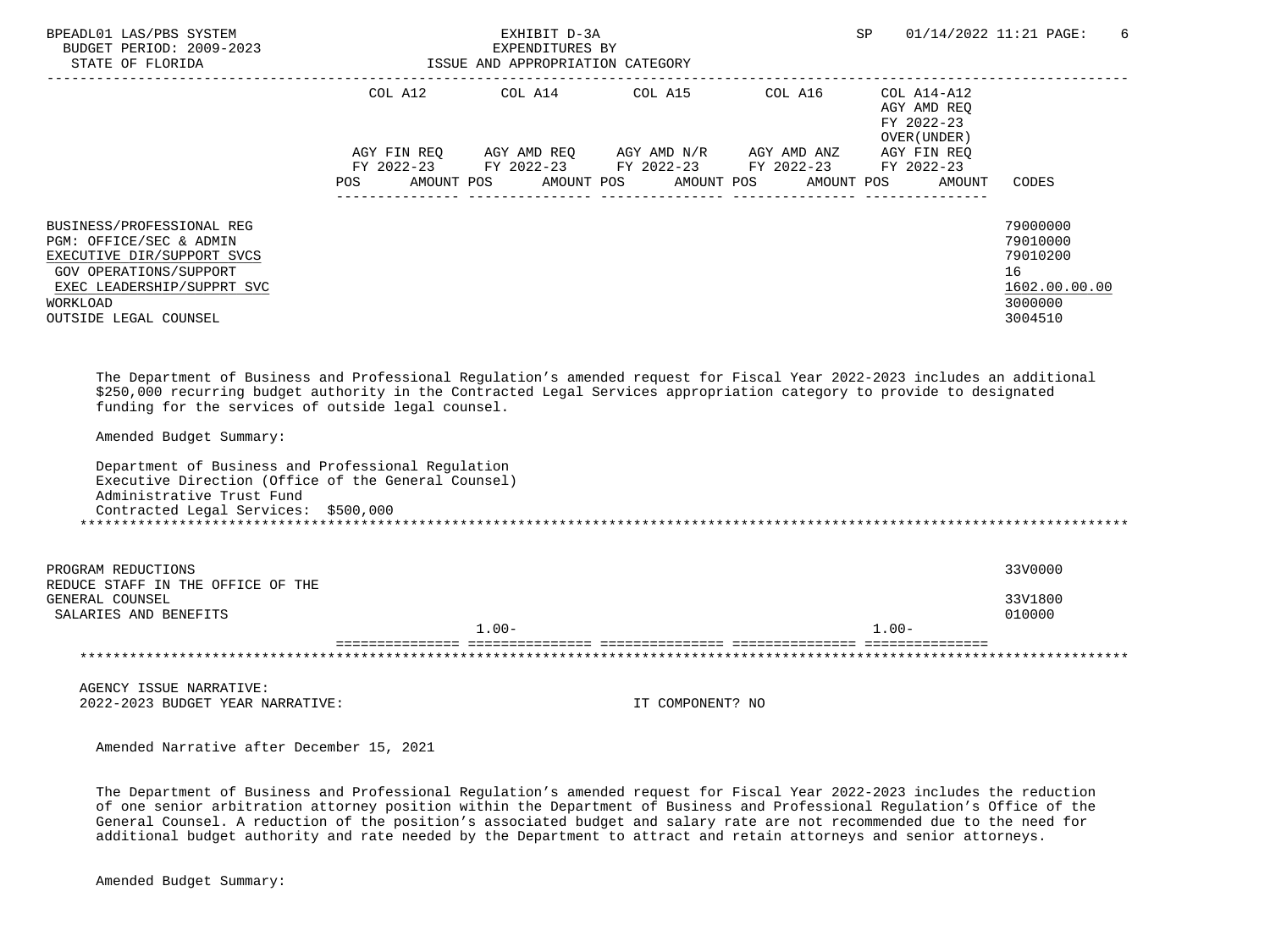BPEADL01 LAS/PBS SYSTEM | EXHIBIT D-3A | SP 01/14/2022 11:21

BUDGET PERIOD: 2009-2023 | EXPENDITURES BY

STATE OF FLORIDA | ISSUE AND APPROPRIATION CATEGORY

| | COL A12 AGY FIN REQ FY 2022-23 POS AMOUNT | COL A14 AGY AMD REQ FY 2022-23 POS AMOUNT | COL A15 AGY AMD N/R FY 2022-23 POS AMOUNT | COL A16 AGY AMD ANZ FY 2022-23 POS AMOUNT | COL A14-A12 AGY AMD REQ FY 2022-23 OVER(UNDER) AGY FIN REQ FY 2022-23 POS AMOUNT | CODES |
|---|---|---|---|---|---|---|
| BUSINESS/PROFESSIONAL REG | | | | | | 79000000 |
| PGM: OFFICE/SEC & ADMIN | | | | | | 79010000 |
| EXECUTIVE DIR/SUPPORT SVCS | | | | | | 79010200 |
| GOV OPERATIONS/SUPPORT | | | | | | 16 |
| EXEC LEADERSHIP/SUPPRT SVC | | | | | | 1602.00.00.00 |
| WORKLOAD | | | | | | 3000000 |
| OUTSIDE LEGAL COUNSEL | | | | | | 3004510 |

The Department of Business and Professional Regulation's amended request for Fiscal Year 2022-2023 includes an additional $250,000 recurring budget authority in the Contracted Legal Services appropriation category to provide to designated funding for the services of outside legal counsel.

Amended Budget Summary:

Department of Business and Professional Regulation
Executive Direction (Office of the General Counsel)
Administrative Trust Fund
Contracted Legal Services: $500,000

| | COL A12 | COL A14 | COL A15 | COL A16 | COL A14-A12 | CODES |
|---|---|---|---|---|---|---|
| PROGRAM REDUCTIONS | | | | | | 33V0000 |
| REDUCE STAFF IN THE OFFICE OF THE GENERAL COUNSEL | | | | | | 33V1800 |
| SALARIES AND BENEFITS | | 1.00- | | | 1.00- | 010000 |

AGENCY ISSUE NARRATIVE:
2022-2023 BUDGET YEAR NARRATIVE: IT COMPONENT? NO

Amended Narrative after December 15, 2021

The Department of Business and Professional Regulation's amended request for Fiscal Year 2022-2023 includes the reduction of one senior arbitration attorney position within the Department of Business and Professional Regulation's Office of the General Counsel. A reduction of the position's associated budget and salary rate are not recommended due to the need for additional budget authority and rate needed by the Department to attract and retain attorneys and senior attorneys.

Amended Budget Summary: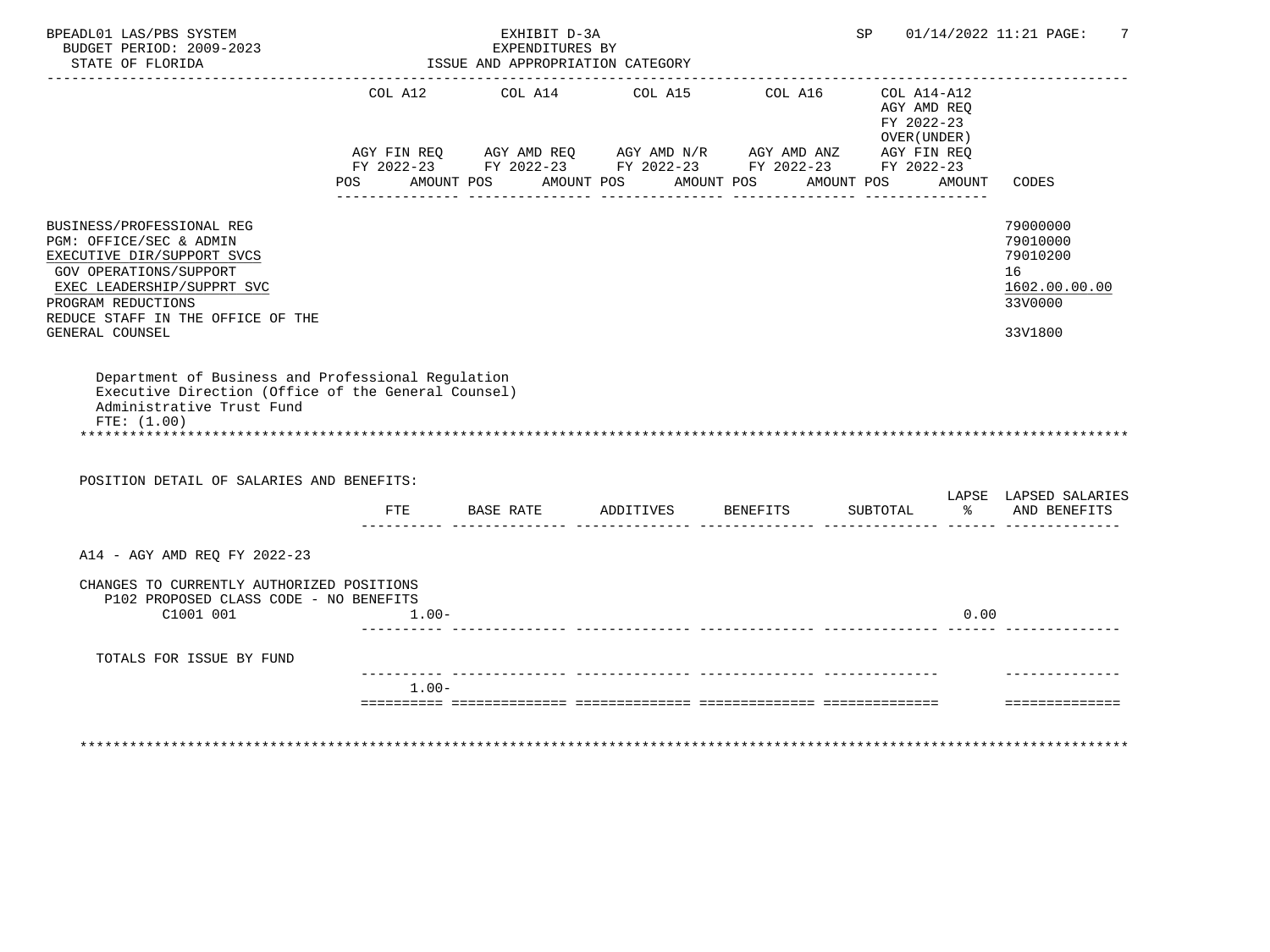BPEADL01 LAS/PBS SYSTEM — EXHIBIT D-3A — SP 01/14/2022 11:21

BUDGET PERIOD: 2009-2023 — EXPENDITURES BY

STATE OF FLORIDA — ISSUE AND APPROPRIATION CATEGORY

| | COL A12 AGY FIN REQ FY 2022-23 POS AMOUNT | COL A14 AGY AMD REQ FY 2022-23 POS AMOUNT | COL A15 AGY AMD N/R FY 2022-23 POS AMOUNT | COL A16 AGY AMD ANZ FY 2022-23 POS AMOUNT | COL A14-A12 AGY AMD REQ FY 2022-23 OVER(UNDER) AGY FIN REQ FY 2022-23 POS AMOUNT | CODES |
|---|---|---|---|---|---|---|
| BUSINESS/PROFESSIONAL REG | | | | | | 79000000 |
| PGM: OFFICE/SEC & ADMIN | | | | | | 79010000 |
| EXECUTIVE DIR/SUPPORT SVCS | | | | | | 79010200 |
| GOV OPERATIONS/SUPPORT | | | | | | 16 |
| EXEC LEADERSHIP/SUPPRT SVC | | | | | | 1602.00.00.00 |
| PROGRAM REDUCTIONS | | | | | | 33V0000 |
| REDUCE STAFF IN THE OFFICE OF THE GENERAL COUNSEL | | | | | | 33V1800 |

Department of Business and Professional Regulation
Executive Direction (Office of the General Counsel)
Administrative Trust Fund
FTE: (1.00)

POSITION DETAIL OF SALARIES AND BENEFITS:

| | FTE | BASE RATE | ADDITIVES | BENEFITS | SUBTOTAL | LAPSE % | LAPSED SALARIES AND BENEFITS |
|---|---|---|---|---|---|---|---|
| A14 - AGY AMD REQ FY 2022-23 | | | | | | | |
| CHANGES TO CURRENTLY AUTHORIZED POSITIONS | | | | | | | |
| P102 PROPOSED CLASS CODE - NO BENEFITS | | | | | | | |
| C1001 001 | 1.00- | | | | | 0.00 | |
| TOTALS FOR ISSUE BY FUND | | | | | | | |
| | 1.00- | | | | | | |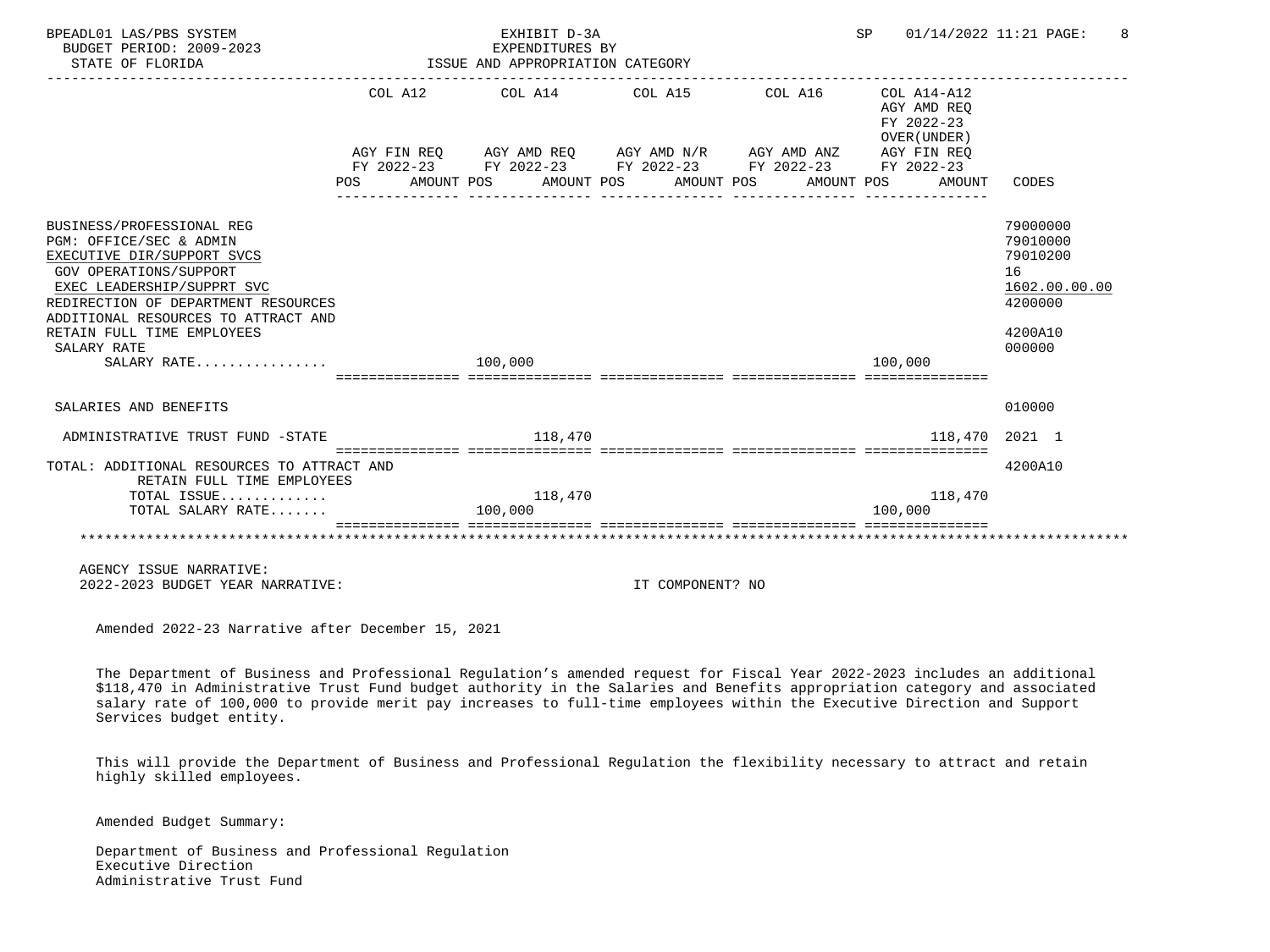BPEADL01 LAS/PBS SYSTEM — EXHIBIT D-3A — EXPENDITURES BY ISSUE AND APPROPRIATION CATEGORY — SP 01/14/2022 11:21

BUDGET PERIOD: 2009-2023

STATE OF FLORIDA

| | COL A12 AGY FIN REQ FY 2022-23 POS AMOUNT | COL A14 AGY AMD REQ FY 2022-23 POS AMOUNT | COL A15 AGY AMD N/R FY 2022-23 POS AMOUNT | COL A16 AGY AMD ANZ FY 2022-23 POS AMOUNT | COL A14-A12 AGY AMD REQ FY 2022-23 OVER(UNDER) AGY FIN REQ FY 2022-23 POS AMOUNT | CODES |
|---|---|---|---|---|---|---|
| BUSINESS/PROFESSIONAL REG | | | | | | 79000000 |
| PGM: OFFICE/SEC & ADMIN | | | | | | 79010000 |
| EXECUTIVE DIR/SUPPORT SVCS | | | | | | 79010200 |
| GOV OPERATIONS/SUPPORT | | | | | | 16 |
| EXEC LEADERSHIP/SUPPRT SVC | | | | | | 1602.00.00.00 |
| REDIRECTION OF DEPARTMENT RESOURCES | | | | | | 4200000 |
| ADDITIONAL RESOURCES TO ATTRACT AND RETAIN FULL TIME EMPLOYEES | | | | | | 4200A10 |
| SALARY RATE | | | | | | 000000 |
| SALARY RATE................ | | 100,000 | | | 100,000 | |
| SALARIES AND BENEFITS | | | | | | 010000 |
| ADMINISTRATIVE TRUST FUND -STATE | | 118,470 | | | 118,470 | 2021 1 |
| TOTAL: ADDITIONAL RESOURCES TO ATTRACT AND RETAIN FULL TIME EMPLOYEES | | | | | | 4200A10 |
| TOTAL ISSUE............ | | 118,470 | | | 118,470 | |
| TOTAL SALARY RATE....... | | 100,000 | | | 100,000 | |

AGENCY ISSUE NARRATIVE:

2022-2023 BUDGET YEAR NARRATIVE: IT COMPONENT? NO

Amended 2022-23 Narrative after December 15, 2021

The Department of Business and Professional Regulation's amended request for Fiscal Year 2022-2023 includes an additional $118,470 in Administrative Trust Fund budget authority in the Salaries and Benefits appropriation category and associated salary rate of 100,000 to provide merit pay increases to full-time employees within the Executive Direction and Support Services budget entity.

This will provide the Department of Business and Professional Regulation the flexibility necessary to attract and retain highly skilled employees.

Amended Budget Summary:

Department of Business and Professional Regulation
Executive Direction
Administrative Trust Fund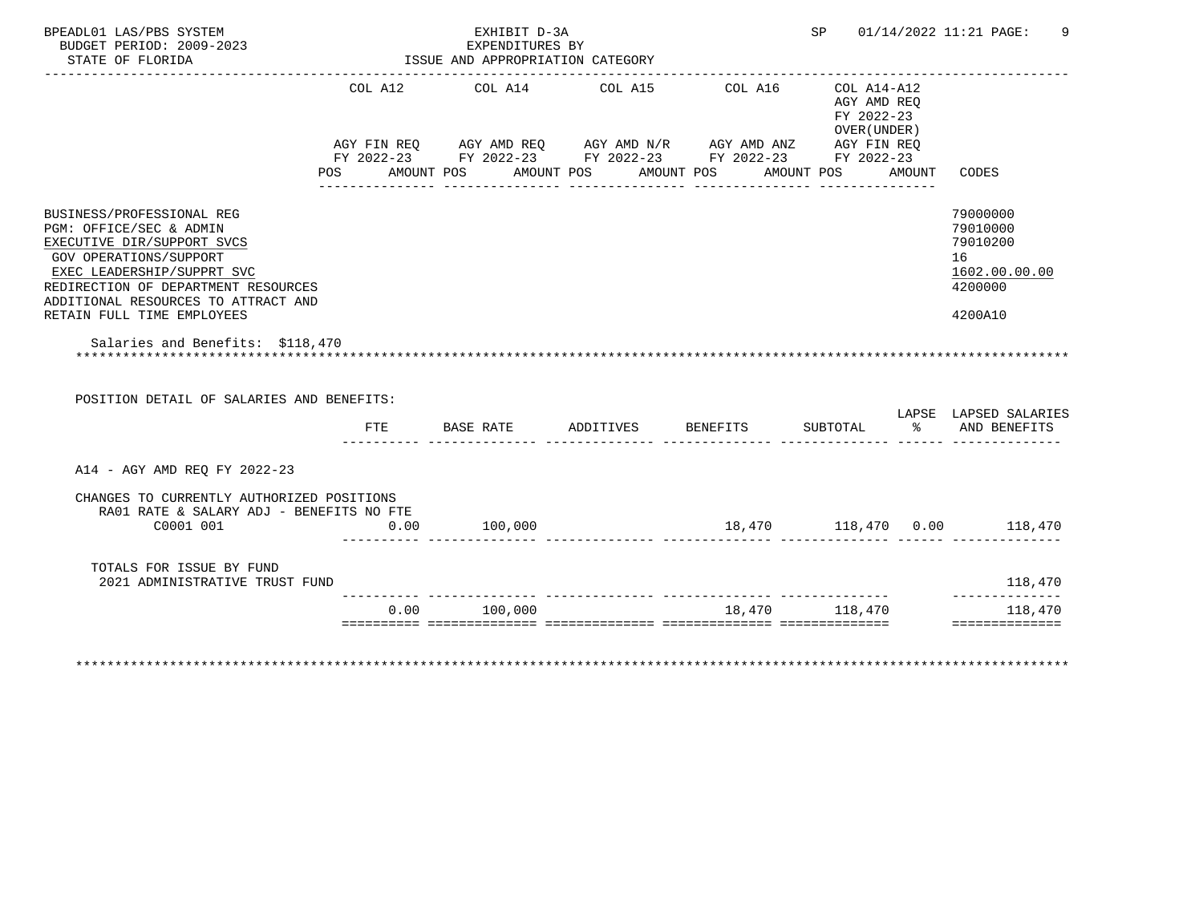BPEADL01 LAS/PBS SYSTEM
BUDGET PERIOD: 2009-2023
STATE OF FLORIDA

EXHIBIT D-3A
EXPENDITURES BY
ISSUE AND APPROPRIATION CATEGORY

SP 01/14/2022 11:21

| | COL A12 AGY FIN REQ FY 2022-23 POS AMOUNT | COL A14 AGY AMD REQ FY 2022-23 POS AMOUNT | COL A15 AGY AMD N/R FY 2022-23 POS AMOUNT | COL A16 AGY AMD ANZ FY 2022-23 POS AMOUNT | COL A14-A12 AGY AMD REQ FY 2022-23 OVER(UNDER) AGY FIN REQ FY 2022-23 POS AMOUNT | CODES |
|---|---|---|---|---|---|---|
| BUSINESS/PROFESSIONAL REG | | | | | | 79000000 |
| PGM: OFFICE/SEC & ADMIN | | | | | | 79010000 |
| EXECUTIVE DIR/SUPPORT SVCS | | | | | | 79010200 |
| GOV OPERATIONS/SUPPORT | | | | | | 16 |
| EXEC LEADERSHIP/SUPPRT SVC | | | | | | 1602.00.00.00 |
| REDIRECTION OF DEPARTMENT RESOURCES | | | | | | 4200000 |
| ADDITIONAL RESOURCES TO ATTRACT AND RETAIN FULL TIME EMPLOYEES | | | | | | 4200A10 |

Salaries and Benefits: $118,470

POSITION DETAIL OF SALARIES AND BENEFITS:

| | FTE | BASE RATE | ADDITIVES | BENEFITS | SUBTOTAL | LAPSE % | LAPSED SALARIES AND BENEFITS |
|---|---|---|---|---|---|---|---|
| A14 - AGY AMD REQ FY 2022-23 | | | | | | | |
| CHANGES TO CURRENTLY AUTHORIZED POSITIONS | | | | | | | |
| RA01 RATE & SALARY ADJ - BENEFITS NO FTE | | | | | | | |
| C0001 001 | 0.00 | 100,000 | | 18,470 | 118,470 | 0.00 | 118,470 |
| TOTALS FOR ISSUE BY FUND | | | | | | | |
| 2021 ADMINISTRATIVE TRUST FUND | | | | | | | 118,470 |
| | 0.00 | 100,000 | | 18,470 | 118,470 | | 118,470 |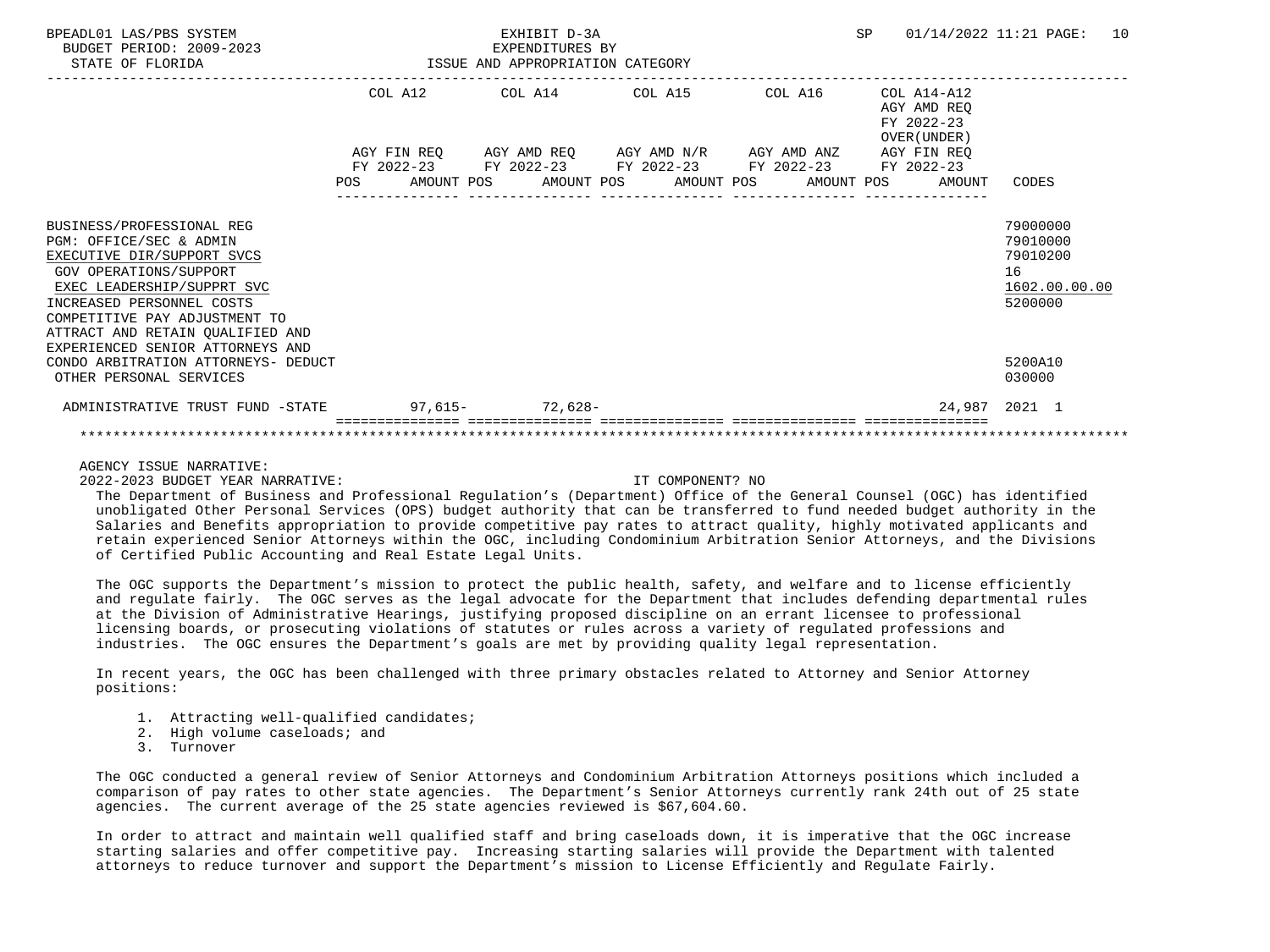BPEADL01 LAS/PBS SYSTEM | EXHIBIT D-3A | SP 01/14/2022 11:21
BUDGET PERIOD: 2009-2023 | EXPENDITURES BY
STATE OF FLORIDA | ISSUE AND APPROPRIATION CATEGORY

| | COL A12 AGY FIN REQ FY 2022-23 POS AMOUNT | COL A14 AGY AMD REQ FY 2022-23 POS AMOUNT | COL A15 AGY AMD N/R FY 2022-23 POS AMOUNT | COL A16 AGY AMD ANZ FY 2022-23 POS AMOUNT | COL A14-A12 AGY AMD REQ FY 2022-23 OVER(UNDER) AGY FIN REQ FY 2022-23 POS AMOUNT | CODES |
|---|---|---|---|---|---|---|
| BUSINESS/PROFESSIONAL REG | | | | | | 79000000 |
| PGM: OFFICE/SEC & ADMIN | | | | | | 79010000 |
| EXECUTIVE DIR/SUPPORT SVCS | | | | | | 79010200 |
| GOV OPERATIONS/SUPPORT | | | | | | 16 |
| EXEC LEADERSHIP/SUPPRT SVC | | | | | | 1602.00.00.00 |
| INCREASED PERSONNEL COSTS | | | | | | 5200000 |
| COMPETITIVE PAY ADJUSTMENT TO ATTRACT AND RETAIN QUALIFIED AND EXPERIENCED SENIOR ATTORNEYS AND CONDO ARBITRATION ATTORNEYS- DEDUCT | | | | | | 5200A10 |
| OTHER PERSONAL SERVICES | | | | | | 030000 |
| ADMINISTRATIVE TRUST FUND -STATE | 97,615- | 72,628- | | | 24,987 | 2021 1 |

AGENCY ISSUE NARRATIVE:

2022-2023 BUDGET YEAR NARRATIVE: IT COMPONENT? NO

The Department of Business and Professional Regulation's (Department) Office of the General Counsel (OGC) has identified unobligated Other Personal Services (OPS) budget authority that can be transferred to fund needed budget authority in the Salaries and Benefits appropriation to provide competitive pay rates to attract quality, highly motivated applicants and retain experienced Senior Attorneys within the OGC, including Condominium Arbitration Senior Attorneys, and the Divisions of Certified Public Accounting and Real Estate Legal Units.

The OGC supports the Department's mission to protect the public health, safety, and welfare and to license efficiently and regulate fairly. The OGC serves as the legal advocate for the Department that includes defending departmental rules at the Division of Administrative Hearings, justifying proposed discipline on an errant licensee to professional licensing boards, or prosecuting violations of statutes or rules across a variety of regulated professions and industries. The OGC ensures the Department's goals are met by providing quality legal representation.

In recent years, the OGC has been challenged with three primary obstacles related to Attorney and Senior Attorney positions:

1. Attracting well-qualified candidates;
2. High volume caseloads; and
3. Turnover

The OGC conducted a general review of Senior Attorneys and Condominium Arbitration Attorneys positions which included a comparison of pay rates to other state agencies. The Department's Senior Attorneys currently rank 24th out of 25 state agencies. The current average of the 25 state agencies reviewed is $67,604.60.

In order to attract and maintain well qualified staff and bring caseloads down, it is imperative that the OGC increase starting salaries and offer competitive pay. Increasing starting salaries will provide the Department with talented attorneys to reduce turnover and support the Department's mission to License Efficiently and Regulate Fairly.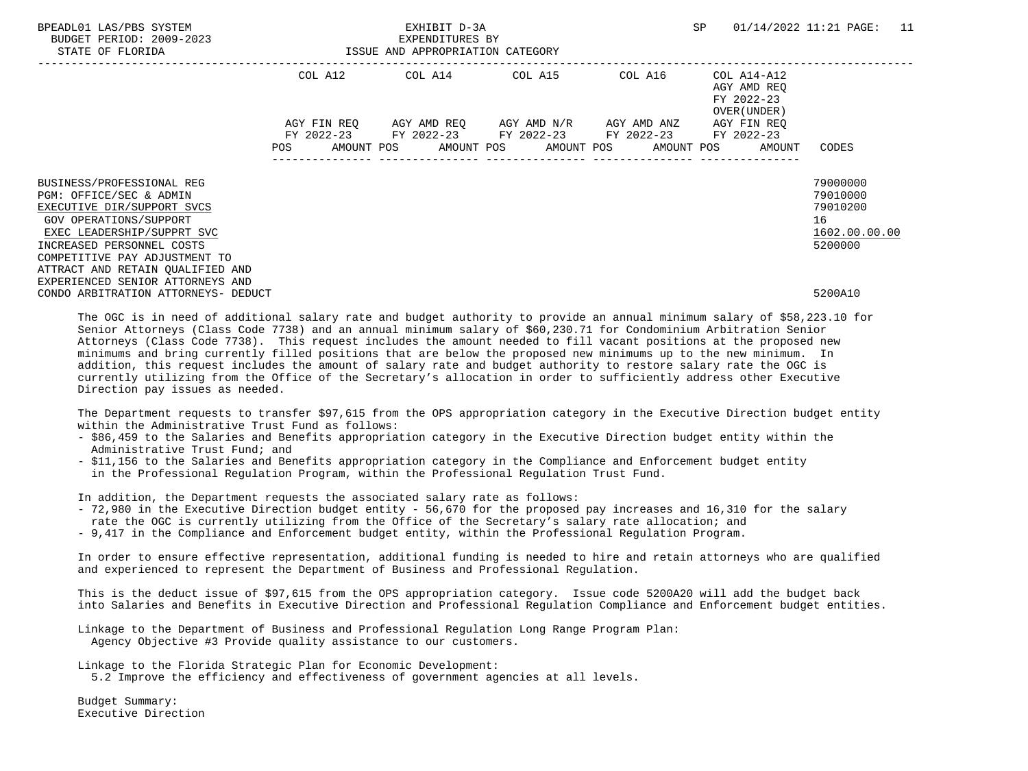| | COL A12 | | COL A14 | | COL A15 | | COL A16 | | COL A14-A12 AGY AMD REQ FY 2022-23 OVER(UNDER) | | |
|---|---|---|---|---|---|---|---|---|---|---|---|
| | AGY FIN REQ FY 2022-23 | | AGY AMD REQ FY 2022-23 | | AGY AMD N/R FY 2022-23 | | AGY AMD ANZ FY 2022-23 | | AGY FIN REQ FY 2022-23 | | |
| | POS | AMOUNT | POS | AMOUNT | POS | AMOUNT | POS | AMOUNT | POS | AMOUNT | CODES |
| BUSINESS/PROFESSIONAL REG | | | | | | | | | | | 79000000 |
| PGM: OFFICE/SEC & ADMIN | | | | | | | | | | | 79010000 |
| EXECUTIVE DIR/SUPPORT SVCS | | | | | | | | | | | 79010200 |
| GOV OPERATIONS/SUPPORT | | | | | | | | | | | 16 |
| EXEC LEADERSHIP/SUPPRT SVC | | | | | | | | | | | 1602.00.00.00 |
| INCREASED PERSONNEL COSTS | | | | | | | | | | | 5200000 |
| COMPETITIVE PAY ADJUSTMENT TO ATTRACT AND RETAIN QUALIFIED AND EXPERIENCED SENIOR ATTORNEYS AND CONDO ARBITRATION ATTORNEYS- DEDUCT | | | | | | | | | | | 5200A10 |

The OGC is in need of additional salary rate and budget authority to provide an annual minimum salary of $58,223.10 for Senior Attorneys (Class Code 7738) and an annual minimum salary of $60,230.71 for Condominium Arbitration Senior Attorneys (Class Code 7738). This request includes the amount needed to fill vacant positions at the proposed new minimums and bring currently filled positions that are below the proposed new minimums up to the new minimum. In addition, this request includes the amount of salary rate and budget authority to restore salary rate the OGC is currently utilizing from the Office of the Secretary's allocation in order to sufficiently address other Executive Direction pay issues as needed.

The Department requests to transfer $97,615 from the OPS appropriation category in the Executive Direction budget entity within the Administrative Trust Fund as follows:

- $86,459 to the Salaries and Benefits appropriation category in the Executive Direction budget entity within the Administrative Trust Fund; and
- $11,156 to the Salaries and Benefits appropriation category in the Compliance and Enforcement budget entity in the Professional Regulation Program, within the Professional Regulation Trust Fund.

In addition, the Department requests the associated salary rate as follows:

- 72,980 in the Executive Direction budget entity - 56,670 for the proposed pay increases and 16,310 for the salary rate the OGC is currently utilizing from the Office of the Secretary's salary rate allocation; and
- 9,417 in the Compliance and Enforcement budget entity, within the Professional Regulation Program.

In order to ensure effective representation, additional funding is needed to hire and retain attorneys who are qualified and experienced to represent the Department of Business and Professional Regulation.

This is the deduct issue of $97,615 from the OPS appropriation category. Issue code 5200A20 will add the budget back into Salaries and Benefits in Executive Direction and Professional Regulation Compliance and Enforcement budget entities.

Linkage to the Department of Business and Professional Regulation Long Range Program Plan:
Agency Objective #3 Provide quality assistance to our customers.

Linkage to the Florida Strategic Plan for Economic Development:
5.2 Improve the efficiency and effectiveness of government agencies at all levels.

Budget Summary:
Executive Direction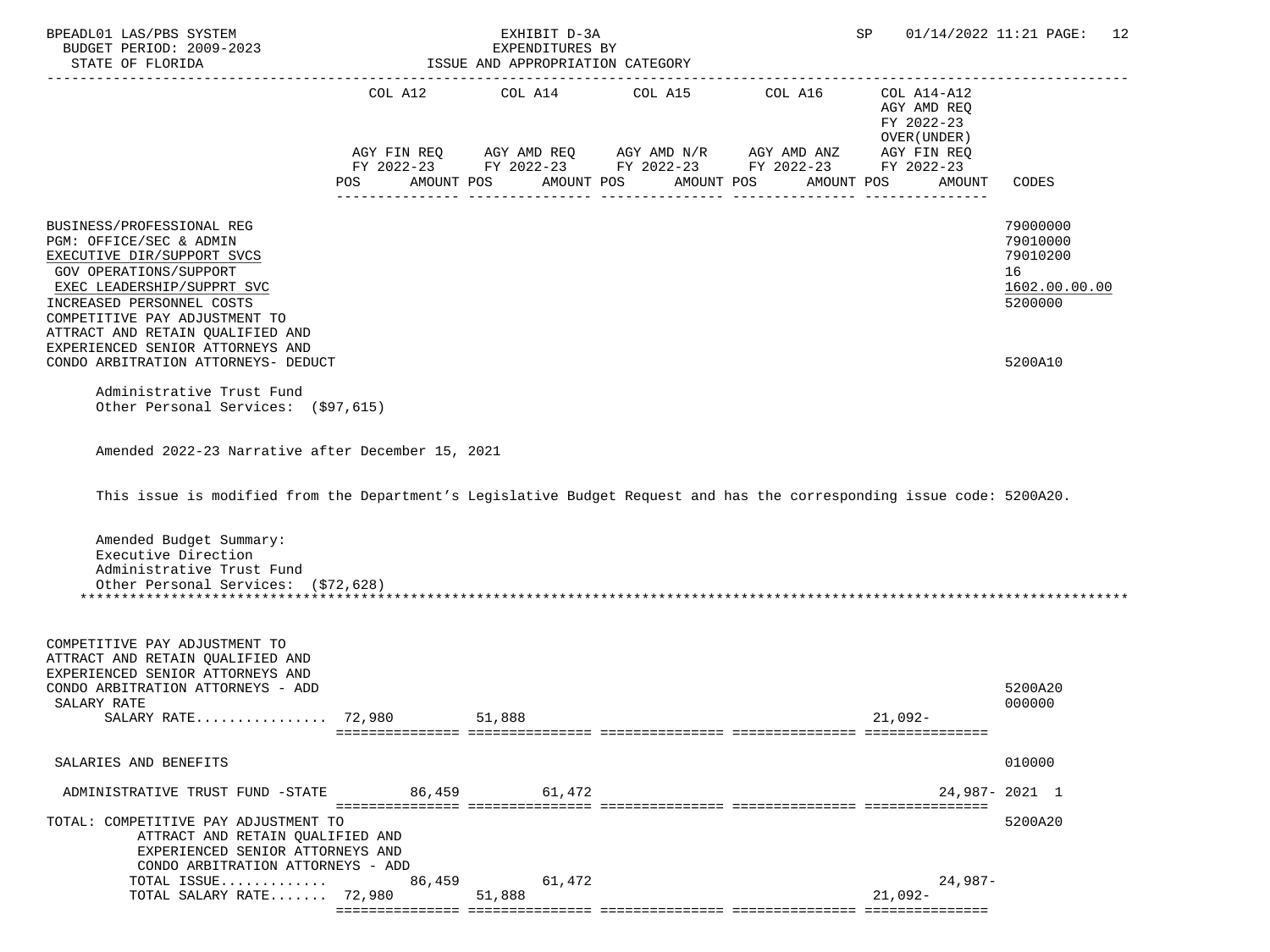BPEADL01 LAS/PBS SYSTEM — EXHIBIT D-3A — EXPENDITURES BY ISSUE AND APPROPRIATION CATEGORY
BUDGET PERIOD: 2009-2023
STATE OF FLORIDA
SP 01/14/2022 11:21

| | COL A12 AGY FIN REQ FY 2022-23 POS AMOUNT | COL A14 AGY AMD REQ FY 2022-23 POS AMOUNT | COL A15 AGY AMD N/R FY 2022-23 POS AMOUNT | COL A16 AGY AMD ANZ FY 2022-23 POS AMOUNT | COL A14-A12 AGY AMD REQ FY 2022-23 OVER(UNDER) AGY FIN REQ FY 2022-23 POS AMOUNT | CODES |
|---|---|---|---|---|---|---|
| BUSINESS/PROFESSIONAL REG | | | | | | 79000000 |
| PGM: OFFICE/SEC & ADMIN | | | | | | 79010000 |
| EXECUTIVE DIR/SUPPORT SVCS | | | | | | 79010200 |
| GOV OPERATIONS/SUPPORT | | | | | | 16 |
| EXEC LEADERSHIP/SUPPRT SVC | | | | | | 1602.00.00.00 |
| INCREASED PERSONNEL COSTS | | | | | | 5200000 |
| COMPETITIVE PAY ADJUSTMENT TO ATTRACT AND RETAIN QUALIFIED AND EXPERIENCED SENIOR ATTORNEYS AND CONDO ARBITRATION ATTORNEYS- DEDUCT | | | | | | 5200A10 |

Administrative Trust Fund
Other Personal Services: ($97,615)

Amended 2022-23 Narrative after December 15, 2021

This issue is modified from the Department's Legislative Budget Request and has the corresponding issue code: 5200A20.

Amended Budget Summary:
Executive Direction
Administrative Trust Fund
Other Personal Services: ($72,628)

| | COL A12 | COL A14 | COL A15 | COL A16 | COL A14-A12 | CODES |
|---|---|---|---|---|---|---|
| COMPETITIVE PAY ADJUSTMENT TO ATTRACT AND RETAIN QUALIFIED AND EXPERIENCED SENIOR ATTORNEYS AND CONDO ARBITRATION ATTORNEYS - ADD | | | | | | 5200A20 |
| SALARY RATE | | | | | | 000000 |
| SALARY RATE................ | 72,980 | 51,888 | | | 21,092- | |
| SALARIES AND BENEFITS | | | | | | 010000 |
| ADMINISTRATIVE TRUST FUND -STATE | 86,459 | 61,472 | | | 24,987- | 2021 1 |
| TOTAL: COMPETITIVE PAY ADJUSTMENT TO ATTRACT AND RETAIN QUALIFIED AND EXPERIENCED SENIOR ATTORNEYS AND CONDO ARBITRATION ATTORNEYS - ADD | | | | | | 5200A20 |
| TOTAL ISSUE............. | 86,459 | 61,472 | | | 24,987- | |
| TOTAL SALARY RATE....... | 72,980 | 51,888 | | | 21,092- | |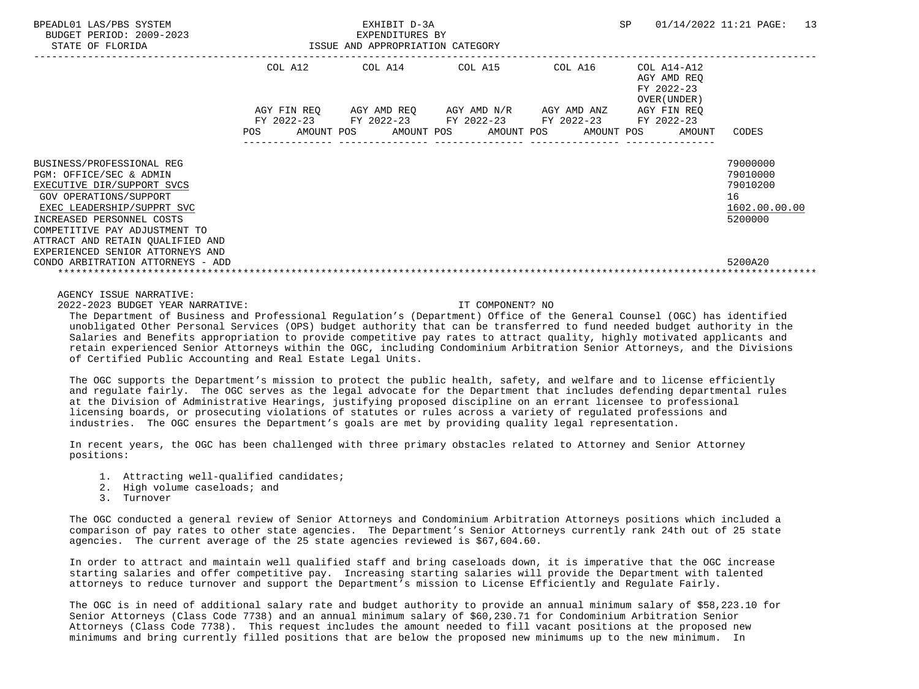BPEADL01 LAS/PBS SYSTEM
BUDGET PERIOD: 2009-2023
STATE OF FLORIDA

EXHIBIT D-3A
EXPENDITURES BY
ISSUE AND APPROPRIATION CATEGORY

SP 01/14/2022 11:21

| | COL A12 AGY FIN REQ FY 2022-23 POS AMOUNT | COL A14 AGY AMD REQ FY 2022-23 POS AMOUNT | COL A15 AGY AMD N/R FY 2022-23 POS AMOUNT | COL A16 AGY AMD ANZ FY 2022-23 POS AMOUNT | COL A14-A12 AGY AMD REQ FY 2022-23 OVER(UNDER) AGY FIN REQ FY 2022-23 POS AMOUNT | CODES |
|---|---|---|---|---|---|---|
| BUSINESS/PROFESSIONAL REG | | | | | | 79000000 |
| PGM: OFFICE/SEC & ADMIN | | | | | | 79010000 |
| EXECUTIVE DIR/SUPPORT SVCS | | | | | | 79010200 |
| GOV OPERATIONS/SUPPORT | | | | | | 16 |
| EXEC LEADERSHIP/SUPPRT SVC | | | | | | 1602.00.00.00 |
| INCREASED PERSONNEL COSTS | | | | | | 5200000 |
| COMPETITIVE PAY ADJUSTMENT TO ATTRACT AND RETAIN QUALIFIED AND EXPERIENCED SENIOR ATTORNEYS AND CONDO ARBITRATION ATTORNEYS - ADD | | | | | | 5200A20 |

AGENCY ISSUE NARRATIVE:

2022-2023 BUDGET YEAR NARRATIVE: IT COMPONENT? NO

The Department of Business and Professional Regulation's (Department) Office of the General Counsel (OGC) has identified unobligated Other Personal Services (OPS) budget authority that can be transferred to fund needed budget authority in the Salaries and Benefits appropriation to provide competitive pay rates to attract quality, highly motivated applicants and retain experienced Senior Attorneys within the OGC, including Condominium Arbitration Senior Attorneys, and the Divisions of Certified Public Accounting and Real Estate Legal Units.

The OGC supports the Department's mission to protect the public health, safety, and welfare and to license efficiently and regulate fairly. The OGC serves as the legal advocate for the Department that includes defending departmental rules at the Division of Administrative Hearings, justifying proposed discipline on an errant licensee to professional licensing boards, or prosecuting violations of statutes or rules across a variety of regulated professions and industries. The OGC ensures the Department's goals are met by providing quality legal representation.

In recent years, the OGC has been challenged with three primary obstacles related to Attorney and Senior Attorney positions:

1. Attracting well-qualified candidates;
2. High volume caseloads; and
3. Turnover

The OGC conducted a general review of Senior Attorneys and Condominium Arbitration Attorneys positions which included a comparison of pay rates to other state agencies. The Department's Senior Attorneys currently rank 24th out of 25 state agencies. The current average of the 25 state agencies reviewed is $67,604.60.

In order to attract and maintain well qualified staff and bring caseloads down, it is imperative that the OGC increase starting salaries and offer competitive pay. Increasing starting salaries will provide the Department with talented attorneys to reduce turnover and support the Department's mission to License Efficiently and Regulate Fairly.

The OGC is in need of additional salary rate and budget authority to provide an annual minimum salary of $58,223.10 for Senior Attorneys (Class Code 7738) and an annual minimum salary of $60,230.71 for Condominium Arbitration Senior Attorneys (Class Code 7738). This request includes the amount needed to fill vacant positions at the proposed new minimums and bring currently filled positions that are below the proposed new minimums up to the new minimum. In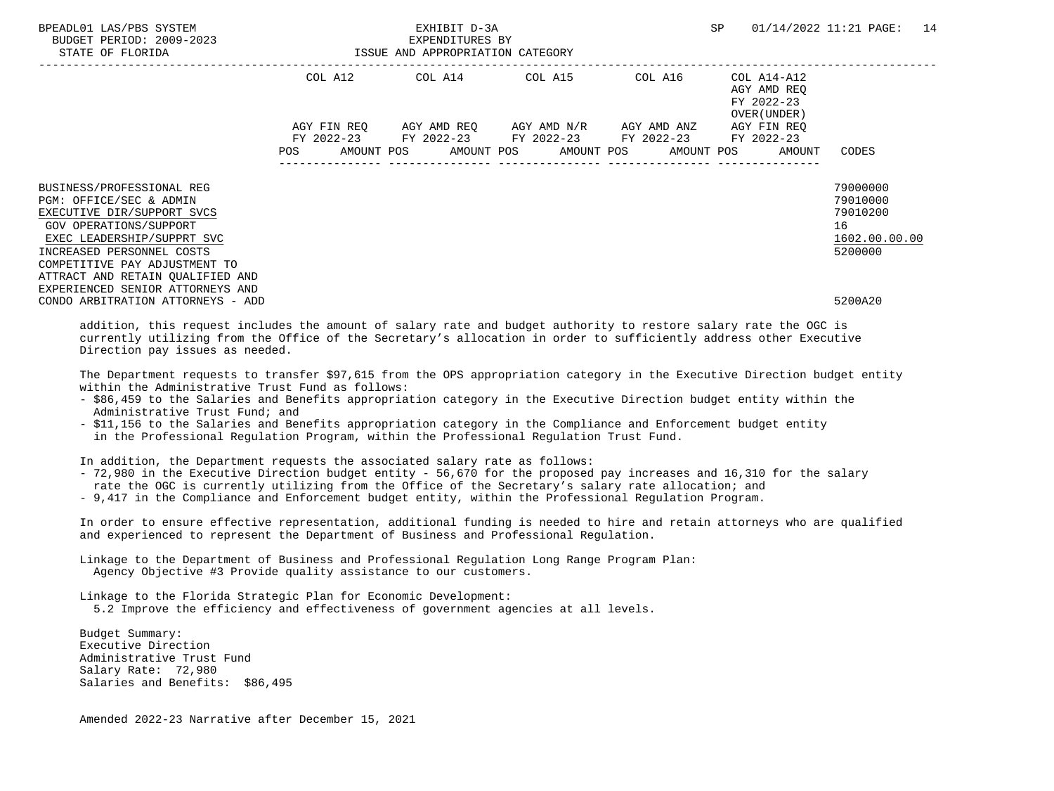| | COL A12 | COL A14 | COL A15 | COL A16 | COL A14-A12 AGY AMD REQ FY 2022-23 OVER(UNDER) | |
|---|---|---|---|---|---|---|
| | AGY FIN REQ FY 2022-23 | AGY AMD REQ FY 2022-23 | AGY AMD N/R FY 2022-23 | AGY AMD ANZ FY 2022-23 | AGY FIN REQ FY 2022-23 | |
| | POS AMOUNT | POS AMOUNT | POS AMOUNT | POS AMOUNT | POS AMOUNT | CODES |
| BUSINESS/PROFESSIONAL REG | | | | | | 79000000 |
| PGM: OFFICE/SEC & ADMIN | | | | | | 79010000 |
| EXECUTIVE DIR/SUPPORT SVCS | | | | | | 79010200 |
| GOV OPERATIONS/SUPPORT | | | | | | 16 |
| EXEC LEADERSHIP/SUPPRT SVC | | | | | | 1602.00.00.00 |
| INCREASED PERSONNEL COSTS | | | | | | 5200000 |
| COMPETITIVE PAY ADJUSTMENT TO ATTRACT AND RETAIN QUALIFIED AND EXPERIENCED SENIOR ATTORNEYS AND CONDO ARBITRATION ATTORNEYS - ADD | | | | | | 5200A20 |

addition, this request includes the amount of salary rate and budget authority to restore salary rate the OGC is currently utilizing from the Office of the Secretary's allocation in order to sufficiently address other Executive Direction pay issues as needed.

The Department requests to transfer $97,615 from the OPS appropriation category in the Executive Direction budget entity within the Administrative Trust Fund as follows:

- $86,459 to the Salaries and Benefits appropriation category in the Executive Direction budget entity within the Administrative Trust Fund; and
- $11,156 to the Salaries and Benefits appropriation category in the Compliance and Enforcement budget entity in the Professional Regulation Program, within the Professional Regulation Trust Fund.

In addition, the Department requests the associated salary rate as follows:

- 72,980 in the Executive Direction budget entity - 56,670 for the proposed pay increases and 16,310 for the salary rate the OGC is currently utilizing from the Office of the Secretary's salary rate allocation; and
- 9,417 in the Compliance and Enforcement budget entity, within the Professional Regulation Program.

In order to ensure effective representation, additional funding is needed to hire and retain attorneys who are qualified and experienced to represent the Department of Business and Professional Regulation.

Linkage to the Department of Business and Professional Regulation Long Range Program Plan:
Agency Objective #3 Provide quality assistance to our customers.

Linkage to the Florida Strategic Plan for Economic Development:
5.2 Improve the efficiency and effectiveness of government agencies at all levels.

Budget Summary:
Executive Direction
Administrative Trust Fund
Salary Rate: 72,980
Salaries and Benefits: $86,495

Amended 2022-23 Narrative after December 15, 2021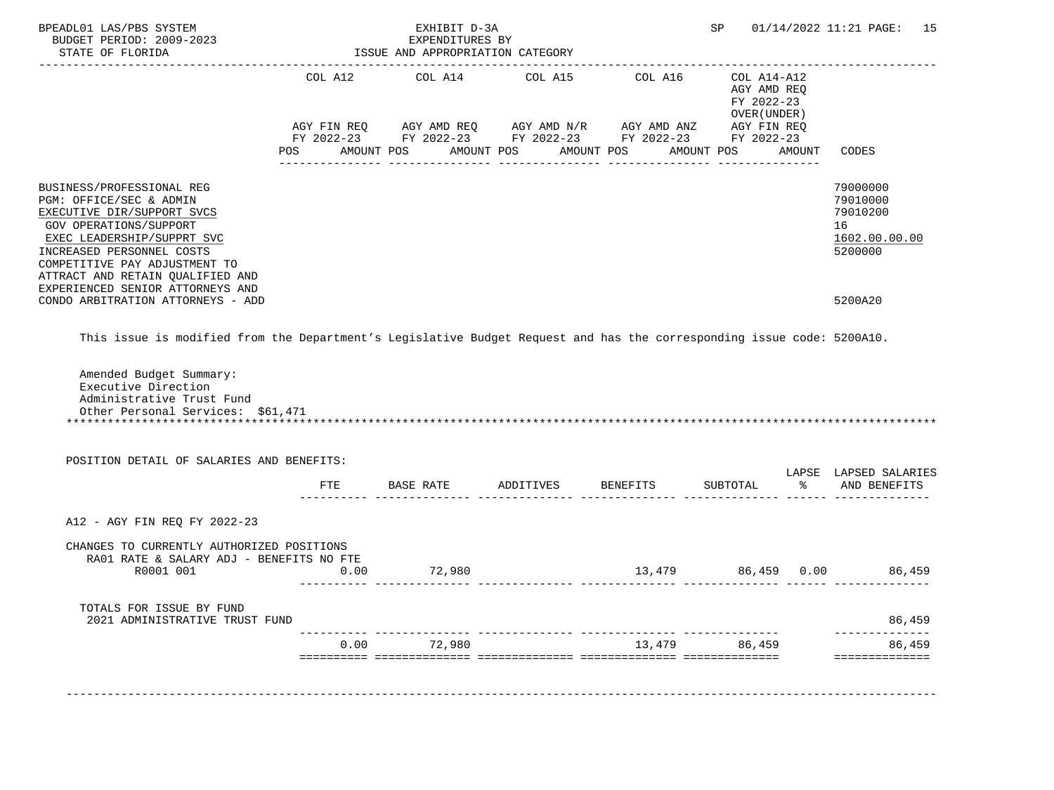BPEADL01 LAS/PBS SYSTEM | EXHIBIT D-3A | SP 01/14/2022 11:21

BUDGET PERIOD: 2009-2023 | EXPENDITURES BY

STATE OF FLORIDA | ISSUE AND APPROPRIATION CATEGORY

| | COL A12 AGY FIN REQ FY 2022-23 | | COL A14 AGY AMD REQ FY 2022-23 | | COL A15 AGY AMD N/R FY 2022-23 | | COL A16 AGY AMD ANZ FY 2022-23 | | COL A14-A12 AGY AMD REQ FY 2022-23 OVER(UNDER) AGY FIN REQ FY 2022-23 | | |
|---|---|---|---|---|---|---|---|---|---|---|---|
| | POS | AMOUNT | POS | AMOUNT | POS | AMOUNT | POS | AMOUNT | POS | AMOUNT | CODES |
| BUSINESS/PROFESSIONAL REG | | | | | | | | | | | 79000000 |
| PGM: OFFICE/SEC & ADMIN | | | | | | | | | | | 79010000 |
| EXECUTIVE DIR/SUPPORT SVCS | | | | | | | | | | | 79010200 |
| GOV OPERATIONS/SUPPORT | | | | | | | | | | | 16 |
| EXEC LEADERSHIP/SUPPRT SVC | | | | | | | | | | | 1602.00.00.00 |
| INCREASED PERSONNEL COSTS | | | | | | | | | | | 5200000 |
| COMPETITIVE PAY ADJUSTMENT TO ATTRACT AND RETAIN QUALIFIED AND EXPERIENCED SENIOR ATTORNEYS AND CONDO ARBITRATION ATTORNEYS - ADD | | | | | | | | | | | 5200A20 |

This issue is modified from the Department's Legislative Budget Request and has the corresponding issue code: 5200A10.

Amended Budget Summary:
Executive Direction
Administrative Trust Fund
Other Personal Services: $61,471

POSITION DETAIL OF SALARIES AND BENEFITS:

| | FTE | BASE RATE | ADDITIVES | BENEFITS | SUBTOTAL | LAPSE % | LAPSED SALARIES AND BENEFITS |
|---|---|---|---|---|---|---|---|
| A12 - AGY FIN REQ FY 2022-23 | | | | | | | |
| CHANGES TO CURRENTLY AUTHORIZED POSITIONS | | | | | | | |
| RA01 RATE & SALARY ADJ - BENEFITS NO FTE | | | | | | | |
| R0001 001 | 0.00 | 72,980 | | 13,479 | 86,459 | 0.00 | 86,459 |
| TOTALS FOR ISSUE BY FUND | | | | | | | |
| 2021 ADMINISTRATIVE TRUST FUND | | | | | | | 86,459 |
| | 0.00 | 72,980 | | 13,479 | 86,459 | | 86,459 |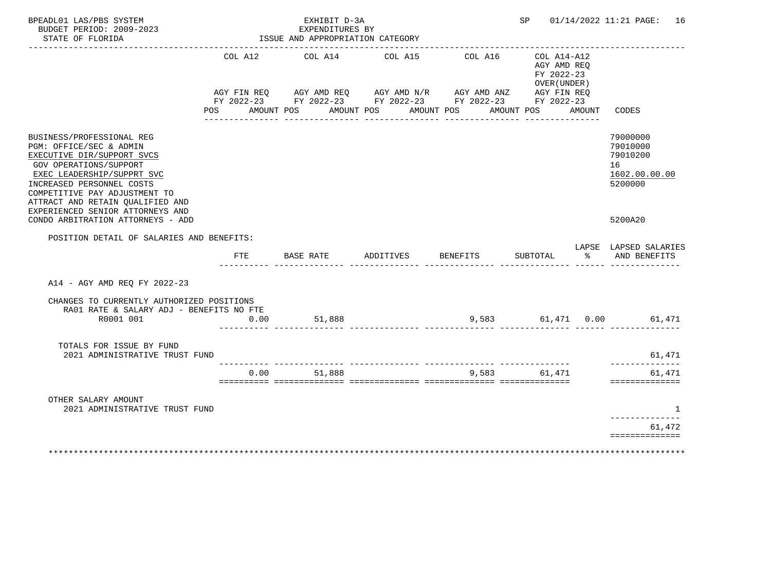BPEADL01 LAS/PBS SYSTEM | EXHIBIT D-3A | SP 01/14/2022 11:21

BUDGET PERIOD: 2009-2023 | EXPENDITURES BY

STATE OF FLORIDA | ISSUE AND APPROPRIATION CATEGORY

| | COL A12 AGY FIN REQ FY 2022-23 POS AMOUNT | COL A14 AGY AMD REQ FY 2022-23 POS AMOUNT | COL A15 AGY AMD N/R FY 2022-23 POS AMOUNT | COL A16 AGY AMD ANZ FY 2022-23 POS AMOUNT | COL A14-A12 AGY AMD REQ FY 2022-23 OVER(UNDER) AGY FIN REQ FY 2022-23 POS AMOUNT | CODES |
|---|---|---|---|---|---|---|
| BUSINESS/PROFESSIONAL REG | | | | | | 79000000 |
| PGM: OFFICE/SEC & ADMIN | | | | | | 79010000 |
| EXECUTIVE DIR/SUPPORT SVCS | | | | | | 79010200 |
| GOV OPERATIONS/SUPPORT | | | | | | 16 |
| EXEC LEADERSHIP/SUPPRT SVC | | | | | | 1602.00.00.00 |
| INCREASED PERSONNEL COSTS | | | | | | 5200000 |
| COMPETITIVE PAY ADJUSTMENT TO ATTRACT AND RETAIN QUALIFIED AND EXPERIENCED SENIOR ATTORNEYS AND CONDO ARBITRATION ATTORNEYS - ADD | | | | | | 5200A20 |

POSITION DETAIL OF SALARIES AND BENEFITS:

| | FTE | BASE RATE | ADDITIVES | BENEFITS | SUBTOTAL | LAPSE % | LAPSED SALARIES AND BENEFITS |
|---|---|---|---|---|---|---|---|
| A14 - AGY AMD REQ FY 2022-23 | | | | | | | |
| CHANGES TO CURRENTLY AUTHORIZED POSITIONS | | | | | | | |
| RA01 RATE & SALARY ADJ - BENEFITS NO FTE | | | | | | | |
| R0001 001 | 0.00 | 51,888 | | 9,583 | 61,471 | 0.00 | 61,471 |
| TOTALS FOR ISSUE BY FUND | | | | | | | |
| 2021 ADMINISTRATIVE TRUST FUND | | | | | | | 61,471 |
| | 0.00 | 51,888 | | 9,583 | 61,471 | | 61,471 |
| OTHER SALARY AMOUNT | | | | | | | |
| 2021 ADMINISTRATIVE TRUST FUND | | | | | | | 1 |
| | | | | | | | 61,472 |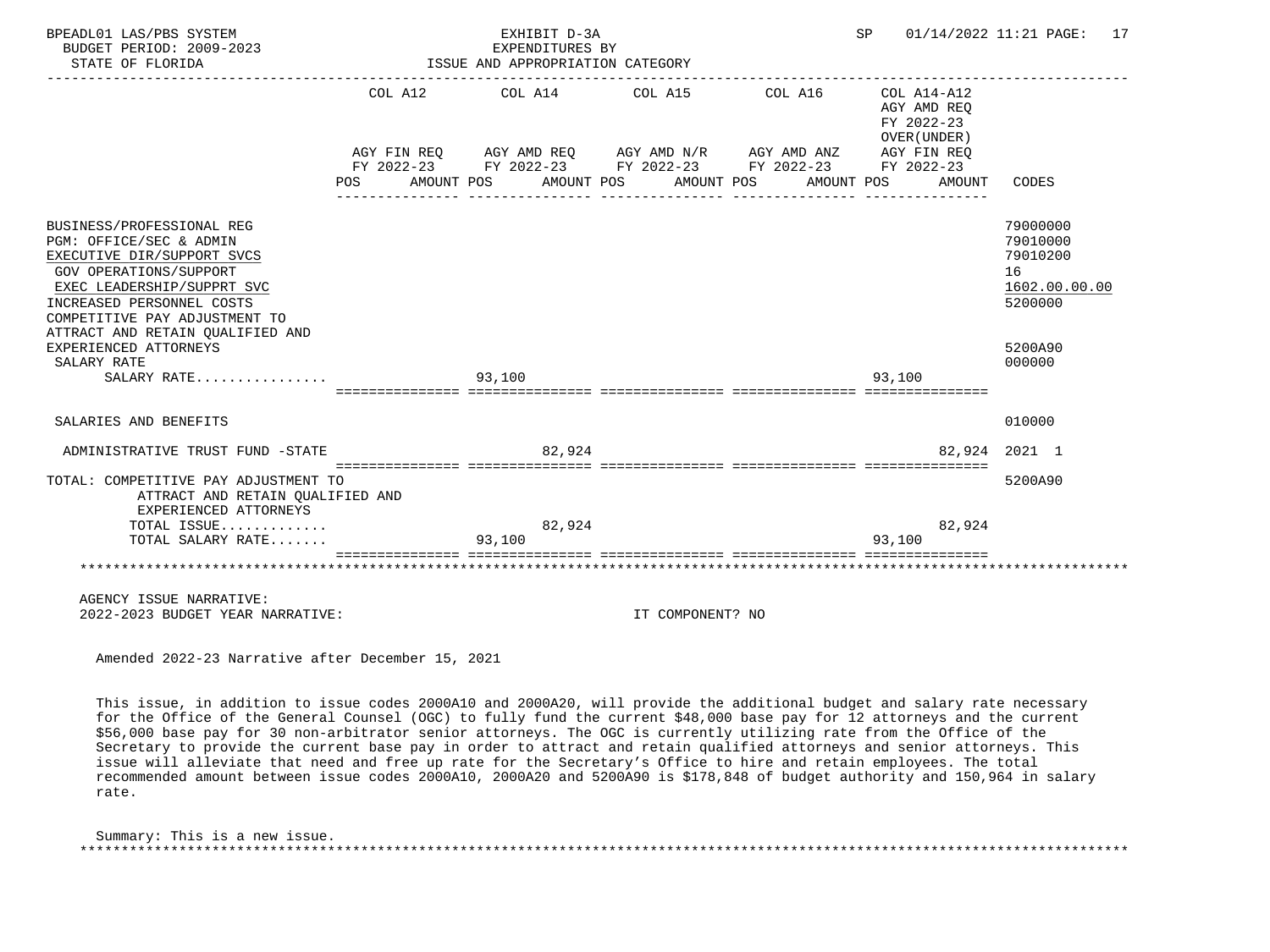BPEADL01 LAS/PBS SYSTEM
BUDGET PERIOD: 2009-2023
STATE OF FLORIDA

EXHIBIT D-3A
EXPENDITURES BY
ISSUE AND APPROPRIATION CATEGORY

SP 01/14/2022 11:21

| | COL A12 AGY FIN REQ FY 2022-23 POS AMOUNT | COL A14 AGY AMD REQ FY 2022-23 POS AMOUNT | COL A15 AGY AMD N/R FY 2022-23 POS AMOUNT | COL A16 AGY AMD ANZ FY 2022-23 POS AMOUNT | COL A14-A12 AGY AMD REQ FY 2022-23 OVER(UNDER) AGY FIN REQ FY 2022-23 POS AMOUNT | CODES |
|---|---|---|---|---|---|---|
| BUSINESS/PROFESSIONAL REG | | | | | | 79000000 |
| PGM: OFFICE/SEC & ADMIN | | | | | | 79010000 |
| EXECUTIVE DIR/SUPPORT SVCS | | | | | | 79010200 |
| GOV OPERATIONS/SUPPORT | | | | | | 16 |
| EXEC LEADERSHIP/SUPPRT SVC | | | | | | 1602.00.00.00 |
| INCREASED PERSONNEL COSTS | | | | | | 5200000 |
| COMPETITIVE PAY ADJUSTMENT TO ATTRACT AND RETAIN QUALIFIED AND EXPERIENCED ATTORNEYS | | | | | | 5200A90 |
| SALARY RATE | | | | | | 000000 |
| SALARY RATE................ | | 93,100 | | | 93,100 | |
| SALARIES AND BENEFITS | | | | | | 010000 |
| ADMINISTRATIVE TRUST FUND -STATE | | 82,924 | | | 82,924 | 2021 1 |
| TOTAL: COMPETITIVE PAY ADJUSTMENT TO ATTRACT AND RETAIN QUALIFIED AND EXPERIENCED ATTORNEYS | | | | | | 5200A90 |
| TOTAL ISSUE............. | | 82,924 | | | 82,924 | |
| TOTAL SALARY RATE....... | | 93,100 | | | 93,100 | |

AGENCY ISSUE NARRATIVE:
2022-2023 BUDGET YEAR NARRATIVE: IT COMPONENT? NO

Amended 2022-23 Narrative after December 15, 2021

This issue, in addition to issue codes 2000A10 and 2000A20, will provide the additional budget and salary rate necessary for the Office of the General Counsel (OGC) to fully fund the current $48,000 base pay for 12 attorneys and the current $56,000 base pay for 30 non-arbitrator senior attorneys. The OGC is currently utilizing rate from the Office of the Secretary to provide the current base pay in order to attract and retain qualified attorneys and senior attorneys. This issue will alleviate that need and free up rate for the Secretary's Office to hire and retain employees. The total recommended amount between issue codes 2000A10, 2000A20 and 5200A90 is $178,848 of budget authority and 150,964 in salary rate.

Summary: This is a new issue.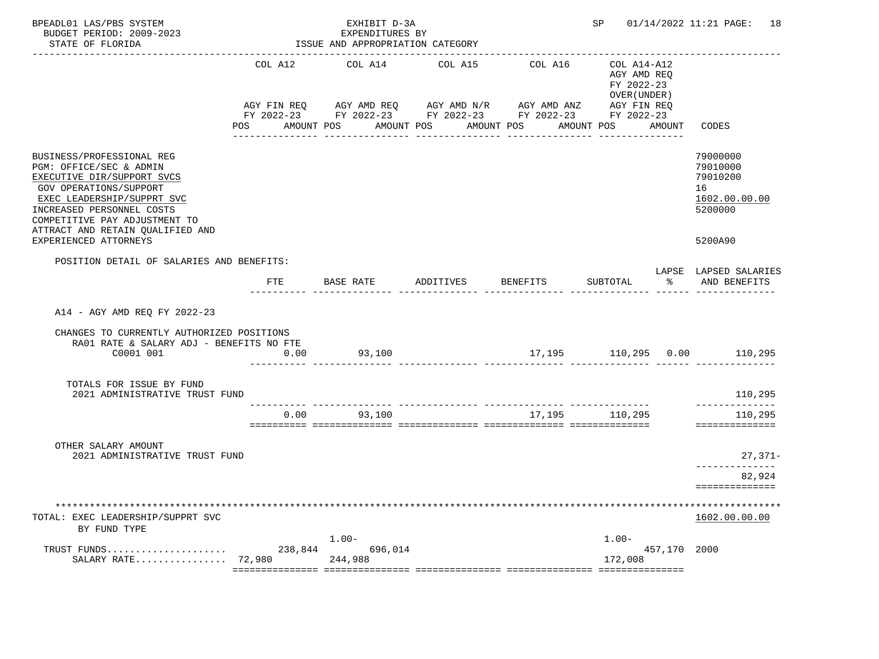BPEADL01 LAS/PBS SYSTEM — EXHIBIT D-3A — EXPENDITURES BY ISSUE AND APPROPRIATION CATEGORY — SP 01/14/2022 11:21

BUDGET PERIOD: 2009-2023

STATE OF FLORIDA

| | COL A12 AGY FIN REQ FY 2022-23 POS AMOUNT | COL A14 AGY AMD REQ FY 2022-23 POS AMOUNT | COL A15 AGY AMD N/R FY 2022-23 POS AMOUNT | COL A16 AGY AMD ANZ FY 2022-23 POS AMOUNT | COL A14-A12 AGY AMD REQ FY 2022-23 OVER(UNDER) AGY FIN REQ FY 2022-23 POS AMOUNT | CODES |
|---|---|---|---|---|---|---|
| BUSINESS/PROFESSIONAL REG | | | | | | 79000000 |
| PGM: OFFICE/SEC & ADMIN | | | | | | 79010000 |
| EXECUTIVE DIR/SUPPORT SVCS | | | | | | 79010200 |
| GOV OPERATIONS/SUPPORT | | | | | | 16 |
| EXEC LEADERSHIP/SUPPRT SVC | | | | | | 1602.00.00.00 |
| INCREASED PERSONNEL COSTS | | | | | | 5200000 |
| COMPETITIVE PAY ADJUSTMENT TO ATTRACT AND RETAIN QUALIFIED AND EXPERIENCED ATTORNEYS | | | | | | 5200A90 |

POSITION DETAIL OF SALARIES AND BENEFITS:

| | FTE | BASE RATE | ADDITIVES | BENEFITS | SUBTOTAL | LAPSE % | LAPSED SALARIES AND BENEFITS |
|---|---|---|---|---|---|---|---|
| A14 - AGY AMD REQ FY 2022-23 | | | | | | | |
| CHANGES TO CURRENTLY AUTHORIZED POSITIONS | | | | | | | |
| RA01 RATE & SALARY ADJ - BENEFITS NO FTE | | | | | | | |
| C0001 001 | 0.00 | 93,100 | | 17,195 | 110,295 | 0.00 | 110,295 |
| TOTALS FOR ISSUE BY FUND | | | | | | | |
| 2021 ADMINISTRATIVE TRUST FUND | | | | | | | 110,295 |
| | 0.00 | 93,100 | | 17,195 | 110,295 | | 110,295 |
| OTHER SALARY AMOUNT | | | | | | | |
| 2021 ADMINISTRATIVE TRUST FUND | | | | | | | 27,371- |
| | | | | | | | 82,924 |

| TOTAL: EXEC LEADERSHIP/SUPPRT SVC BY FUND TYPE | COL A12 | COL A14 | COL A15 | COL A16 | COL A14-A12 | CODES |
|---|---|---|---|---|---|---|
| | | 1.00- | | | 1.00- | 1602.00.00.00 |
| TRUST FUNDS.................... | 238,844 | 696,014 | | | 457,170 | 2000 |
| SALARY RATE................ | 72,980 | 244,988 | | | 172,008 | |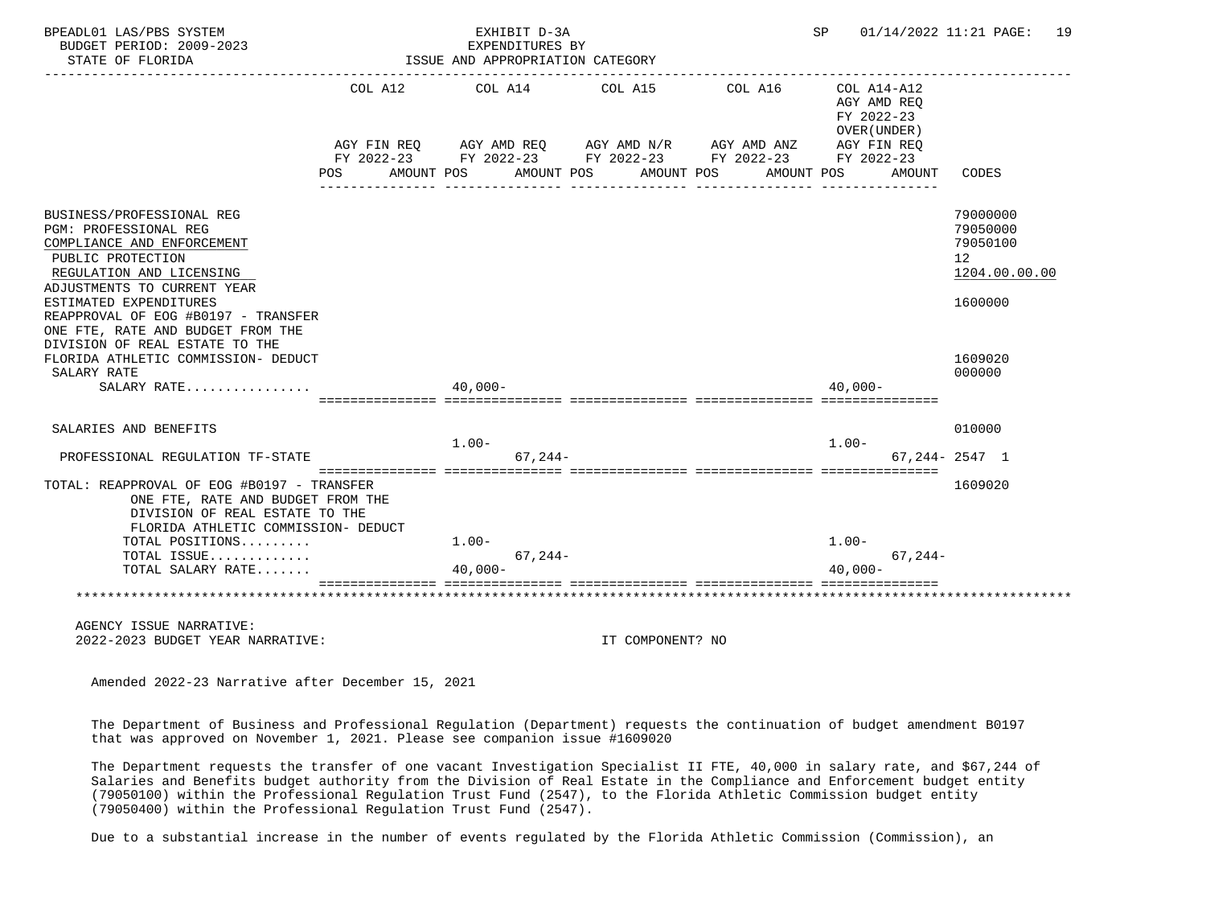BPEADL01 LAS/PBS SYSTEM — EXHIBIT D-3A — EXPENDITURES BY ISSUE AND APPROPRIATION CATEGORY
BUDGET PERIOD: 2009-2023 — STATE OF FLORIDA — SP 01/14/2022 11:21

| | COL A12 AGY FIN REQ FY 2022-23 POS | AMOUNT | COL A14 AGY AMD REQ FY 2022-23 POS | AMOUNT | COL A15 AGY AMD N/R FY 2022-23 POS | AMOUNT | COL A16 AGY AMD ANZ FY 2022-23 POS | AMOUNT | COL A14-A12 AGY AMD REQ FY 2022-23 OVER(UNDER) AGY FIN REQ FY 2022-23 POS | AMOUNT | CODES |
|---|---|---|---|---|---|---|---|---|---|---|---|
| BUSINESS/PROFESSIONAL REG | | | | | | | | | | | 79000000 |
| PGM: PROFESSIONAL REG | | | | | | | | | | | 79050000 |
| COMPLIANCE AND ENFORCEMENT | | | | | | | | | | | 79050100 |
| PUBLIC PROTECTION | | | | | | | | | | | 12 |
| REGULATION AND LICENSING | | | | | | | | | | | 1204.00.00.00 |
| ADJUSTMENTS TO CURRENT YEAR ESTIMATED EXPENDITURES | | | | | | | | | | | 1600000 |
| REAPPROVAL OF EOG #B0197 - TRANSFER ONE FTE, RATE AND BUDGET FROM THE DIVISION OF REAL ESTATE TO THE FLORIDA ATHLETIC COMMISSION- DEDUCT | | | | | | | | | | | 1609020 |
| SALARY RATE | | | | | | | | | | | 000000 |
| SALARY RATE................ | | | 40,000- | | | | | | 40,000- | | |
| SALARIES AND BENEFITS | | | | | | | | | | | 010000 |
| PROFESSIONAL REGULATION TF-STATE | | | 1.00- | 67,244- | | | | | 1.00- | 67,244- | 2547 1 |
| TOTAL: REAPPROVAL OF EOG #B0197 - TRANSFER ONE FTE, RATE AND BUDGET FROM THE DIVISION OF REAL ESTATE TO THE FLORIDA ATHLETIC COMMISSION- DEDUCT | | | | | | | | | | | 1609020 |
| TOTAL POSITIONS......... | | | 1.00- | | | | | | 1.00- | | |
| TOTAL ISSUE............. | | | | 67,244- | | | | | | 67,244- | |
| TOTAL SALARY RATE....... | | | 40,000- | | | | | | 40,000- | | |

AGENCY ISSUE NARRATIVE:
2022-2023 BUDGET YEAR NARRATIVE: IT COMPONENT? NO

Amended 2022-23 Narrative after December 15, 2021

The Department of Business and Professional Regulation (Department) requests the continuation of budget amendment B0197 that was approved on November 1, 2021. Please see companion issue #1609020

The Department requests the transfer of one vacant Investigation Specialist II FTE, 40,000 in salary rate, and $67,244 of Salaries and Benefits budget authority from the Division of Real Estate in the Compliance and Enforcement budget entity (79050100) within the Professional Regulation Trust Fund (2547), to the Florida Athletic Commission budget entity (79050400) within the Professional Regulation Trust Fund (2547).

Due to a substantial increase in the number of events regulated by the Florida Athletic Commission (Commission), an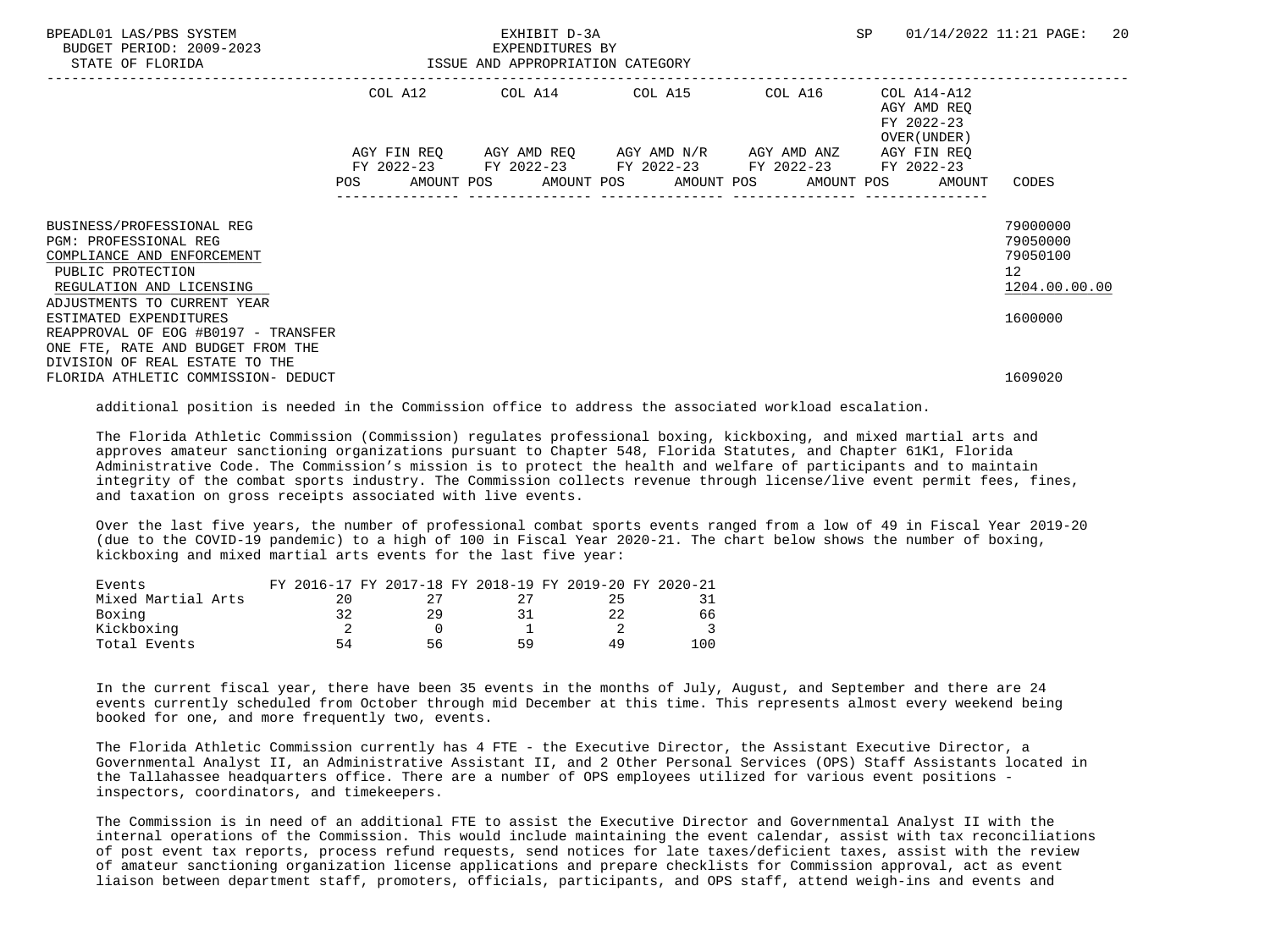BPEADL01 LAS/PBS SYSTEM — EXHIBIT D-3A — EXPENDITURES BY ISSUE AND APPROPRIATION CATEGORY

BUDGET PERIOD: 2009-2023

STATE OF FLORIDA

SP 01/14/2022 11:21

| | COL A12 | | COL A14 | | COL A15 | | COL A16 | | COL A14-A12 AGY AMD REQ FY 2022-23 OVER(UNDER) | |
|---|---|---|---|---|---|---|---|---|---|---|
| | AGY FIN REQ FY 2022-23 | | AGY AMD REQ FY 2022-23 | | AGY AMD N/R FY 2022-23 | | AGY AMD ANZ FY 2022-23 | | AGY FIN REQ FY 2022-23 | |
| | POS | AMOUNT | POS | AMOUNT | POS | AMOUNT | POS | AMOUNT | POS | AMOUNT | CODES |

| | CODES |
|---|---|
| BUSINESS/PROFESSIONAL REG | 79000000 |
| PGM: PROFESSIONAL REG | 79050000 |
| COMPLIANCE AND ENFORCEMENT | 79050100 |
| PUBLIC PROTECTION | 12 |
| REGULATION AND LICENSING | 1204.00.00.00 |
| ADJUSTMENTS TO CURRENT YEAR ESTIMATED EXPENDITURES | 1600000 |
| REAPPROVAL OF EOG #B0197 - TRANSFER ONE FTE, RATE AND BUDGET FROM THE DIVISION OF REAL ESTATE TO THE FLORIDA ATHLETIC COMMISSION- DEDUCT | 1609020 |

additional position is needed in the Commission office to address the associated workload escalation.

The Florida Athletic Commission (Commission) regulates professional boxing, kickboxing, and mixed martial arts and approves amateur sanctioning organizations pursuant to Chapter 548, Florida Statutes, and Chapter 61K1, Florida Administrative Code. The Commission's mission is to protect the health and welfare of participants and to maintain integrity of the combat sports industry. The Commission collects revenue through license/live event permit fees, fines, and taxation on gross receipts associated with live events.

Over the last five years, the number of professional combat sports events ranged from a low of 49 in Fiscal Year 2019-20 (due to the COVID-19 pandemic) to a high of 100 in Fiscal Year 2020-21. The chart below shows the number of boxing, kickboxing and mixed martial arts events for the last five year:

| Events | FY 2016-17 | FY 2017-18 | FY 2018-19 | FY 2019-20 | FY 2020-21 |
|---|---|---|---|---|---|
| Mixed Martial Arts | 20 | 27 | 27 | 25 | 31 |
| Boxing | 32 | 29 | 31 | 22 | 66 |
| Kickboxing | 2 | 0 | 1 | 2 | 3 |
| Total Events | 54 | 56 | 59 | 49 | 100 |

In the current fiscal year, there have been 35 events in the months of July, August, and September and there are 24 events currently scheduled from October through mid December at this time. This represents almost every weekend being booked for one, and more frequently two, events.

The Florida Athletic Commission currently has 4 FTE - the Executive Director, the Assistant Executive Director, a Governmental Analyst II, an Administrative Assistant II, and 2 Other Personal Services (OPS) Staff Assistants located in the Tallahassee headquarters office. There are a number of OPS employees utilized for various event positions - inspectors, coordinators, and timekeepers.

The Commission is in need of an additional FTE to assist the Executive Director and Governmental Analyst II with the internal operations of the Commission. This would include maintaining the event calendar, assist with tax reconciliations of post event tax reports, process refund requests, send notices for late taxes/deficient taxes, assist with the review of amateur sanctioning organization license applications and prepare checklists for Commission approval, act as event liaison between department staff, promoters, officials, participants, and OPS staff, attend weigh-ins and events and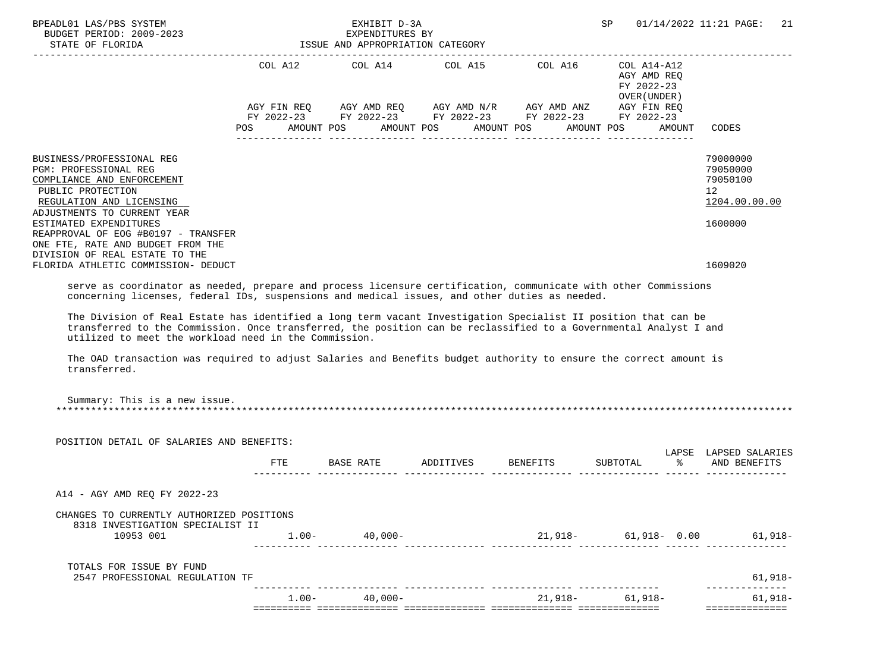EXHIBIT D-3A
EXPENDITURES BY
ISSUE AND APPROPRIATION CATEGORY

| | COL A12 AGY FIN REQ FY 2022-23 POS AMOUNT | COL A14 AGY AMD REQ FY 2022-23 POS AMOUNT | COL A15 AGY AMD N/R FY 2022-23 POS AMOUNT | COL A16 AGY AMD ANZ FY 2022-23 POS AMOUNT | COL A14-A12 AGY AMD REQ FY 2022-23 OVER(UNDER) AGY FIN REQ FY 2022-23 POS AMOUNT | CODES |
|---|---|---|---|---|---|---|
| BUSINESS/PROFESSIONAL REG | | | | | | 79000000 |
| PGM: PROFESSIONAL REG | | | | | | 79050000 |
| COMPLIANCE AND ENFORCEMENT | | | | | | 79050100 |
| PUBLIC PROTECTION | | | | | | 12 |
| REGULATION AND LICENSING | | | | | | 1204.00.00.00 |
| ADJUSTMENTS TO CURRENT YEAR ESTIMATED EXPENDITURES | | | | | | 1600000 |
| REAPPROVAL OF EOG #B0197 - TRANSFER ONE FTE, RATE AND BUDGET FROM THE DIVISION OF REAL ESTATE TO THE FLORIDA ATHLETIC COMMISSION- DEDUCT | | | | | | 1609020 |

serve as coordinator as needed, prepare and process licensure certification, communicate with other Commissions concerning licenses, federal IDs, suspensions and medical issues, and other duties as needed.

The Division of Real Estate has identified a long term vacant Investigation Specialist II position that can be transferred to the Commission. Once transferred, the position can be reclassified to a Governmental Analyst I and utilized to meet the workload need in the Commission.

The OAD transaction was required to adjust Salaries and Benefits budget authority to ensure the correct amount is transferred.

Summary: This is a new issue.

POSITION DETAIL OF SALARIES AND BENEFITS:

| | FTE | BASE RATE | ADDITIVES | BENEFITS | SUBTOTAL | LAPSE % | LAPSED SALARIES AND BENEFITS |
|---|---|---|---|---|---|---|---|
| A14 - AGY AMD REQ FY 2022-23 | | | | | | | |
| CHANGES TO CURRENTLY AUTHORIZED POSITIONS | | | | | | | |
| 8318 INVESTIGATION SPECIALIST II 10953 001 | 1.00- | 40,000- | | 21,918- | 61,918- | 0.00 | 61,918- |
| TOTALS FOR ISSUE BY FUND | | | | | | | |
| 2547 PROFESSIONAL REGULATION TF | | | | | | | 61,918- |
| | 1.00- | 40,000- | | 21,918- | 61,918- | | 61,918- |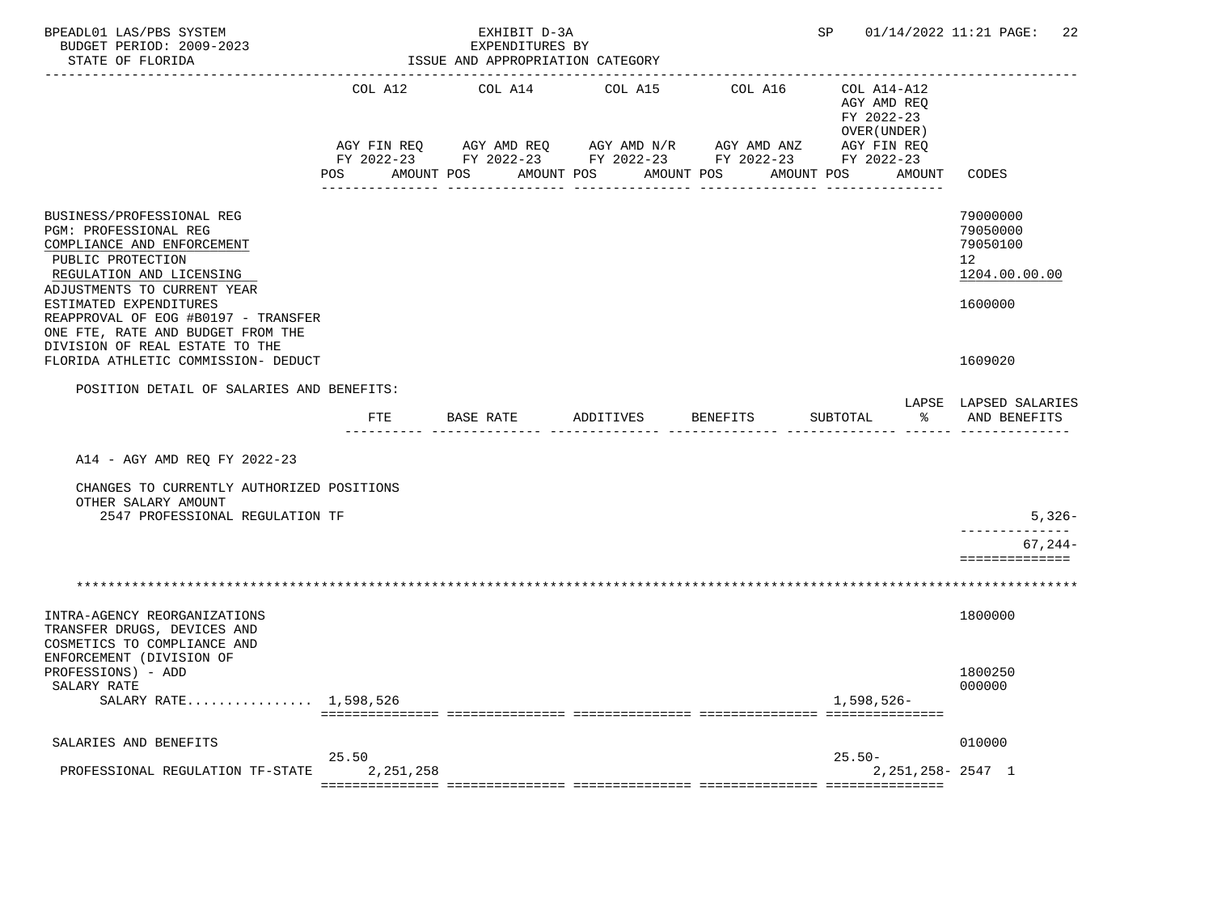BPEADL01 LAS/PBS SYSTEM
BUDGET PERIOD: 2009-2023
STATE OF FLORIDA

EXHIBIT D-3A
EXPENDITURES BY
ISSUE AND APPROPRIATION CATEGORY

SP 01/14/2022 11:21

| | COL A12 AGY FIN REQ FY 2022-23 POS AMOUNT | COL A14 AGY AMD REQ FY 2022-23 POS AMOUNT | COL A15 AGY AMD N/R FY 2022-23 POS AMOUNT | COL A16 AGY AMD ANZ FY 2022-23 POS AMOUNT | COL A14-A12 AGY AMD REQ FY 2022-23 OVER(UNDER) AGY FIN REQ FY 2022-23 POS AMOUNT | CODES |
|---|---|---|---|---|---|---|
| BUSINESS/PROFESSIONAL REG | | | | | | 79000000 |
| PGM: PROFESSIONAL REG | | | | | | 79050000 |
| COMPLIANCE AND ENFORCEMENT | | | | | | 79050100 |
| PUBLIC PROTECTION | | | | | | 12 |
| REGULATION AND LICENSING | | | | | | 1204.00.00.00 |
| ADJUSTMENTS TO CURRENT YEAR ESTIMATED EXPENDITURES | | | | | | 1600000 |
| REAPPROVAL OF EOG #B0197 - TRANSFER ONE FTE, RATE AND BUDGET FROM THE DIVISION OF REAL ESTATE TO THE FLORIDA ATHLETIC COMMISSION- DEDUCT | | | | | | 1609020 |

POSITION DETAIL OF SALARIES AND BENEFITS:

| | FTE | BASE RATE | ADDITIVES | BENEFITS | SUBTOTAL | LAPSE % | LAPSED SALARIES AND BENEFITS |
|---|---|---|---|---|---|---|---|
| A14 - AGY AMD REQ FY 2022-23 | | | | | | | |
| CHANGES TO CURRENTLY AUTHORIZED POSITIONS | | | | | | | |
| OTHER SALARY AMOUNT | | | | | | | |
| 2547 PROFESSIONAL REGULATION TF | | | | | | | 5,326- |
| | | | | | | | 67,244- |

*******************************************************************************************************************

| | COL A12 | COL A14 | COL A15 | COL A16 | COL A14-A12 | CODES |
|---|---|---|---|---|---|---|
| INTRA-AGENCY REORGANIZATIONS | | | | | | 1800000 |
| TRANSFER DRUGS, DEVICES AND COSMETICS TO COMPLIANCE AND ENFORCEMENT (DIVISION OF PROFESSIONS) - ADD | | | | | | 1800250 |
| SALARY RATE | | | | | | 000000 |
| SALARY RATE................ | 1,598,526 | | | | 1,598,526- | |
| SALARIES AND BENEFITS | 25.50 | | | | 25.50- | 010000 |
| PROFESSIONAL REGULATION TF-STATE | 2,251,258 | | | | 2,251,258- | 2547 1 |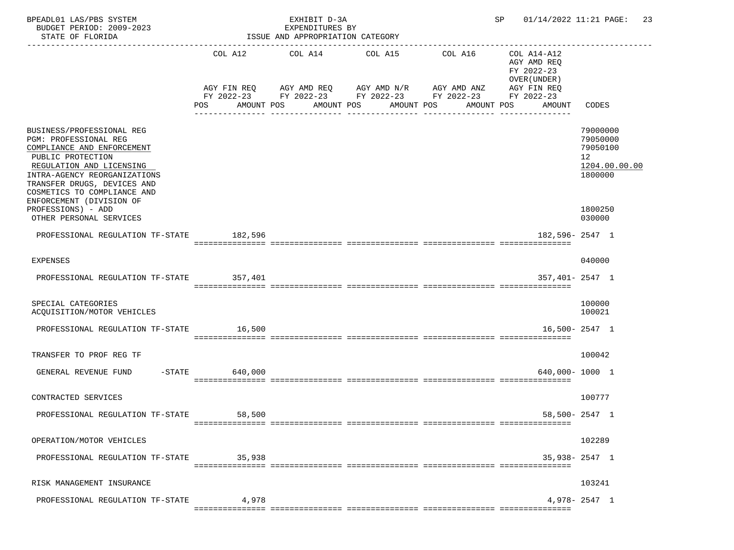BPEADL01 LAS/PBS SYSTEM — EXHIBIT D-3A — EXPENDITURES BY ISSUE AND APPROPRIATION CATEGORY
BUDGET PERIOD: 2009-2023 — STATE OF FLORIDA — SP 01/14/2022 11:21

| | COL A12 AGY FIN REQ FY 2022-23 POS AMOUNT | COL A14 AGY AMD REQ FY 2022-23 POS AMOUNT | COL A15 AGY AMD N/R FY 2022-23 POS AMOUNT | COL A16 AGY AMD ANZ FY 2022-23 POS AMOUNT | COL A14-A12 AGY AMD REQ FY 2022-23 OVER(UNDER) AGY FIN REQ FY 2022-23 POS AMOUNT | CODES |
|---|---|---|---|---|---|---|
| BUSINESS/PROFESSIONAL REG | | | | | | 79000000 |
| PGM: PROFESSIONAL REG | | | | | | 79050000 |
| COMPLIANCE AND ENFORCEMENT | | | | | | 79050100 |
| PUBLIC PROTECTION | | | | | | 12 |
| REGULATION AND LICENSING | | | | | | 1204.00.00.00 |
| INTRA-AGENCY REORGANIZATIONS | | | | | | 1800000 |
| TRANSFER DRUGS, DEVICES AND COSMETICS TO COMPLIANCE AND ENFORCEMENT (DIVISION OF PROFESSIONS) - ADD | | | | | | 1800250 |
| OTHER PERSONAL SERVICES | | | | | | 030000 |
| PROFESSIONAL REGULATION TF-STATE | 182,596 | | | | 182,596- | 2547 1 |
| EXPENSES | | | | | | 040000 |
| PROFESSIONAL REGULATION TF-STATE | 357,401 | | | | 357,401- | 2547 1 |
| SPECIAL CATEGORIES | | | | | | 100000 |
| ACQUISITION/MOTOR VEHICLES | | | | | | 100021 |
| PROFESSIONAL REGULATION TF-STATE | 16,500 | | | | 16,500- | 2547 1 |
| TRANSFER TO PROF REG TF | | | | | | 100042 |
| GENERAL REVENUE FUND -STATE | 640,000 | | | | 640,000- | 1000 1 |
| CONTRACTED SERVICES | | | | | | 100777 |
| PROFESSIONAL REGULATION TF-STATE | 58,500 | | | | 58,500- | 2547 1 |
| OPERATION/MOTOR VEHICLES | | | | | | 102289 |
| PROFESSIONAL REGULATION TF-STATE | 35,938 | | | | 35,938- | 2547 1 |
| RISK MANAGEMENT INSURANCE | | | | | | 103241 |
| PROFESSIONAL REGULATION TF-STATE | 4,978 | | | | 4,978- | 2547 1 |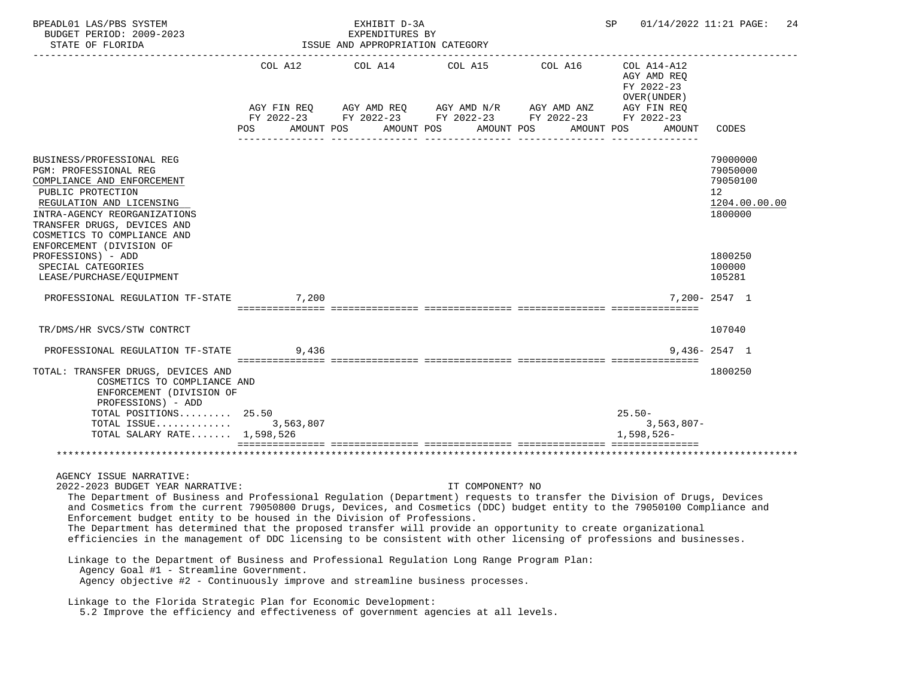BPEADL01 LAS/PBS SYSTEM — EXHIBIT D-3A — EXPENDITURES BY ISSUE AND APPROPRIATION CATEGORY
BUDGET PERIOD: 2009-2023
STATE OF FLORIDA
SP 01/14/2022 11:21

| | COL A12 AGY FIN REQ FY 2022-23 POS AMOUNT | COL A14 AGY AMD REQ FY 2022-23 POS AMOUNT | COL A15 AGY AMD N/R FY 2022-23 POS AMOUNT | COL A16 AGY AMD ANZ FY 2022-23 POS AMOUNT | COL A14-A12 AGY AMD REQ FY 2022-23 OVER(UNDER) AGY FIN REQ FY 2022-23 POS AMOUNT | CODES |
|---|---|---|---|---|---|---|
| BUSINESS/PROFESSIONAL REG | | | | | | 79000000 |
| PGM: PROFESSIONAL REG | | | | | | 79050000 |
| COMPLIANCE AND ENFORCEMENT | | | | | | 79050100 |
| PUBLIC PROTECTION | | | | | | 12 |
| REGULATION AND LICENSING | | | | | | 1204.00.00.00 |
| INTRA-AGENCY REORGANIZATIONS | | | | | | 1800000 |
| TRANSFER DRUGS, DEVICES AND COSMETICS TO COMPLIANCE AND ENFORCEMENT (DIVISION OF PROFESSIONS) - ADD | | | | | | 1800250 |
| SPECIAL CATEGORIES | | | | | | 100000 |
| LEASE/PURCHASE/EQUIPMENT | | | | | | 105281 |
| PROFESSIONAL REGULATION TF-STATE | 7,200 | | | | 7,200- | 2547 1 |
| TR/DMS/HR SVCS/STW CONTRCT | | | | | | 107040 |
| PROFESSIONAL REGULATION TF-STATE | 9,436 | | | | 9,436- | 2547 1 |
| TOTAL: TRANSFER DRUGS, DEVICES AND COSMETICS TO COMPLIANCE AND ENFORCEMENT (DIVISION OF PROFESSIONS) - ADD | | | | | | 1800250 |
| TOTAL POSITIONS | 25.50 | | | | 25.50- | |
| TOTAL ISSUE | 3,563,807 | | | | 3,563,807- | |
| TOTAL SALARY RATE | 1,598,526 | | | | 1,598,526- | |

AGENCY ISSUE NARRATIVE:

2022-2023 BUDGET YEAR NARRATIVE: IT COMPONENT? NO

The Department of Business and Professional Regulation (Department) requests to transfer the Division of Drugs, Devices and Cosmetics from the current 79050800 Drugs, Devices, and Cosmetics (DDC) budget entity to the 79050100 Compliance and Enforcement budget entity to be housed in the Division of Professions.

The Department has determined that the proposed transfer will provide an opportunity to create organizational efficiencies in the management of DDC licensing to be consistent with other licensing of professions and businesses.

Linkage to the Department of Business and Professional Regulation Long Range Program Plan:
- Agency Goal #1 - Streamline Government.
- Agency objective #2 - Continuously improve and streamline business processes.

Linkage to the Florida Strategic Plan for Economic Development:
- 5.2 Improve the efficiency and effectiveness of government agencies at all levels.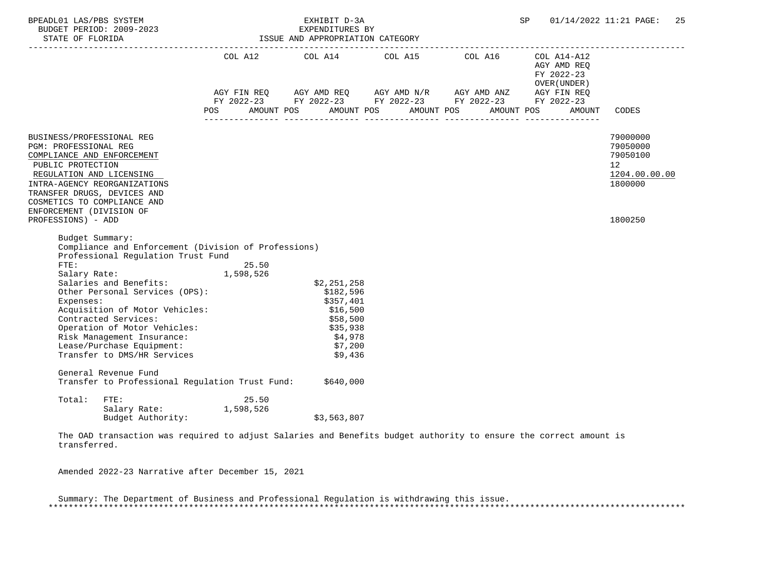BPEADL01 LAS/PBS SYSTEM — EXHIBIT D-3A — EXPENDITURES BY ISSUE AND APPROPRIATION CATEGORY
BUDGET PERIOD: 2009-2023
STATE OF FLORIDA

| | COL A12 AGY FIN REQ FY 2022-23 POS AMOUNT | COL A14 AGY AMD REQ FY 2022-23 POS AMOUNT | COL A15 AGY AMD N/R FY 2022-23 POS AMOUNT | COL A16 AGY AMD ANZ FY 2022-23 POS AMOUNT | COL A14-A12 AGY AMD REQ FY 2022-23 OVER(UNDER) AGY FIN REQ FY 2022-23 POS AMOUNT | CODES |
|---|---|---|---|---|---|---|
| BUSINESS/PROFESSIONAL REG | | | | | | 79000000 |
| PGM: PROFESSIONAL REG | | | | | | 79050000 |
| COMPLIANCE AND ENFORCEMENT | | | | | | 79050100 |
| PUBLIC PROTECTION | | | | | | 12 |
| REGULATION AND LICENSING | | | | | | 1204.00.00.00 |
| INTRA-AGENCY REORGANIZATIONS | | | | | | 1800000 |
| TRANSFER DRUGS, DEVICES AND COSMETICS TO COMPLIANCE AND ENFORCEMENT (DIVISION OF PROFESSIONS) - ADD | | | | | | 1800250 |

Budget Summary:
Compliance and Enforcement (Division of Professions)
Professional Regulation Trust Fund

| | | |
|---|---|---|
| FTE: | 25.50 | |
| Salary Rate: | 1,598,526 | |
| Salaries and Benefits: | | $2,251,258 |
| Other Personal Services (OPS): | | $182,596 |
| Expenses: | | $357,401 |
| Acquisition of Motor Vehicles: | | $16,500 |
| Contracted Services: | | $58,500 |
| Operation of Motor Vehicles: | | $35,938 |
| Risk Management Insurance: | | $4,978 |
| Lease/Purchase Equipment: | | $7,200 |
| Transfer to DMS/HR Services | | $9,436 |

General Revenue Fund
Transfer to Professional Regulation Trust Fund: $640,000

| | | | |
|---|---|---|---|
| Total: | FTE: | 25.50 | |
| | Salary Rate: | 1,598,526 | |
| | Budget Authority: | | $3,563,807 |

The OAD transaction was required to adjust Salaries and Benefits budget authority to ensure the correct amount is transferred.

Amended 2022-23 Narrative after December 15, 2021

Summary: The Department of Business and Professional Regulation is withdrawing this issue.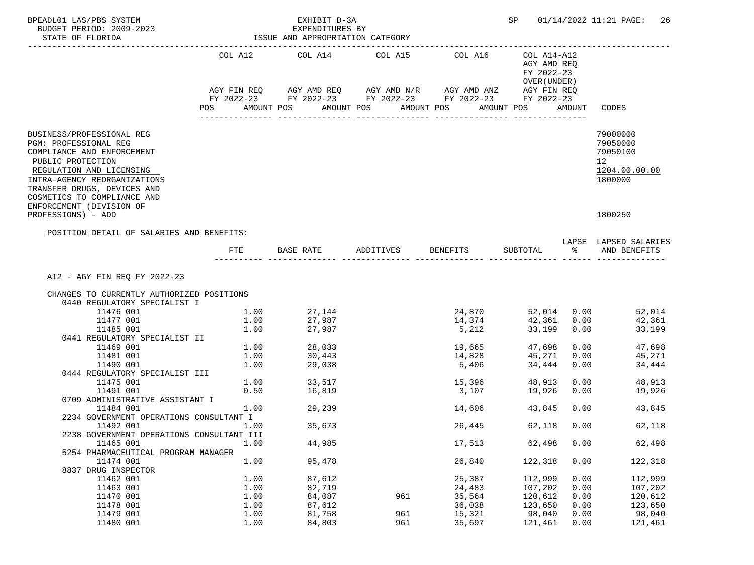BPEADL01 LAS/PBS SYSTEM — EXHIBIT D-3A — EXPENDITURES BY ISSUE AND APPROPRIATION CATEGORY — SP 01/14/2022 11:21

BUDGET PERIOD: 2009-2023

STATE OF FLORIDA

| | COL A12 AGY FIN REQ FY 2022-23 POS AMOUNT | COL A14 AGY AMD REQ FY 2022-23 POS AMOUNT | COL A15 AGY AMD N/R FY 2022-23 POS AMOUNT | COL A16 AGY AMD ANZ FY 2022-23 POS AMOUNT | COL A14-A12 AGY AMD REQ FY 2022-23 OVER(UNDER) AGY FIN REQ FY 2022-23 POS AMOUNT | CODES |
|---|---|---|---|---|---|---|

BUSINESS/PROFESSIONAL REG — 79000000

PGM: PROFESSIONAL REG — 79050000

COMPLIANCE AND ENFORCEMENT — 79050100

PUBLIC PROTECTION — 12

REGULATION AND LICENSING — 1204.00.00.00

INTRA-AGENCY REORGANIZATIONS — 1800000

TRANSFER DRUGS, DEVICES AND COSMETICS TO COMPLIANCE AND ENFORCEMENT (DIVISION OF PROFESSIONS) - ADD — 1800250

POSITION DETAIL OF SALARIES AND BENEFITS:

A12 - AGY FIN REQ FY 2022-23

CHANGES TO CURRENTLY AUTHORIZED POSITIONS

| | FTE | BASE RATE | ADDITIVES | BENEFITS | SUBTOTAL | LAPSE % | LAPSED SALARIES AND BENEFITS |
|---|---|---|---|---|---|---|---|
| **0440 REGULATORY SPECIALIST I** | | | | | | | |
| 11476 001 | 1.00 | 27,144 | | 24,870 | 52,014 | 0.00 | 52,014 |
| 11477 001 | 1.00 | 27,987 | | 14,374 | 42,361 | 0.00 | 42,361 |
| 11485 001 | 1.00 | 27,987 | | 5,212 | 33,199 | 0.00 | 33,199 |
| **0441 REGULATORY SPECIALIST II** | | | | | | | |
| 11469 001 | 1.00 | 28,033 | | 19,665 | 47,698 | 0.00 | 47,698 |
| 11481 001 | 1.00 | 30,443 | | 14,828 | 45,271 | 0.00 | 45,271 |
| 11490 001 | 1.00 | 29,038 | | 5,406 | 34,444 | 0.00 | 34,444 |
| **0444 REGULATORY SPECIALIST III** | | | | | | | |
| 11475 001 | 1.00 | 33,517 | | 15,396 | 48,913 | 0.00 | 48,913 |
| 11491 001 | 0.50 | 16,819 | | 3,107 | 19,926 | 0.00 | 19,926 |
| **0709 ADMINISTRATIVE ASSISTANT I** | | | | | | | |
| 11484 001 | 1.00 | 29,239 | | 14,606 | 43,845 | 0.00 | 43,845 |
| **2234 GOVERNMENT OPERATIONS CONSULTANT I** | | | | | | | |
| 11492 001 | 1.00 | 35,673 | | 26,445 | 62,118 | 0.00 | 62,118 |
| **2238 GOVERNMENT OPERATIONS CONSULTANT III** | | | | | | | |
| 11465 001 | 1.00 | 44,985 | | 17,513 | 62,498 | 0.00 | 62,498 |
| **5254 PHARMACEUTICAL PROGRAM MANAGER** | | | | | | | |
| 11474 001 | 1.00 | 95,478 | | 26,840 | 122,318 | 0.00 | 122,318 |
| **8837 DRUG INSPECTOR** | | | | | | | |
| 11462 001 | 1.00 | 87,612 | | 25,387 | 112,999 | 0.00 | 112,999 |
| 11463 001 | 1.00 | 82,719 | | 24,483 | 107,202 | 0.00 | 107,202 |
| 11470 001 | 1.00 | 84,087 | 961 | 35,564 | 120,612 | 0.00 | 120,612 |
| 11478 001 | 1.00 | 87,612 | | 36,038 | 123,650 | 0.00 | 123,650 |
| 11479 001 | 1.00 | 81,758 | 961 | 15,321 | 98,040 | 0.00 | 98,040 |
| 11480 001 | 1.00 | 84,803 | 961 | 35,697 | 121,461 | 0.00 | 121,461 |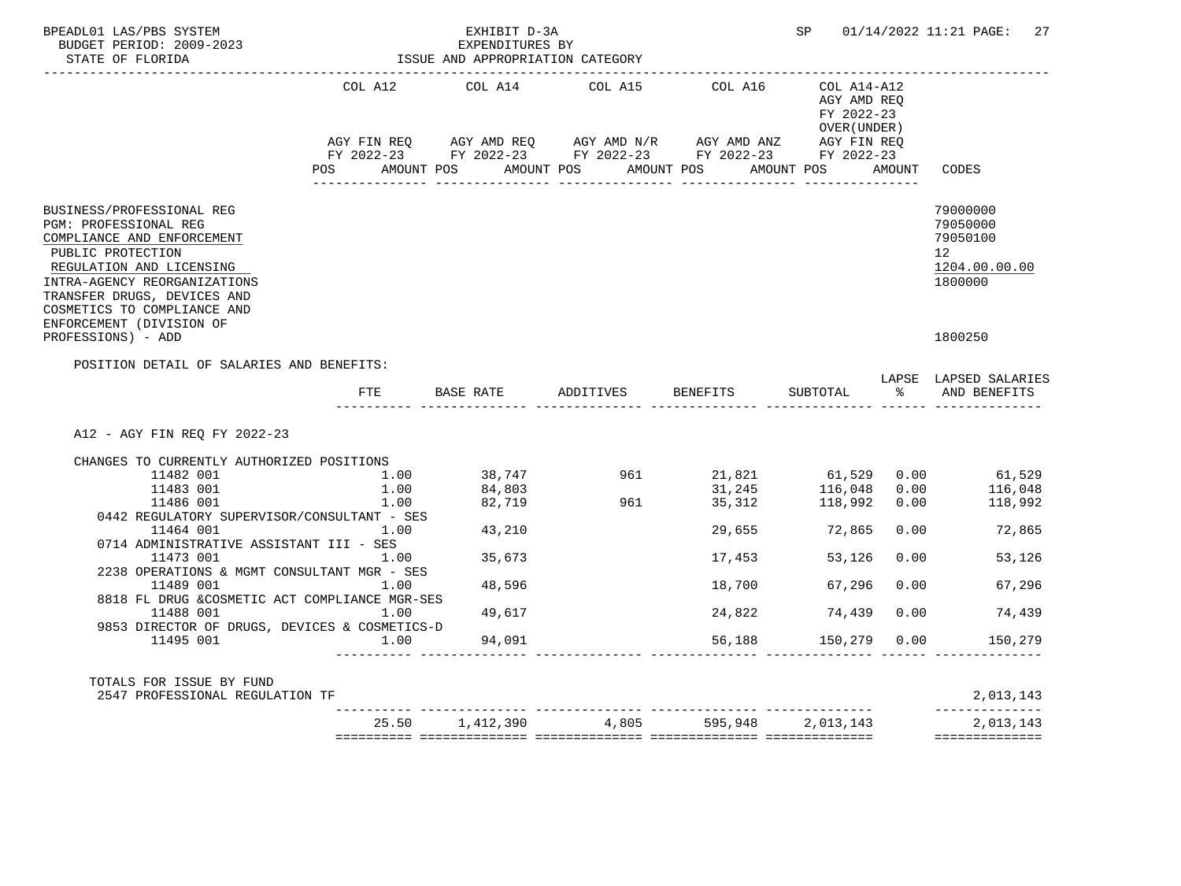BPEADL01 LAS/PBS SYSTEM — EXHIBIT D-3A — SP 01/14/2022 11:21

BUDGET PERIOD: 2009-2023 — EXPENDITURES BY

STATE OF FLORIDA — ISSUE AND APPROPRIATION CATEGORY

| | COL A12 AGY FIN REQ FY 2022-23 POS AMOUNT | COL A14 AGY AMD REQ FY 2022-23 POS AMOUNT | COL A15 AGY AMD N/R FY 2022-23 POS AMOUNT | COL A16 AGY AMD ANZ FY 2022-23 POS AMOUNT | COL A14-A12 AGY AMD REQ FY 2022-23 OVER(UNDER) AGY FIN REQ FY 2022-23 POS AMOUNT | CODES |
|---|---|---|---|---|---|---|
| BUSINESS/PROFESSIONAL REG | | | | | | 79000000 |
| PGM: PROFESSIONAL REG | | | | | | 79050000 |
| COMPLIANCE AND ENFORCEMENT | | | | | | 79050100 |
| PUBLIC PROTECTION | | | | | | 12 |
| REGULATION AND LICENSING | | | | | | 1204.00.00.00 |
| INTRA-AGENCY REORGANIZATIONS | | | | | | 1800000 |
| TRANSFER DRUGS, DEVICES AND COSMETICS TO COMPLIANCE AND ENFORCEMENT (DIVISION OF PROFESSIONS) - ADD | | | | | | 1800250 |

POSITION DETAIL OF SALARIES AND BENEFITS:

| | FTE | BASE RATE | ADDITIVES | BENEFITS | SUBTOTAL | LAPSE % | LAPSED SALARIES AND BENEFITS |
|---|---|---|---|---|---|---|---|
| A12 - AGY FIN REQ FY 2022-23 | | | | | | | |
| CHANGES TO CURRENTLY AUTHORIZED POSITIONS | | | | | | | |
| 11482 001 | 1.00 | 38,747 | 961 | 21,821 | 61,529 | 0.00 | 61,529 |
| 11483 001 | 1.00 | 84,803 | | 31,245 | 116,048 | 0.00 | 116,048 |
| 11486 001 | 1.00 | 82,719 | 961 | 35,312 | 118,992 | 0.00 | 118,992 |
| 0442 REGULATORY SUPERVISOR/CONSULTANT - SES | | | | | | | |
| 11464 001 | 1.00 | 43,210 | | 29,655 | 72,865 | 0.00 | 72,865 |
| 0714 ADMINISTRATIVE ASSISTANT III - SES | | | | | | | |
| 11473 001 | 1.00 | 35,673 | | 17,453 | 53,126 | 0.00 | 53,126 |
| 2238 OPERATIONS & MGMT CONSULTANT MGR - SES | | | | | | | |
| 11489 001 | 1.00 | 48,596 | | 18,700 | 67,296 | 0.00 | 67,296 |
| 8818 FL DRUG &COSMETIC ACT COMPLIANCE MGR-SES | | | | | | | |
| 11488 001 | 1.00 | 49,617 | | 24,822 | 74,439 | 0.00 | 74,439 |
| 9853 DIRECTOR OF DRUGS, DEVICES & COSMETICS-D | | | | | | | |
| 11495 001 | 1.00 | 94,091 | | 56,188 | 150,279 | 0.00 | 150,279 |
| TOTALS FOR ISSUE BY FUND | | | | | | | |
| 2547 PROFESSIONAL REGULATION TF | | | | | | | 2,013,143 |
| | 25.50 | 1,412,390 | 4,805 | 595,948 | 2,013,143 | | 2,013,143 |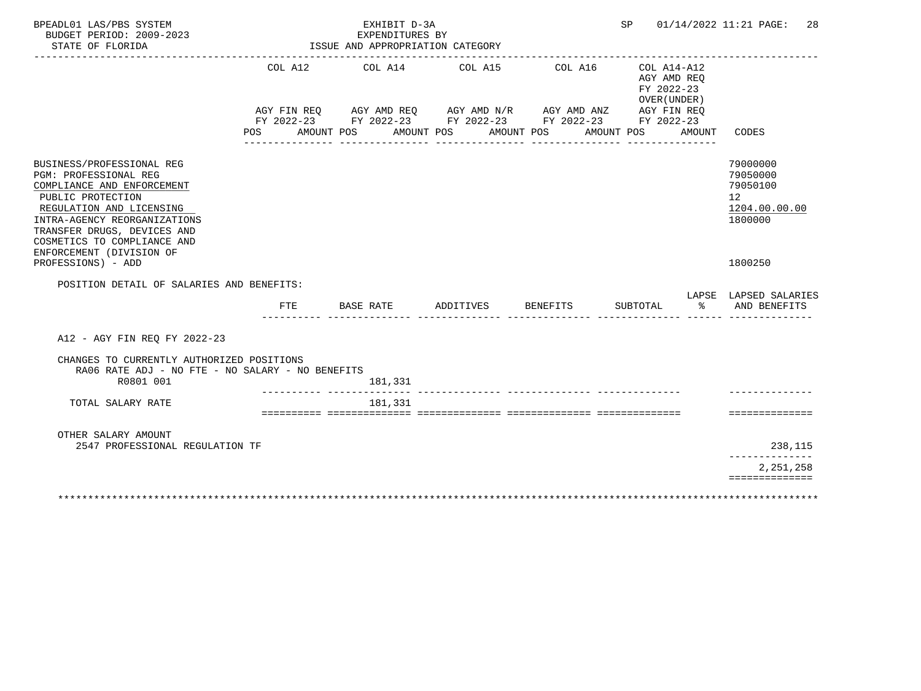BPEADL01 LAS/PBS SYSTEM EXHIBIT D-3A SP 01/14/2022 11:21 PAGE: 28
BUDGET PERIOD: 2009-2023 EXPENDITURES BY
STATE OF FLORIDA ISSUE AND APPROPRIATION CATEGORY

| | COL A12 AGY FIN REQ FY 2022-23 POS AMOUNT | COL A14 AGY AMD REQ FY 2022-23 POS AMOUNT | COL A15 AGY AMD N/R FY 2022-23 POS AMOUNT | COL A16 AGY AMD ANZ FY 2022-23 POS AMOUNT | COL A14-A12 AGY AMD REQ FY 2022-23 OVER(UNDER) AGY FIN REQ FY 2022-23 POS AMOUNT | CODES |
|---|---|---|---|---|---|---|
| BUSINESS/PROFESSIONAL REG | | | | | | 79000000 |
| PGM: PROFESSIONAL REG | | | | | | 79050000 |
| COMPLIANCE AND ENFORCEMENT | | | | | | 79050100 |
| PUBLIC PROTECTION | | | | | | 12 |
| REGULATION AND LICENSING | | | | | | 1204.00.00.00 |
| INTRA-AGENCY REORGANIZATIONS | | | | | | 1800000 |
| TRANSFER DRUGS, DEVICES AND COSMETICS TO COMPLIANCE AND ENFORCEMENT (DIVISION OF PROFESSIONS) - ADD | | | | | | 1800250 |

POSITION DETAIL OF SALARIES AND BENEFITS:

| | FTE | BASE RATE | ADDITIVES | BENEFITS | SUBTOTAL | LAPSE % | LAPSED SALARIES AND BENEFITS |
|---|---|---|---|---|---|---|---|
| A12 - AGY FIN REQ FY 2022-23 | | | | | | | |
| CHANGES TO CURRENTLY AUTHORIZED POSITIONS | | | | | | | |
| RA06 RATE ADJ - NO FTE - NO SALARY - NO BENEFITS | | | | | | | |
| R0801 001 | | 181,331 | | | | | |
| TOTAL SALARY RATE | | 181,331 | | | | | |
| OTHER SALARY AMOUNT | | | | | | | |
| 2547 PROFESSIONAL REGULATION TF | | | | | | | 238,115 |
| | | | | | | | 2,251,258 |

********************************************************************************************************************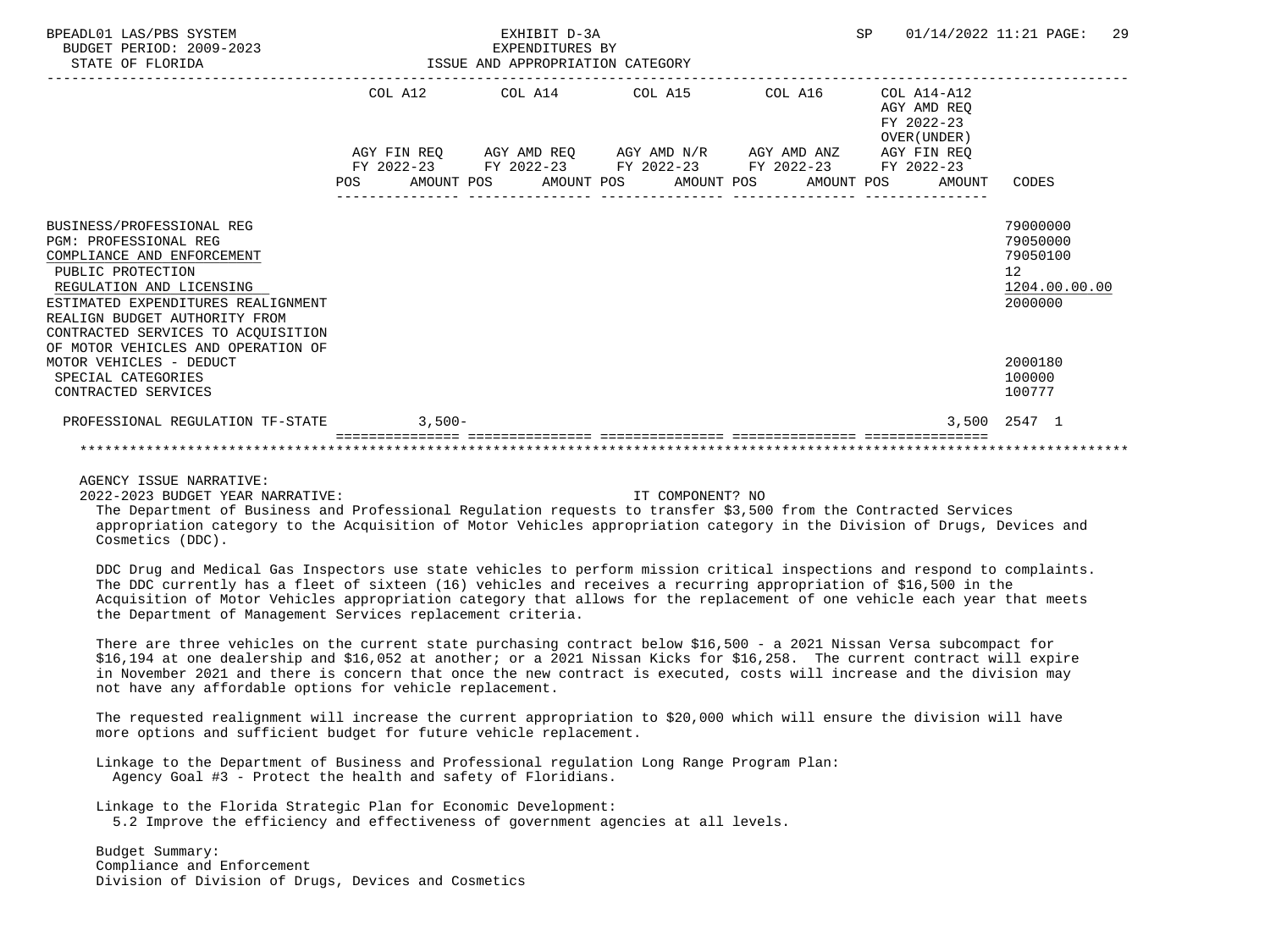BPEADL01 LAS/PBS SYSTEM — EXHIBIT D-3A — EXPENDITURES BY ISSUE AND APPROPRIATION CATEGORY
BUDGET PERIOD: 2009-2023 — STATE OF FLORIDA — SP 01/14/2022 11:21

| | COL A12 AGY FIN REQ FY 2022-23 POS AMOUNT | COL A14 AGY AMD REQ FY 2022-23 POS AMOUNT | COL A15 AGY AMD N/R FY 2022-23 POS AMOUNT | COL A16 AGY AMD ANZ FY 2022-23 POS AMOUNT | COL A14-A12 AGY AMD REQ FY 2022-23 OVER(UNDER) AGY FIN REQ FY 2022-23 POS AMOUNT | CODES |
|---|---|---|---|---|---|---|
| BUSINESS/PROFESSIONAL REG | | | | | | 79000000 |
| PGM: PROFESSIONAL REG | | | | | | 79050000 |
| COMPLIANCE AND ENFORCEMENT | | | | | | 79050100 |
| PUBLIC PROTECTION | | | | | | 12 |
| REGULATION AND LICENSING | | | | | | 1204.00.00.00 |
| ESTIMATED EXPENDITURES REALIGNMENT | | | | | | 2000000 |
| REALIGN BUDGET AUTHORITY FROM CONTRACTED SERVICES TO ACQUISITION OF MOTOR VEHICLES AND OPERATION OF MOTOR VEHICLES - DEDUCT | | | | | | 2000180 |
| SPECIAL CATEGORIES | | | | | | 100000 |
| CONTRACTED SERVICES | | | | | | 100777 |
| PROFESSIONAL REGULATION TF-STATE | 3,500- | | | | 3,500 | 2547 1 |

AGENCY ISSUE NARRATIVE:

2022-2023 BUDGET YEAR NARRATIVE: IT COMPONENT? NO

The Department of Business and Professional Regulation requests to transfer $3,500 from the Contracted Services appropriation category to the Acquisition of Motor Vehicles appropriation category in the Division of Drugs, Devices and Cosmetics (DDC).

DDC Drug and Medical Gas Inspectors use state vehicles to perform mission critical inspections and respond to complaints. The DDC currently has a fleet of sixteen (16) vehicles and receives a recurring appropriation of $16,500 in the Acquisition of Motor Vehicles appropriation category that allows for the replacement of one vehicle each year that meets the Department of Management Services replacement criteria.

There are three vehicles on the current state purchasing contract below $16,500 - a 2021 Nissan Versa subcompact for $16,194 at one dealership and $16,052 at another; or a 2021 Nissan Kicks for $16,258. The current contract will expire in November 2021 and there is concern that once the new contract is executed, costs will increase and the division may not have any affordable options for vehicle replacement.

The requested realignment will increase the current appropriation to $20,000 which will ensure the division will have more options and sufficient budget for future vehicle replacement.

Linkage to the Department of Business and Professional regulation Long Range Program Plan:
Agency Goal #3 - Protect the health and safety of Floridians.

Linkage to the Florida Strategic Plan for Economic Development:
5.2 Improve the efficiency and effectiveness of government agencies at all levels.

Budget Summary:
Compliance and Enforcement
Division of Division of Drugs, Devices and Cosmetics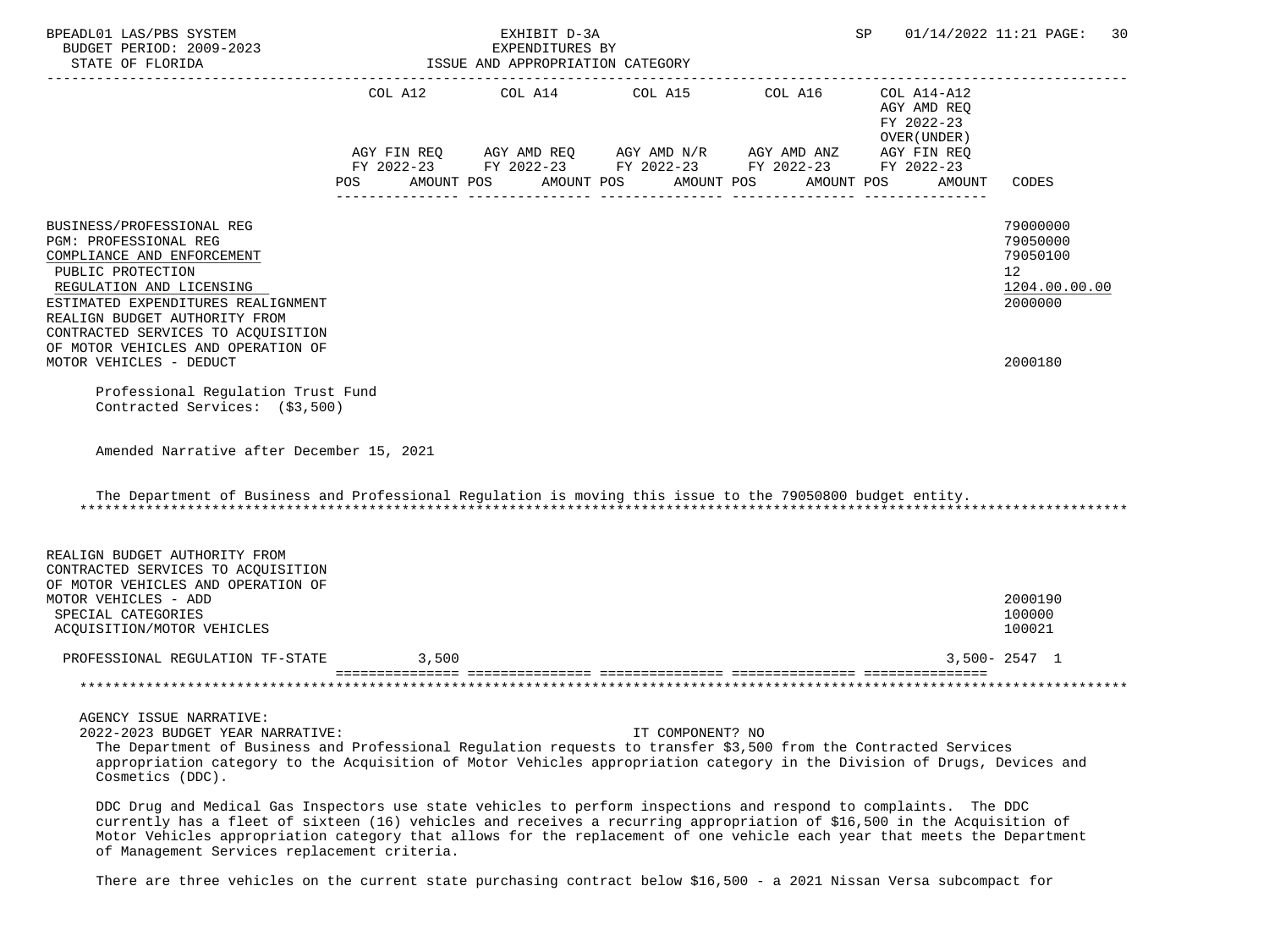BPEADL01 LAS/PBS SYSTEM — EXHIBIT D-3A — EXPENDITURES BY ISSUE AND APPROPRIATION CATEGORY
BUDGET PERIOD: 2009-2023
STATE OF FLORIDA
SP 01/14/2022 11:21

| | COL A12 AGY FIN REQ FY 2022-23 POS AMOUNT | COL A14 AGY AMD REQ FY 2022-23 POS AMOUNT | COL A15 AGY AMD N/R FY 2022-23 POS AMOUNT | COL A16 AGY AMD ANZ FY 2022-23 POS AMOUNT | COL A14-A12 AGY AMD REQ FY 2022-23 OVER(UNDER) AGY FIN REQ FY 2022-23 POS AMOUNT | CODES |
|---|---|---|---|---|---|---|
| BUSINESS/PROFESSIONAL REG | | | | | | 79000000 |
| PGM: PROFESSIONAL REG | | | | | | 79050000 |
| COMPLIANCE AND ENFORCEMENT | | | | | | 79050100 |
| PUBLIC PROTECTION | | | | | | 12 |
| REGULATION AND LICENSING | | | | | | 1204.00.00.00 |
| ESTIMATED EXPENDITURES REALIGNMENT | | | | | | 2000000 |
| REALIGN BUDGET AUTHORITY FROM CONTRACTED SERVICES TO ACQUISITION OF MOTOR VEHICLES AND OPERATION OF MOTOR VEHICLES - DEDUCT | | | | | | 2000180 |

Professional Regulation Trust Fund
Contracted Services: ($3,500)

Amended Narrative after December 15, 2021

The Department of Business and Professional Regulation is moving this issue to the 79050800 budget entity.

| | COL A12 | COL A14 | COL A15 | COL A16 | COL A14-A12 | CODES |
|---|---|---|---|---|---|---|
| REALIGN BUDGET AUTHORITY FROM CONTRACTED SERVICES TO ACQUISITION OF MOTOR VEHICLES AND OPERATION OF MOTOR VEHICLES - ADD | | | | | | 2000190 |
| SPECIAL CATEGORIES | | | | | | 100000 |
| ACQUISITION/MOTOR VEHICLES | | | | | | 100021 |
| PROFESSIONAL REGULATION TF-STATE | 3,500 | | | | 3,500- | 2547 1 |

AGENCY ISSUE NARRATIVE:
2022-2023 BUDGET YEAR NARRATIVE: IT COMPONENT? NO

The Department of Business and Professional Regulation requests to transfer $3,500 from the Contracted Services appropriation category to the Acquisition of Motor Vehicles appropriation category in the Division of Drugs, Devices and Cosmetics (DDC).

DDC Drug and Medical Gas Inspectors use state vehicles to perform inspections and respond to complaints. The DDC currently has a fleet of sixteen (16) vehicles and receives a recurring appropriation of $16,500 in the Acquisition of Motor Vehicles appropriation category that allows for the replacement of one vehicle each year that meets the Department of Management Services replacement criteria.

There are three vehicles on the current state purchasing contract below $16,500 - a 2021 Nissan Versa subcompact for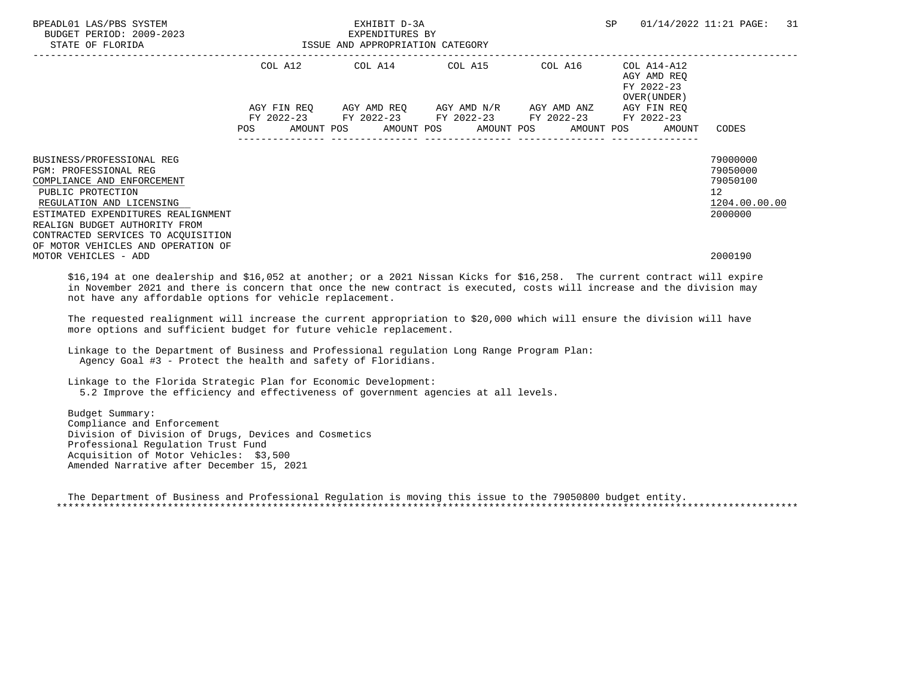| | COL A12 | COL A14 | COL A15 | COL A16 | COL A14-A12 AGY AMD REQ FY 2022-23 OVER(UNDER) | |
|---|---|---|---|---|---|---|
| | AGY FIN REQ FY 2022-23 | AGY AMD REQ FY 2022-23 | AGY AMD N/R FY 2022-23 | AGY AMD ANZ FY 2022-23 | AGY FIN REQ FY 2022-23 | |
| | POS AMOUNT | POS AMOUNT | POS AMOUNT | POS AMOUNT | POS AMOUNT | CODES |
| BUSINESS/PROFESSIONAL REG | | | | | | 79000000 |
| PGM: PROFESSIONAL REG | | | | | | 79050000 |
| COMPLIANCE AND ENFORCEMENT | | | | | | 79050100 |
| PUBLIC PROTECTION | | | | | | 12 |
| REGULATION AND LICENSING | | | | | | 1204.00.00.00 |
| ESTIMATED EXPENDITURES REALIGNMENT | | | | | | 2000000 |
| REALIGN BUDGET AUTHORITY FROM CONTRACTED SERVICES TO ACQUISITION OF MOTOR VEHICLES AND OPERATION OF MOTOR VEHICLES - ADD | | | | | | 2000190 |

$16,194 at one dealership and $16,052 at another; or a 2021 Nissan Kicks for $16,258. The current contract will expire in November 2021 and there is concern that once the new contract is executed, costs will increase and the division may not have any affordable options for vehicle replacement.

The requested realignment will increase the current appropriation to $20,000 which will ensure the division will have more options and sufficient budget for future vehicle replacement.

Linkage to the Department of Business and Professional regulation Long Range Program Plan:
  Agency Goal #3 - Protect the health and safety of Floridians.

Linkage to the Florida Strategic Plan for Economic Development:
  5.2 Improve the efficiency and effectiveness of government agencies at all levels.

Budget Summary:
Compliance and Enforcement
Division of Division of Drugs, Devices and Cosmetics
Professional Regulation Trust Fund
Acquisition of Motor Vehicles: $3,500
Amended Narrative after December 15, 2021

The Department of Business and Professional Regulation is moving this issue to the 79050800 budget entity.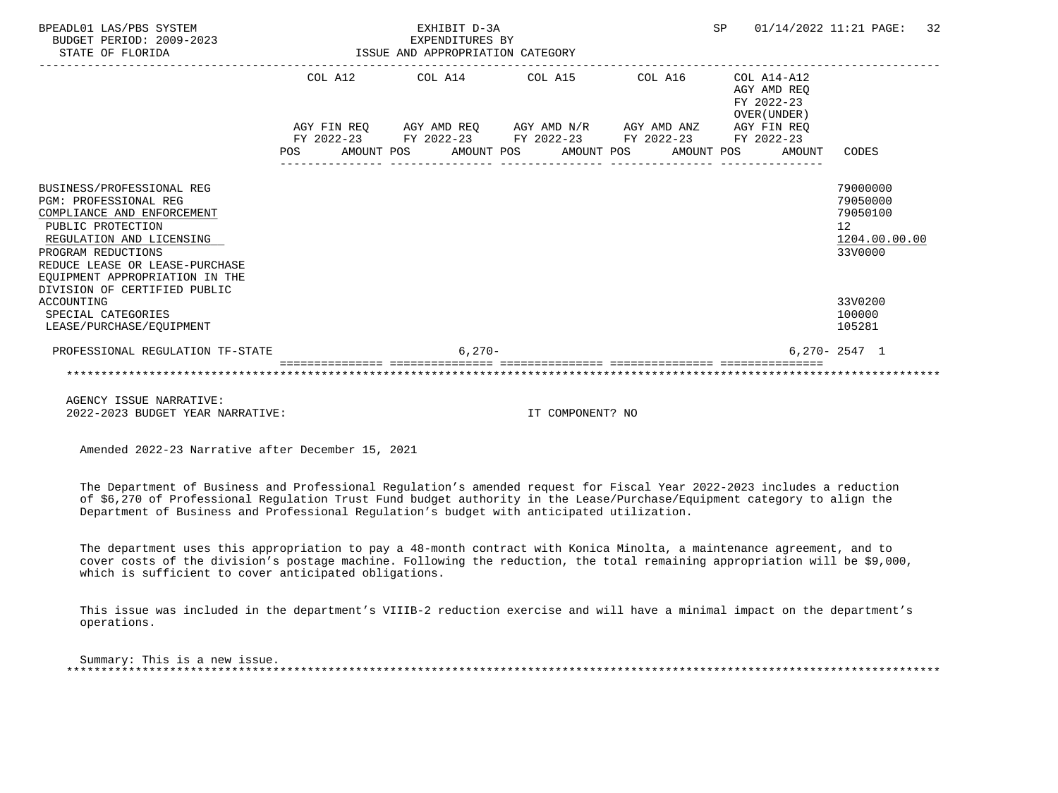BPEADL01 LAS/PBS SYSTEM — EXHIBIT D-3A — SP 01/14/2022 11:21

BUDGET PERIOD: 2009-2023 — EXPENDITURES BY

STATE OF FLORIDA — ISSUE AND APPROPRIATION CATEGORY

| | COL A12 AGY FIN REQ FY 2022-23 POS AMOUNT | COL A14 AGY AMD REQ FY 2022-23 POS AMOUNT | COL A15 AGY AMD N/R FY 2022-23 POS AMOUNT | COL A16 AGY AMD ANZ FY 2022-23 POS AMOUNT | COL A14-A12 AGY AMD REQ FY 2022-23 OVER(UNDER) AGY FIN REQ FY 2022-23 POS AMOUNT | CODES |
|---|---|---|---|---|---|---|
| BUSINESS/PROFESSIONAL REG | | | | | | 79000000 |
| PGM: PROFESSIONAL REG | | | | | | 79050000 |
| COMPLIANCE AND ENFORCEMENT | | | | | | 79050100 |
| PUBLIC PROTECTION | | | | | | 12 |
| REGULATION AND LICENSING | | | | | | 1204.00.00.00 |
| PROGRAM REDUCTIONS | | | | | | 33V0000 |
| REDUCE LEASE OR LEASE-PURCHASE EQUIPMENT APPROPRIATION IN THE DIVISION OF CERTIFIED PUBLIC ACCOUNTING | | | | | | 33V0200 |
| SPECIAL CATEGORIES | | | | | | 100000 |
| LEASE/PURCHASE/EQUIPMENT | | | | | | 105281 |
| PROFESSIONAL REGULATION TF-STATE | | 6,270- | | | 6,270- | 2547 1 |

AGENCY ISSUE NARRATIVE:

2022-2023 BUDGET YEAR NARRATIVE: IT COMPONENT? NO

Amended 2022-23 Narrative after December 15, 2021

The Department of Business and Professional Regulation's amended request for Fiscal Year 2022-2023 includes a reduction of $6,270 of Professional Regulation Trust Fund budget authority in the Lease/Purchase/Equipment category to align the Department of Business and Professional Regulation's budget with anticipated utilization.

The department uses this appropriation to pay a 48-month contract with Konica Minolta, a maintenance agreement, and to cover costs of the division's postage machine. Following the reduction, the total remaining appropriation will be $9,000, which is sufficient to cover anticipated obligations.

This issue was included in the department's VIIIB-2 reduction exercise and will have a minimal impact on the department's operations.

Summary: This is a new issue.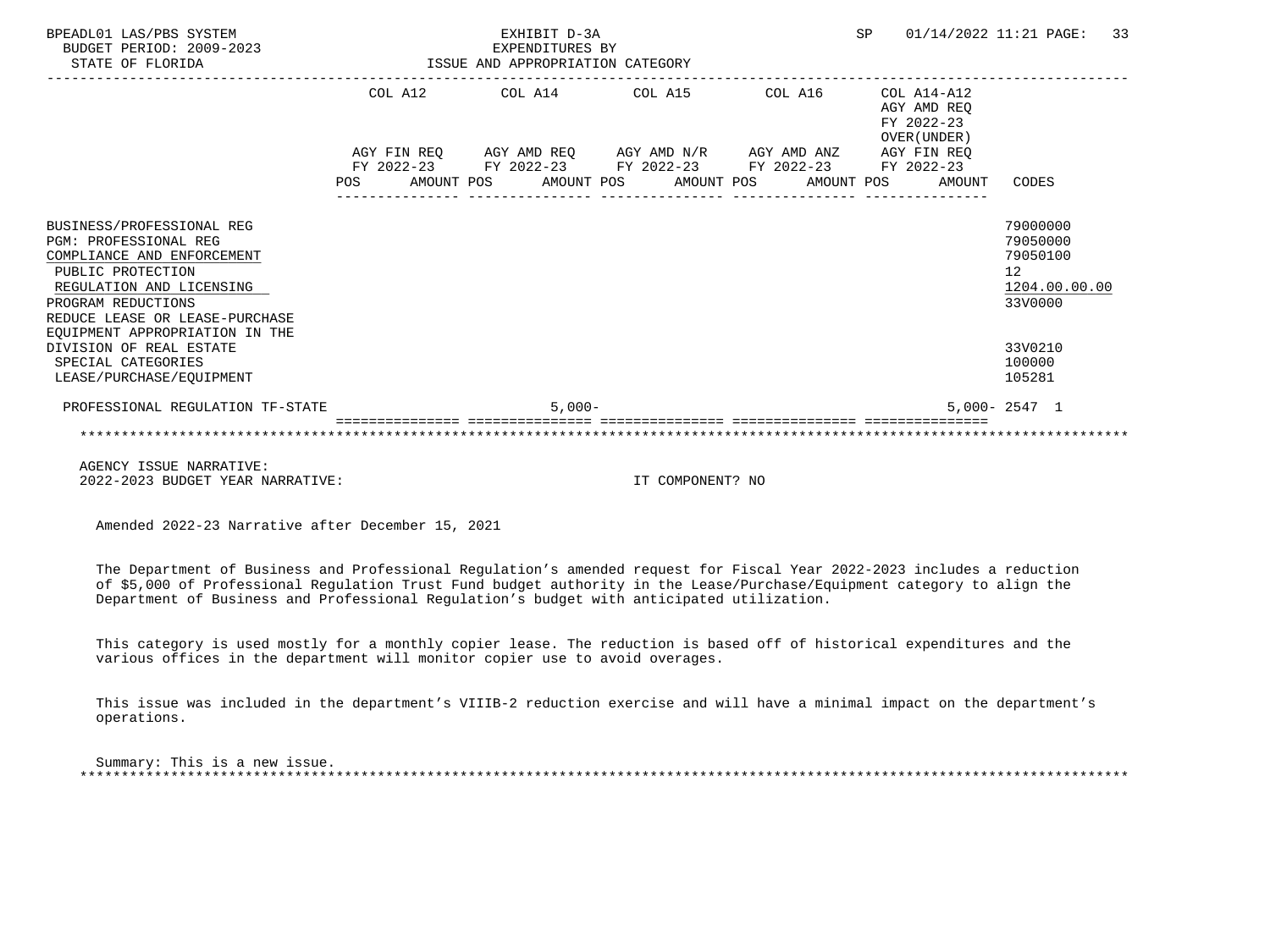BPEADL01 LAS/PBS SYSTEM | EXHIBIT D-3A | SP 01/14/2022 11:21
BUDGET PERIOD: 2009-2023 | EXPENDITURES BY
STATE OF FLORIDA | ISSUE AND APPROPRIATION CATEGORY

| | COL A12 AGY FIN REQ FY 2022-23 POS AMOUNT | COL A14 AGY AMD REQ FY 2022-23 POS AMOUNT | COL A15 AGY AMD N/R FY 2022-23 POS AMOUNT | COL A16 AGY AMD ANZ FY 2022-23 POS AMOUNT | COL A14-A12 AGY AMD REQ FY 2022-23 OVER(UNDER) AGY FIN REQ FY 2022-23 POS AMOUNT | CODES |
|---|---|---|---|---|---|---|
| BUSINESS/PROFESSIONAL REG | | | | | | 79000000 |
| PGM: PROFESSIONAL REG | | | | | | 79050000 |
| COMPLIANCE AND ENFORCEMENT | | | | | | 79050100 |
| PUBLIC PROTECTION | | | | | | 12 |
| REGULATION AND LICENSING | | | | | | 1204.00.00.00 |
| PROGRAM REDUCTIONS | | | | | | 33V0000 |
| REDUCE LEASE OR LEASE-PURCHASE EQUIPMENT APPROPRIATION IN THE DIVISION OF REAL ESTATE | | | | | | 33V0210 |
| SPECIAL CATEGORIES | | | | | | 100000 |
| LEASE/PURCHASE/EQUIPMENT | | | | | | 105281 |
| PROFESSIONAL REGULATION TF-STATE | | 5,000- | | | 5,000- | 2547 1 |

AGENCY ISSUE NARRATIVE:
2022-2023 BUDGET YEAR NARRATIVE: IT COMPONENT? NO

Amended 2022-23 Narrative after December 15, 2021

The Department of Business and Professional Regulation's amended request for Fiscal Year 2022-2023 includes a reduction of $5,000 of Professional Regulation Trust Fund budget authority in the Lease/Purchase/Equipment category to align the Department of Business and Professional Regulation's budget with anticipated utilization.

This category is used mostly for a monthly copier lease. The reduction is based off of historical expenditures and the various offices in the department will monitor copier use to avoid overages.

This issue was included in the department's VIIIB-2 reduction exercise and will have a minimal impact on the department's operations.

Summary: This is a new issue.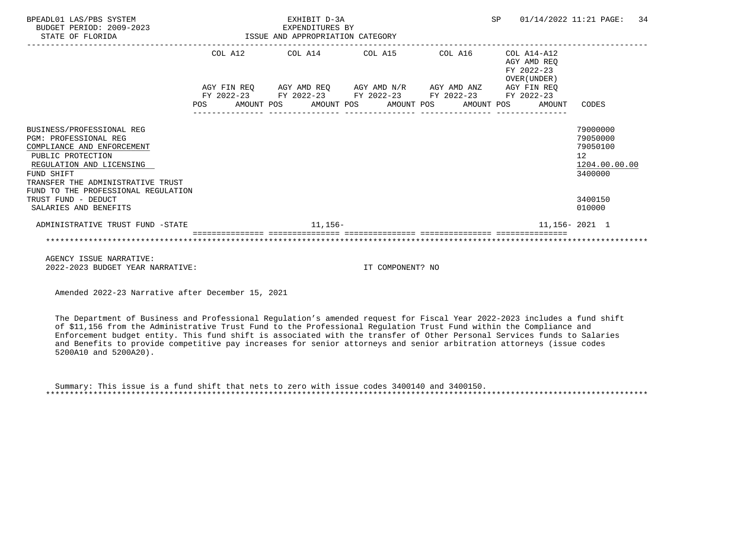BPEADL01 LAS/PBS SYSTEM | EXHIBIT D-3A | SP 01/14/2022 11:21

BUDGET PERIOD: 2009-2023 | EXPENDITURES BY

STATE OF FLORIDA | ISSUE AND APPROPRIATION CATEGORY

| | COL A12 AGY FIN REQ FY 2022-23 POS | AMOUNT | COL A14 AGY AMD REQ FY 2022-23 POS | AMOUNT | COL A15 AGY AMD N/R FY 2022-23 POS | AMOUNT | COL A16 AGY AMD ANZ FY 2022-23 POS | AMOUNT | COL A14-A12 AGY AMD REQ FY 2022-23 OVER(UNDER) AGY FIN REQ FY 2022-23 POS | AMOUNT | CODES |
|---|---|---|---|---|---|---|---|---|---|---|---|
| BUSINESS/PROFESSIONAL REG | | | | | | | | | | | 79000000 |
| PGM: PROFESSIONAL REG | | | | | | | | | | | 79050000 |
| COMPLIANCE AND ENFORCEMENT | | | | | | | | | | | 79050100 |
| PUBLIC PROTECTION | | | | | | | | | | | 12 |
| REGULATION AND LICENSING | | | | | | | | | | | 1204.00.00.00 |
| FUND SHIFT | | | | | | | | | | | 3400000 |
| TRANSFER THE ADMINISTRATIVE TRUST FUND TO THE PROFESSIONAL REGULATION TRUST FUND - DEDUCT | | | | | | | | | | | 3400150 |
| SALARIES AND BENEFITS | | | | | | | | | | | 010000 |
| ADMINISTRATIVE TRUST FUND -STATE | | | | 11,156- | | | | | | 11,156- | 2021 1 |

AGENCY ISSUE NARRATIVE:

2022-2023 BUDGET YEAR NARRATIVE: IT COMPONENT? NO

Amended 2022-23 Narrative after December 15, 2021

The Department of Business and Professional Regulation's amended request for Fiscal Year 2022-2023 includes a fund shift of $11,156 from the Administrative Trust Fund to the Professional Regulation Trust Fund within the Compliance and Enforcement budget entity. This fund shift is associated with the transfer of Other Personal Services funds to Salaries and Benefits to provide competitive pay increases for senior attorneys and senior arbitration attorneys (issue codes 5200A10 and 5200A20).

Summary: This issue is a fund shift that nets to zero with issue codes 3400140 and 3400150.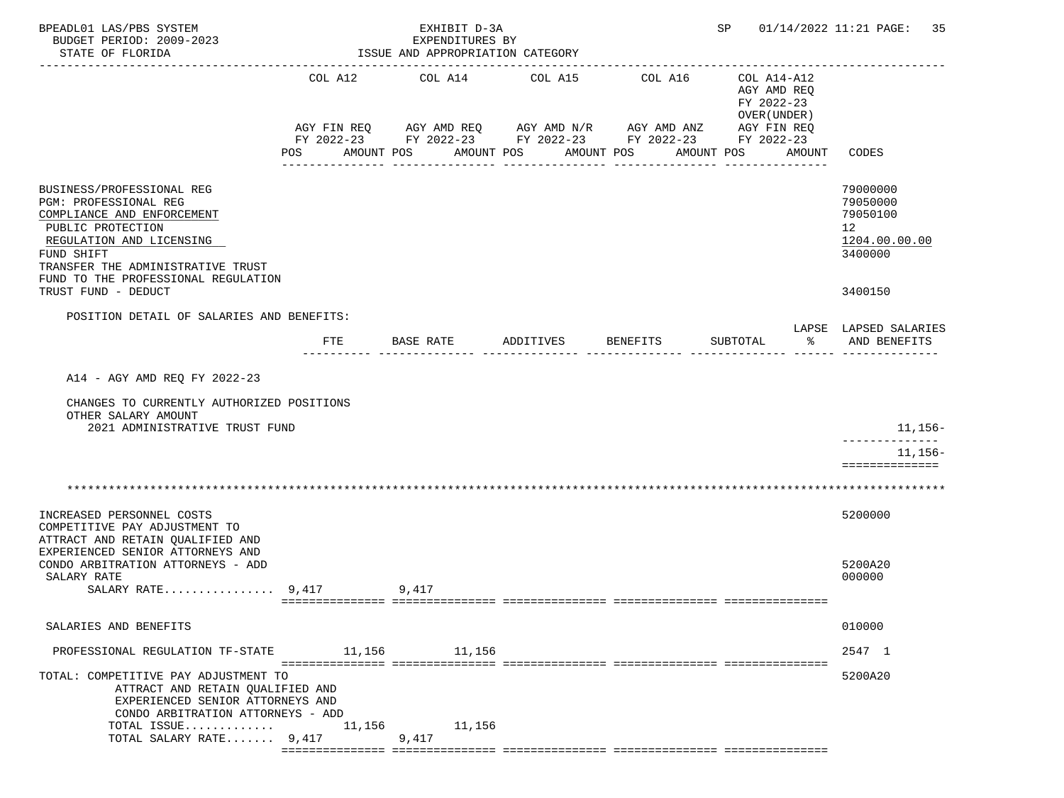BPEADL01 LAS/PBS SYSTEM — EXHIBIT D-3A — EXPENDITURES BY ISSUE AND APPROPRIATION CATEGORY — SP 01/14/2022 11:21
BUDGET PERIOD: 2009-2023
STATE OF FLORIDA

| | COL A12 AGY FIN REQ FY 2022-23 POS AMOUNT | COL A14 AGY AMD REQ FY 2022-23 POS AMOUNT | COL A15 AGY AMD N/R FY 2022-23 POS AMOUNT | COL A16 AGY AMD ANZ FY 2022-23 POS AMOUNT | COL A14-A12 AGY AMD REQ FY 2022-23 OVER(UNDER) AGY FIN REQ FY 2022-23 POS AMOUNT | CODES |
|---|---|---|---|---|---|---|
| BUSINESS/PROFESSIONAL REG | | | | | | 79000000 |
| PGM: PROFESSIONAL REG | | | | | | 79050000 |
| COMPLIANCE AND ENFORCEMENT | | | | | | 79050100 |
| PUBLIC PROTECTION | | | | | | 12 |
| REGULATION AND LICENSING | | | | | | 1204.00.00.00 |
| FUND SHIFT | | | | | | 3400000 |
| TRANSFER THE ADMINISTRATIVE TRUST FUND TO THE PROFESSIONAL REGULATION TRUST FUND - DEDUCT | | | | | | 3400150 |

POSITION DETAIL OF SALARIES AND BENEFITS:

| | FTE | BASE RATE | ADDITIVES | BENEFITS | SUBTOTAL | LAPSE % | LAPSED SALARIES AND BENEFITS |
|---|---|---|---|---|---|---|---|
| A14 - AGY AMD REQ FY 2022-23 | | | | | | | |
| CHANGES TO CURRENTLY AUTHORIZED POSITIONS | | | | | | | |
| OTHER SALARY AMOUNT | | | | | | | |
| 2021 ADMINISTRATIVE TRUST FUND | | | | | | | 11,156- |
| | | | | | | | 11,156- |

| | COL A12 AGY FIN REQ FY 2022-23 POS AMOUNT | COL A14 AGY AMD REQ FY 2022-23 POS AMOUNT | COL A15 AGY AMD N/R FY 2022-23 POS AMOUNT | COL A16 AGY AMD ANZ FY 2022-23 POS AMOUNT | COL A14-A12 AGY AMD REQ FY 2022-23 OVER(UNDER) AGY FIN REQ FY 2022-23 POS AMOUNT | CODES |
|---|---|---|---|---|---|---|
| INCREASED PERSONNEL COSTS | | | | | | 5200000 |
| COMPETITIVE PAY ADJUSTMENT TO ATTRACT AND RETAIN QUALIFIED AND EXPERIENCED SENIOR ATTORNEYS AND CONDO ARBITRATION ATTORNEYS - ADD | | | | | | 5200A20 |
| SALARY RATE | | | | | | 000000 |
| SALARY RATE................ | 9,417 | 9,417 | | | | |
| SALARIES AND BENEFITS | | | | | | 010000 |
| PROFESSIONAL REGULATION TF-STATE | 11,156 | 11,156 | | | | 2547 1 |
| TOTAL: COMPETITIVE PAY ADJUSTMENT TO ATTRACT AND RETAIN QUALIFIED AND EXPERIENCED SENIOR ATTORNEYS AND CONDO ARBITRATION ATTORNEYS - ADD | | | | | | 5200A20 |
| TOTAL ISSUE............. | 11,156 | 11,156 | | | | |
| TOTAL SALARY RATE....... | 9,417 | 9,417 | | | | |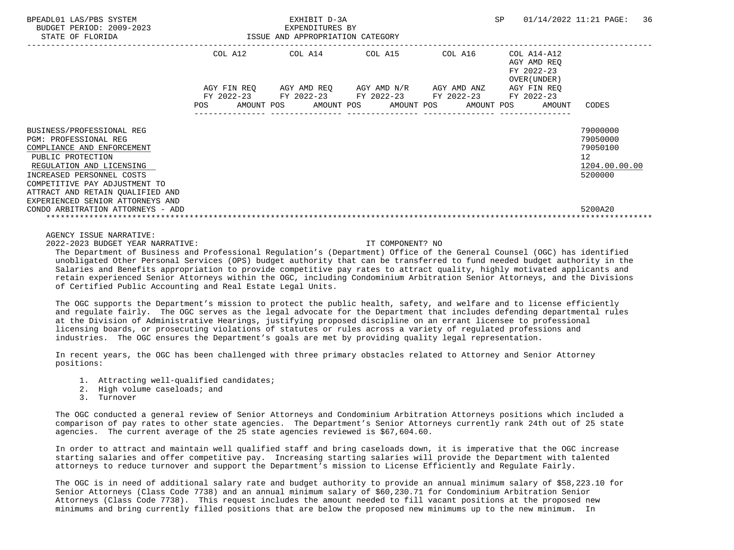EXHIBIT D-3A
EXPENDITURES BY
ISSUE AND APPROPRIATION CATEGORY

BUDGET PERIOD: 2009-2023
STATE OF FLORIDA

| | COL A12 AGY FIN REQ FY 2022-23 POS AMOUNT | COL A14 AGY AMD REQ FY 2022-23 POS AMOUNT | COL A15 AGY AMD N/R FY 2022-23 POS AMOUNT | COL A16 AGY AMD ANZ FY 2022-23 POS AMOUNT | COL A14-A12 AGY AMD REQ FY 2022-23 OVER(UNDER) AGY FIN REQ FY 2022-23 POS AMOUNT | CODES |
|---|---|---|---|---|---|---|
| BUSINESS/PROFESSIONAL REG | | | | | | 79000000 |
| PGM: PROFESSIONAL REG | | | | | | 79050000 |
| COMPLIANCE AND ENFORCEMENT | | | | | | 79050100 |
| PUBLIC PROTECTION | | | | | | 12 |
| REGULATION AND LICENSING | | | | | | 1204.00.00.00 |
| INCREASED PERSONNEL COSTS | | | | | | 5200000 |
| COMPETITIVE PAY ADJUSTMENT TO ATTRACT AND RETAIN QUALIFIED AND EXPERIENCED SENIOR ATTORNEYS AND CONDO ARBITRATION ATTORNEYS - ADD | | | | | | 5200A20 |

AGENCY ISSUE NARRATIVE:

2022-2023 BUDGET YEAR NARRATIVE: IT COMPONENT? NO

The Department of Business and Professional Regulation's (Department) Office of the General Counsel (OGC) has identified unobligated Other Personal Services (OPS) budget authority that can be transferred to fund needed budget authority in the Salaries and Benefits appropriation to provide competitive pay rates to attract quality, highly motivated applicants and retain experienced Senior Attorneys within the OGC, including Condominium Arbitration Senior Attorneys, and the Divisions of Certified Public Accounting and Real Estate Legal Units.

The OGC supports the Department's mission to protect the public health, safety, and welfare and to license efficiently and regulate fairly. The OGC serves as the legal advocate for the Department that includes defending departmental rules at the Division of Administrative Hearings, justifying proposed discipline on an errant licensee to professional licensing boards, or prosecuting violations of statutes or rules across a variety of regulated professions and industries. The OGC ensures the Department's goals are met by providing quality legal representation.

In recent years, the OGC has been challenged with three primary obstacles related to Attorney and Senior Attorney positions:

1. Attracting well-qualified candidates;
2. High volume caseloads; and
3. Turnover

The OGC conducted a general review of Senior Attorneys and Condominium Arbitration Attorneys positions which included a comparison of pay rates to other state agencies. The Department's Senior Attorneys currently rank 24th out of 25 state agencies. The current average of the 25 state agencies reviewed is $67,604.60.

In order to attract and maintain well qualified staff and bring caseloads down, it is imperative that the OGC increase starting salaries and offer competitive pay. Increasing starting salaries will provide the Department with talented attorneys to reduce turnover and support the Department's mission to License Efficiently and Regulate Fairly.

The OGC is in need of additional salary rate and budget authority to provide an annual minimum salary of $58,223.10 for Senior Attorneys (Class Code 7738) and an annual minimum salary of $60,230.71 for Condominium Arbitration Senior Attorneys (Class Code 7738). This request includes the amount needed to fill vacant positions at the proposed new minimums and bring currently filled positions that are below the proposed new minimums up to the new minimum. In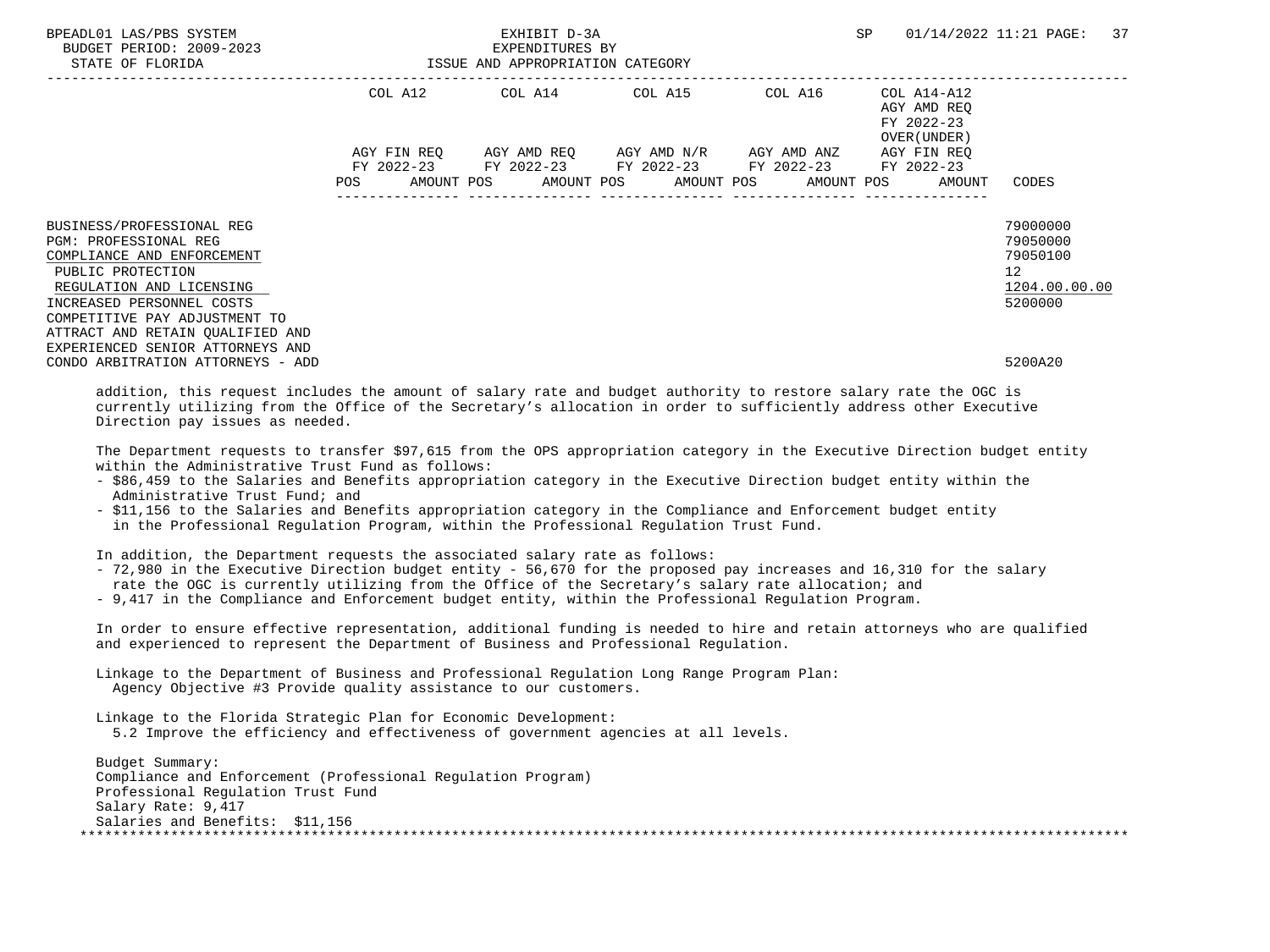BPEADL01 LAS/PBS SYSTEM — EXHIBIT D-3A — EXPENDITURES BY ISSUE AND APPROPRIATION CATEGORY

BUDGET PERIOD: 2009-2023
STATE OF FLORIDA

| | COL A12 AGY FIN REQ FY 2022-23 POS AMOUNT | COL A14 AGY AMD REQ FY 2022-23 POS AMOUNT | COL A15 AGY AMD N/R FY 2022-23 POS AMOUNT | COL A16 AGY AMD ANZ FY 2022-23 POS AMOUNT | COL A14-A12 AGY AMD REQ FY 2022-23 OVER(UNDER) AGY FIN REQ FY 2022-23 POS AMOUNT | CODES |
|---|---|---|---|---|---|---|
| BUSINESS/PROFESSIONAL REG | | | | | | 79000000 |
| PGM: PROFESSIONAL REG | | | | | | 79050000 |
| COMPLIANCE AND ENFORCEMENT | | | | | | 79050100 |
| PUBLIC PROTECTION | | | | | | 12 |
| REGULATION AND LICENSING | | | | | | 1204.00.00.00 |
| INCREASED PERSONNEL COSTS | | | | | | 5200000 |
| COMPETITIVE PAY ADJUSTMENT TO ATTRACT AND RETAIN QUALIFIED AND EXPERIENCED SENIOR ATTORNEYS AND CONDO ARBITRATION ATTORNEYS - ADD | | | | | | 5200A20 |

addition, this request includes the amount of salary rate and budget authority to restore salary rate the OGC is currently utilizing from the Office of the Secretary's allocation in order to sufficiently address other Executive Direction pay issues as needed.

The Department requests to transfer $97,615 from the OPS appropriation category in the Executive Direction budget entity within the Administrative Trust Fund as follows:

- $86,459 to the Salaries and Benefits appropriation category in the Executive Direction budget entity within the Administrative Trust Fund; and
- $11,156 to the Salaries and Benefits appropriation category in the Compliance and Enforcement budget entity in the Professional Regulation Program, within the Professional Regulation Trust Fund.

In addition, the Department requests the associated salary rate as follows:

- 72,980 in the Executive Direction budget entity - 56,670 for the proposed pay increases and 16,310 for the salary rate the OGC is currently utilizing from the Office of the Secretary's salary rate allocation; and
- 9,417 in the Compliance and Enforcement budget entity, within the Professional Regulation Program.

In order to ensure effective representation, additional funding is needed to hire and retain attorneys who are qualified and experienced to represent the Department of Business and Professional Regulation.

Linkage to the Department of Business and Professional Regulation Long Range Program Plan:
Agency Objective #3 Provide quality assistance to our customers.

Linkage to the Florida Strategic Plan for Economic Development:
5.2 Improve the efficiency and effectiveness of government agencies at all levels.

Budget Summary:
Compliance and Enforcement (Professional Regulation Program)
Professional Regulation Trust Fund
Salary Rate: 9,417
Salaries and Benefits: $11,156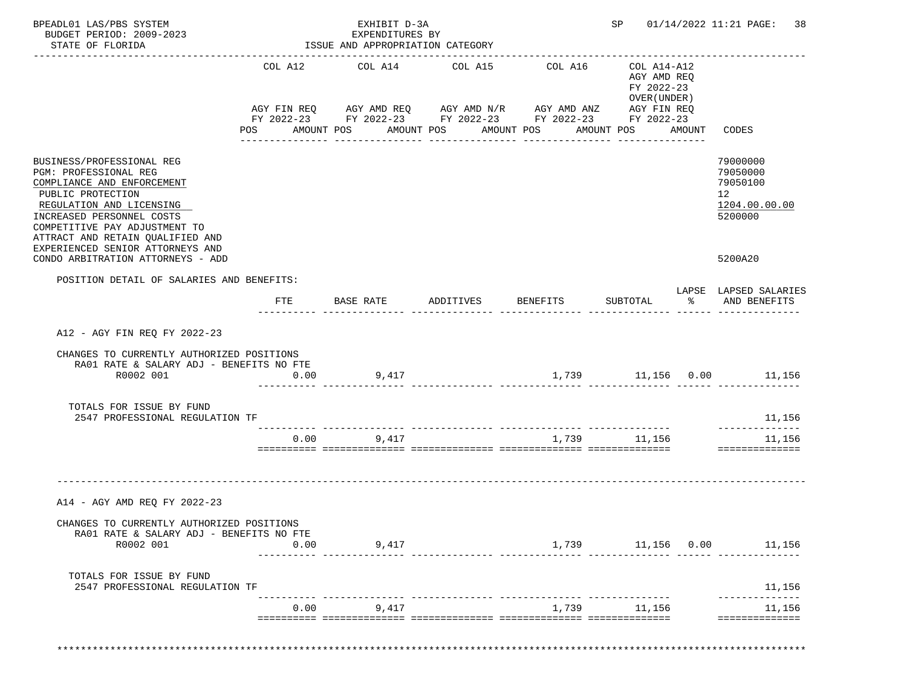BPEADL01 LAS/PBS SYSTEM — EXHIBIT D-3A — SP 01/14/2022 11:21

BUDGET PERIOD: 2009-2023 — EXPENDITURES BY

STATE OF FLORIDA — ISSUE AND APPROPRIATION CATEGORY

| | COL A12 AGY FIN REQ FY 2022-23 POS AMOUNT | COL A14 AGY AMD REQ FY 2022-23 POS AMOUNT | COL A15 AGY AMD N/R FY 2022-23 POS AMOUNT | COL A16 AGY AMD ANZ FY 2022-23 POS AMOUNT | COL A14-A12 AGY AMD REQ FY 2022-23 OVER(UNDER) AGY FIN REQ FY 2022-23 POS AMOUNT | CODES |
|---|---|---|---|---|---|---|
| BUSINESS/PROFESSIONAL REG | | | | | | 79000000 |
| PGM: PROFESSIONAL REG | | | | | | 79050000 |
| COMPLIANCE AND ENFORCEMENT | | | | | | 79050100 |
| PUBLIC PROTECTION | | | | | | 12 |
| REGULATION AND LICENSING | | | | | | 1204.00.00.00 |
| INCREASED PERSONNEL COSTS | | | | | | 5200000 |
| COMPETITIVE PAY ADJUSTMENT TO ATTRACT AND RETAIN QUALIFIED AND EXPERIENCED SENIOR ATTORNEYS AND CONDO ARBITRATION ATTORNEYS - ADD | | | | | | 5200A20 |

POSITION DETAIL OF SALARIES AND BENEFITS:

| | FTE | BASE RATE | ADDITIVES | BENEFITS | SUBTOTAL | LAPSE % | LAPSED SALARIES AND BENEFITS |
|---|---|---|---|---|---|---|---|
| **A12 - AGY FIN REQ FY 2022-23** | | | | | | | |
| CHANGES TO CURRENTLY AUTHORIZED POSITIONS | | | | | | | |
| RA01 RATE & SALARY ADJ - BENEFITS NO FTE | | | | | | | |
| R0002 001 | 0.00 | 9,417 | | 1,739 | 11,156 | 0.00 | 11,156 |
| TOTALS FOR ISSUE BY FUND | | | | | | | |
| 2547 PROFESSIONAL REGULATION TF | | | | | | | 11,156 |
| | 0.00 | 9,417 | | 1,739 | 11,156 | | 11,156 |
| **A14 - AGY AMD REQ FY 2022-23** | | | | | | | |
| CHANGES TO CURRENTLY AUTHORIZED POSITIONS | | | | | | | |
| RA01 RATE & SALARY ADJ - BENEFITS NO FTE | | | | | | | |
| R0002 001 | 0.00 | 9,417 | | 1,739 | 11,156 | 0.00 | 11,156 |
| TOTALS FOR ISSUE BY FUND | | | | | | | |
| 2547 PROFESSIONAL REGULATION TF | | | | | | | 11,156 |
| | 0.00 | 9,417 | | 1,739 | 11,156 | | 11,156 |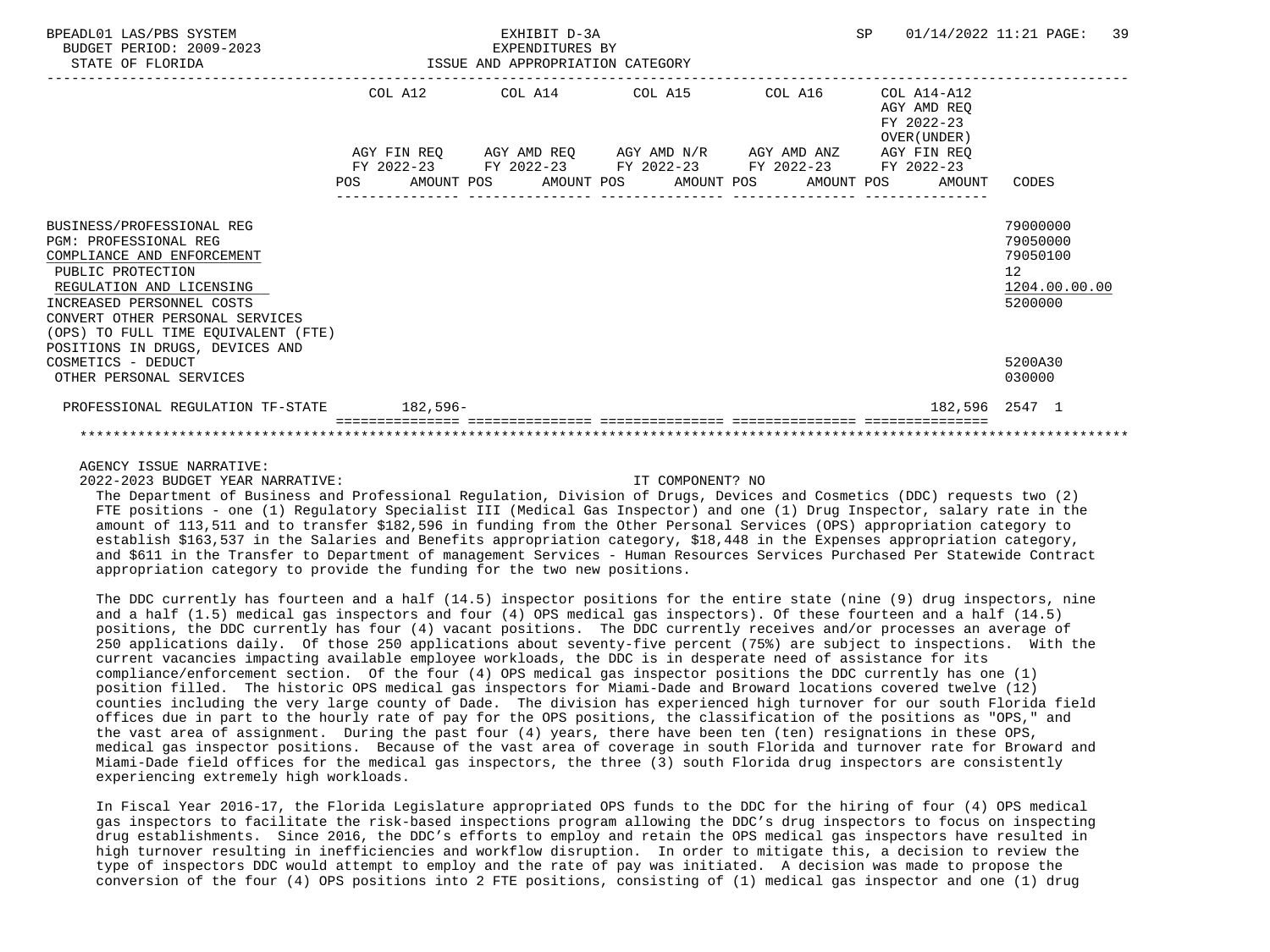| | COL A12 AGY FIN REQ FY 2022-23 POS AMOUNT | COL A14 AGY AMD REQ FY 2022-23 POS AMOUNT | COL A15 AGY AMD N/R FY 2022-23 POS AMOUNT | COL A16 AGY AMD ANZ FY 2022-23 POS AMOUNT | COL A14-A12 AGY AMD REQ FY 2022-23 OVER(UNDER) AGY FIN REQ FY 2022-23 POS AMOUNT | CODES |
|---|---|---|---|---|---|---|
| BUSINESS/PROFESSIONAL REG | | | | | | 79000000 |
| PGM: PROFESSIONAL REG | | | | | | 79050000 |
| COMPLIANCE AND ENFORCEMENT | | | | | | 79050100 |
| PUBLIC PROTECTION | | | | | | 12 |
| REGULATION AND LICENSING | | | | | | 1204.00.00.00 |
| INCREASED PERSONNEL COSTS | | | | | | 5200000 |
| CONVERT OTHER PERSONAL SERVICES (OPS) TO FULL TIME EQUIVALENT (FTE) POSITIONS IN DRUGS, DEVICES AND COSMETICS - DEDUCT | | | | | | 5200A30 |
| OTHER PERSONAL SERVICES | | | | | | 030000 |
| PROFESSIONAL REGULATION TF-STATE | 182,596- | | | | 182,596 | 2547 1 |

AGENCY ISSUE NARRATIVE:

2022-2023 BUDGET YEAR NARRATIVE: IT COMPONENT? NO

The Department of Business and Professional Regulation, Division of Drugs, Devices and Cosmetics (DDC) requests two (2) FTE positions - one (1) Regulatory Specialist III (Medical Gas Inspector) and one (1) Drug Inspector, salary rate in the amount of 113,511 and to transfer $182,596 in funding from the Other Personal Services (OPS) appropriation category to establish $163,537 in the Salaries and Benefits appropriation category, $18,448 in the Expenses appropriation category, and $611 in the Transfer to Department of management Services - Human Resources Services Purchased Per Statewide Contract appropriation category to provide the funding for the two new positions.

The DDC currently has fourteen and a half (14.5) inspector positions for the entire state (nine (9) drug inspectors, nine and a half (1.5) medical gas inspectors and four (4) OPS medical gas inspectors). Of these fourteen and a half (14.5) positions, the DDC currently has four (4) vacant positions. The DDC currently receives and/or processes an average of 250 applications daily. Of those 250 applications about seventy-five percent (75%) are subject to inspections. With the current vacancies impacting available employee workloads, the DDC is in desperate need of assistance for its compliance/enforcement section. Of the four (4) OPS medical gas inspector positions the DDC currently has one (1) position filled. The historic OPS medical gas inspectors for Miami-Dade and Broward locations covered twelve (12) counties including the very large county of Dade. The division has experienced high turnover for our south Florida field offices due in part to the hourly rate of pay for the OPS positions, the classification of the positions as "OPS," and the vast area of assignment. During the past four (4) years, there have been ten (ten) resignations in these OPS, medical gas inspector positions. Because of the vast area of coverage in south Florida and turnover rate for Broward and Miami-Dade field offices for the medical gas inspectors, the three (3) south Florida drug inspectors are consistently experiencing extremely high workloads.

In Fiscal Year 2016-17, the Florida Legislature appropriated OPS funds to the DDC for the hiring of four (4) OPS medical gas inspectors to facilitate the risk-based inspections program allowing the DDC's drug inspectors to focus on inspecting drug establishments. Since 2016, the DDC's efforts to employ and retain the OPS medical gas inspectors have resulted in high turnover resulting in inefficiencies and workflow disruption. In order to mitigate this, a decision to review the type of inspectors DDC would attempt to employ and the rate of pay was initiated. A decision was made to propose the conversion of the four (4) OPS positions into 2 FTE positions, consisting of (1) medical gas inspector and one (1) drug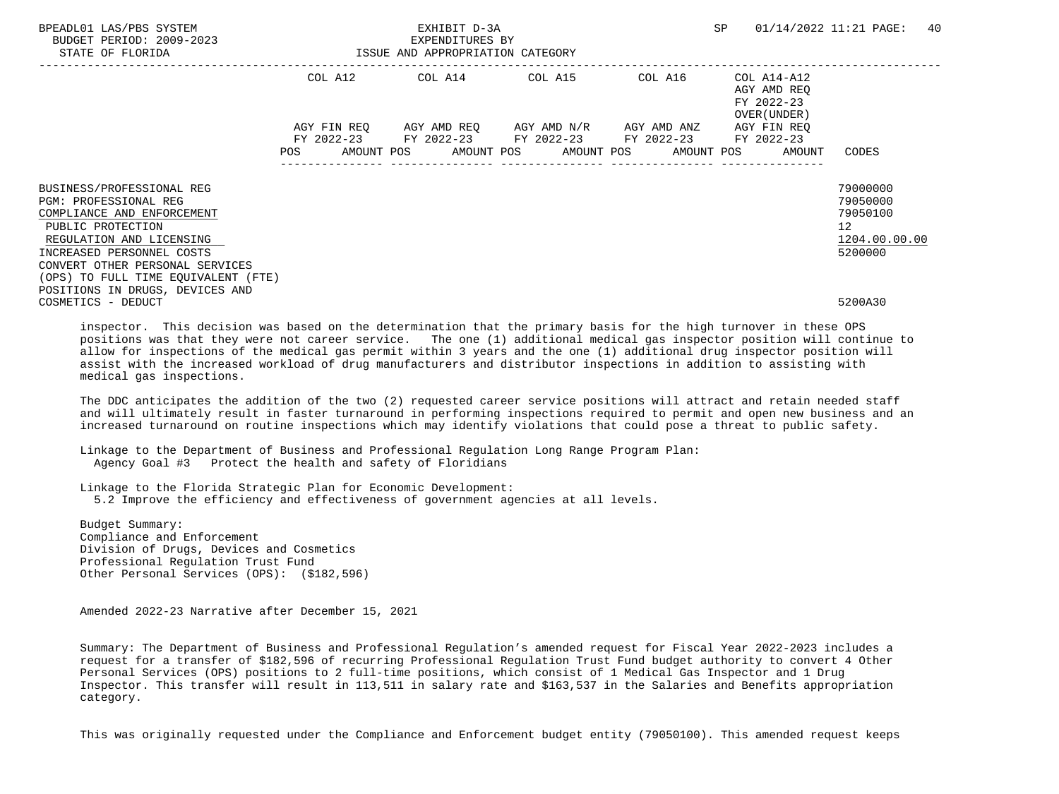| | COL A12 | COL A14 | COL A15 | COL A16 | COL A14-A12 AGY AMD REQ FY 2022-23 OVER(UNDER) | |
|---|---|---|---|---|---|---|
| | AGY FIN REQ FY 2022-23 | AGY AMD REQ FY 2022-23 | AGY AMD N/R FY 2022-23 | AGY AMD ANZ FY 2022-23 | AGY FIN REQ FY 2022-23 | |
| | POS AMOUNT | POS AMOUNT | POS AMOUNT | POS AMOUNT | POS AMOUNT | CODES |
| BUSINESS/PROFESSIONAL REG | | | | | | 79000000 |
| PGM: PROFESSIONAL REG | | | | | | 79050000 |
| COMPLIANCE AND ENFORCEMENT | | | | | | 79050100 |
| PUBLIC PROTECTION | | | | | | 12 |
| REGULATION AND LICENSING | | | | | | 1204.00.00.00 |
| INCREASED PERSONNEL COSTS | | | | | | 5200000 |
| CONVERT OTHER PERSONAL SERVICES (OPS) TO FULL TIME EQUIVALENT (FTE) POSITIONS IN DRUGS, DEVICES AND COSMETICS - DEDUCT | | | | | | 5200A30 |

inspector. This decision was based on the determination that the primary basis for the high turnover in these OPS positions was that they were not career service. The one (1) additional medical gas inspector position will continue to allow for inspections of the medical gas permit within 3 years and the one (1) additional drug inspector position will assist with the increased workload of drug manufacturers and distributor inspections in addition to assisting with medical gas inspections.

The DDC anticipates the addition of the two (2) requested career service positions will attract and retain needed staff and will ultimately result in faster turnaround in performing inspections required to permit and open new business and an increased turnaround on routine inspections which may identify violations that could pose a threat to public safety.

Linkage to the Department of Business and Professional Regulation Long Range Program Plan:
Agency Goal #3 Protect the health and safety of Floridians

Linkage to the Florida Strategic Plan for Economic Development:
5.2 Improve the efficiency and effectiveness of government agencies at all levels.

Budget Summary:
Compliance and Enforcement
Division of Drugs, Devices and Cosmetics
Professional Regulation Trust Fund
Other Personal Services (OPS): ($182,596)

Amended 2022-23 Narrative after December 15, 2021

Summary: The Department of Business and Professional Regulation's amended request for Fiscal Year 2022-2023 includes a request for a transfer of $182,596 of recurring Professional Regulation Trust Fund budget authority to convert 4 Other Personal Services (OPS) positions to 2 full-time positions, which consist of 1 Medical Gas Inspector and 1 Drug Inspector. This transfer will result in 113,511 in salary rate and $163,537 in the Salaries and Benefits appropriation category.

This was originally requested under the Compliance and Enforcement budget entity (79050100). This amended request keeps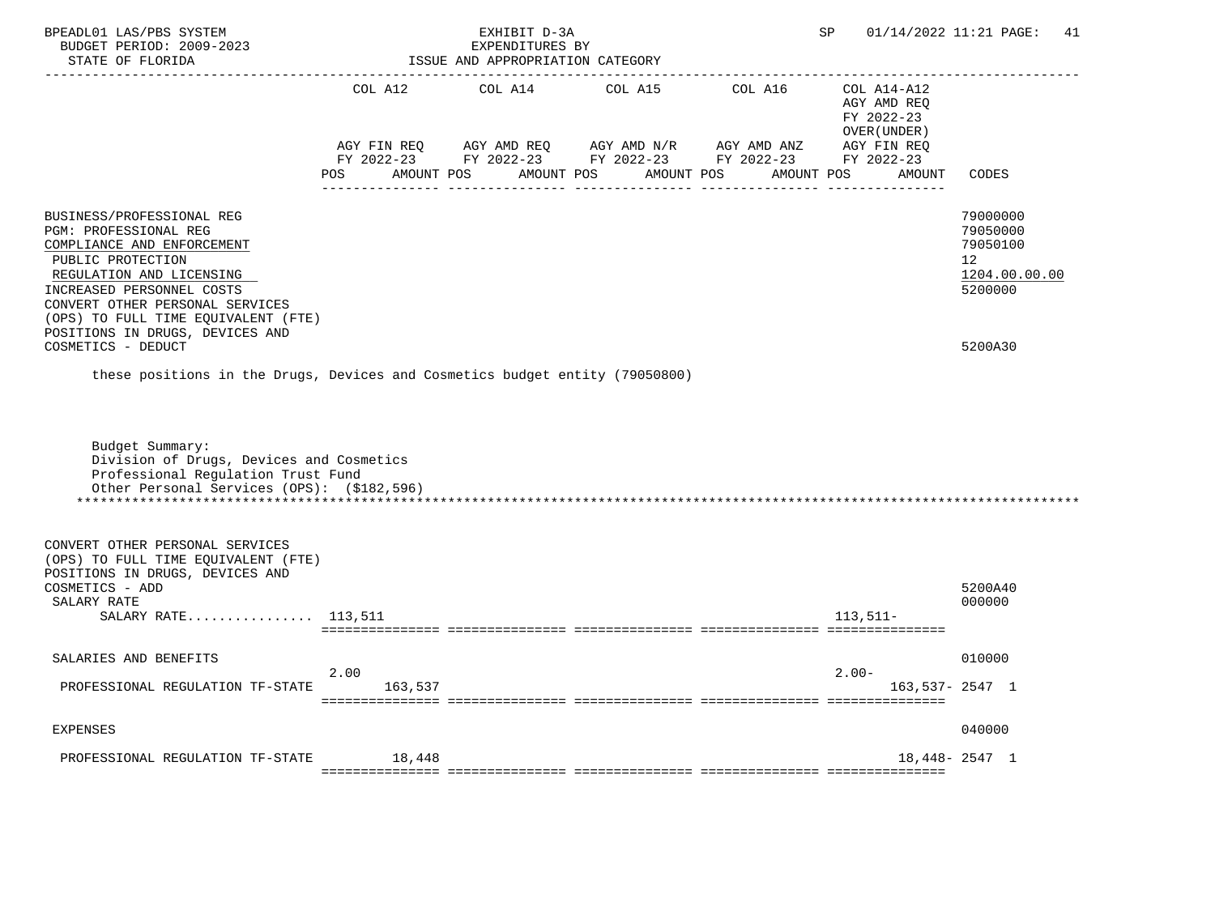BPEADL01 LAS/PBS SYSTEM | EXHIBIT D-3A | SP 01/14/2022 11:21 PAGE: 41
BUDGET PERIOD: 2009-2023 | EXPENDITURES BY
STATE OF FLORIDA | ISSUE AND APPROPRIATION CATEGORY

| | COL A12 AGY FIN REQ FY 2022-23 POS AMOUNT | COL A14 AGY AMD REQ FY 2022-23 POS AMOUNT | COL A15 AGY AMD N/R FY 2022-23 POS AMOUNT | COL A16 AGY AMD ANZ FY 2022-23 POS AMOUNT | COL A14-A12 AGY AMD REQ FY 2022-23 OVER(UNDER) AGY FIN REQ FY 2022-23 POS AMOUNT | CODES |
|---|---|---|---|---|---|---|
| BUSINESS/PROFESSIONAL REG | | | | | | 79000000 |
| PGM: PROFESSIONAL REG | | | | | | 79050000 |
| COMPLIANCE AND ENFORCEMENT | | | | | | 79050100 |
| PUBLIC PROTECTION | | | | | | 12 |
| REGULATION AND LICENSING | | | | | | 1204.00.00.00 |
| INCREASED PERSONNEL COSTS | | | | | | 5200000 |
| CONVERT OTHER PERSONAL SERVICES (OPS) TO FULL TIME EQUIVALENT (FTE) POSITIONS IN DRUGS, DEVICES AND COSMETICS - DEDUCT | | | | | | 5200A30 |

these positions in the Drugs, Devices and Cosmetics budget entity (79050800)

Budget Summary:
Division of Drugs, Devices and Cosmetics
Professional Regulation Trust Fund
Other Personal Services (OPS): ($182,596)

| | COL A12 | COL A14 | COL A15 | COL A16 | COL A14-A12 | CODES |
|---|---|---|---|---|---|---|
| CONVERT OTHER PERSONAL SERVICES (OPS) TO FULL TIME EQUIVALENT (FTE) POSITIONS IN DRUGS, DEVICES AND COSMETICS - ADD | | | | | | 5200A40 |
| SALARY RATE | | | | | | 000000 |
| SALARY RATE................ | 113,511 | | | | 113,511- | |
| SALARIES AND BENEFITS | | | | | | 010000 |
| PROFESSIONAL REGULATION TF-STATE | 2.00 163,537 | | | | 2.00- 163,537- | 2547 1 |
| EXPENSES | | | | | | 040000 |
| PROFESSIONAL REGULATION TF-STATE | 18,448 | | | | 18,448- | 2547 1 |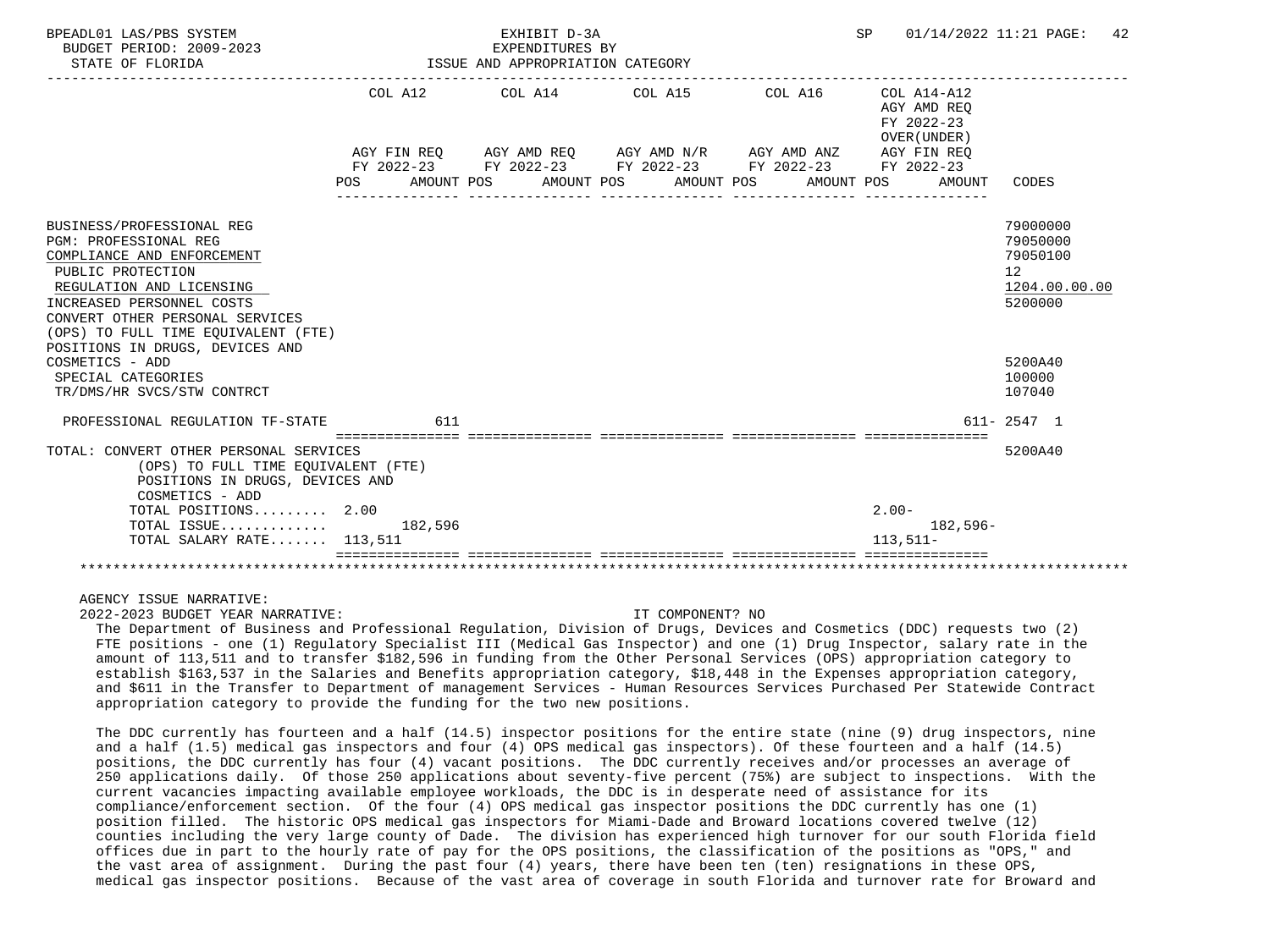BPEADL01 LAS/PBS SYSTEM — EXHIBIT D-3A — EXPENDITURES BY ISSUE AND APPROPRIATION CATEGORY
BUDGET PERIOD: 2009-2023
STATE OF FLORIDA
SP 01/14/2022 11:21

| | COL A12 AGY FIN REQ FY 2022-23 POS AMOUNT | COL A14 AGY AMD REQ FY 2022-23 POS AMOUNT | COL A15 AGY AMD N/R FY 2022-23 POS AMOUNT | COL A16 AGY AMD ANZ FY 2022-23 POS AMOUNT | COL A14-A12 AGY AMD REQ FY 2022-23 OVER(UNDER) AGY FIN REQ FY 2022-23 POS AMOUNT | CODES |
|---|---|---|---|---|---|---|
| BUSINESS/PROFESSIONAL REG | | | | | | 79000000 |
| PGM: PROFESSIONAL REG | | | | | | 79050000 |
| COMPLIANCE AND ENFORCEMENT | | | | | | 79050100 |
| PUBLIC PROTECTION | | | | | | 12 |
| REGULATION AND LICENSING | | | | | | 1204.00.00.00 |
| INCREASED PERSONNEL COSTS | | | | | | 5200000 |
| CONVERT OTHER PERSONAL SERVICES (OPS) TO FULL TIME EQUIVALENT (FTE) POSITIONS IN DRUGS, DEVICES AND COSMETICS - ADD | | | | | | 5200A40 |
| SPECIAL CATEGORIES | | | | | | 100000 |
| TR/DMS/HR SVCS/STW CONTRCT | | | | | | 107040 |
| PROFESSIONAL REGULATION TF-STATE | 611 | | | | 611- | 2547 1 |
| TOTAL: CONVERT OTHER PERSONAL SERVICES (OPS) TO FULL TIME EQUIVALENT (FTE) POSITIONS IN DRUGS, DEVICES AND COSMETICS - ADD | | | | | | 5200A40 |
| TOTAL POSITIONS......... | 2.00 | | | | 2.00- | |
| TOTAL ISSUE............. | 182,596 | | | | 182,596- | |
| TOTAL SALARY RATE....... | 113,511 | | | | 113,511- | |

AGENCY ISSUE NARRATIVE:

2022-2023 BUDGET YEAR NARRATIVE: IT COMPONENT? NO

The Department of Business and Professional Regulation, Division of Drugs, Devices and Cosmetics (DDC) requests two (2) FTE positions - one (1) Regulatory Specialist III (Medical Gas Inspector) and one (1) Drug Inspector, salary rate in the amount of 113,511 and to transfer $182,596 in funding from the Other Personal Services (OPS) appropriation category to establish $163,537 in the Salaries and Benefits appropriation category, $18,448 in the Expenses appropriation category, and $611 in the Transfer to Department of management Services - Human Resources Services Purchased Per Statewide Contract appropriation category to provide the funding for the two new positions.

The DDC currently has fourteen and a half (14.5) inspector positions for the entire state (nine (9) drug inspectors, nine and a half (1.5) medical gas inspectors and four (4) OPS medical gas inspectors). Of these fourteen and a half (14.5) positions, the DDC currently has four (4) vacant positions. The DDC currently receives and/or processes an average of 250 applications daily. Of those 250 applications about seventy-five percent (75%) are subject to inspections. With the current vacancies impacting available employee workloads, the DDC is in desperate need of assistance for its compliance/enforcement section. Of the four (4) OPS medical gas inspector positions the DDC currently has one (1) position filled. The historic OPS medical gas inspectors for Miami-Dade and Broward locations covered twelve (12) counties including the very large county of Dade. The division has experienced high turnover for our south Florida field offices due in part to the hourly rate of pay for the OPS positions, the classification of the positions as "OPS," and the vast area of assignment. During the past four (4) years, there have been ten (ten) resignations in these OPS, medical gas inspector positions. Because of the vast area of coverage in south Florida and turnover rate for Broward and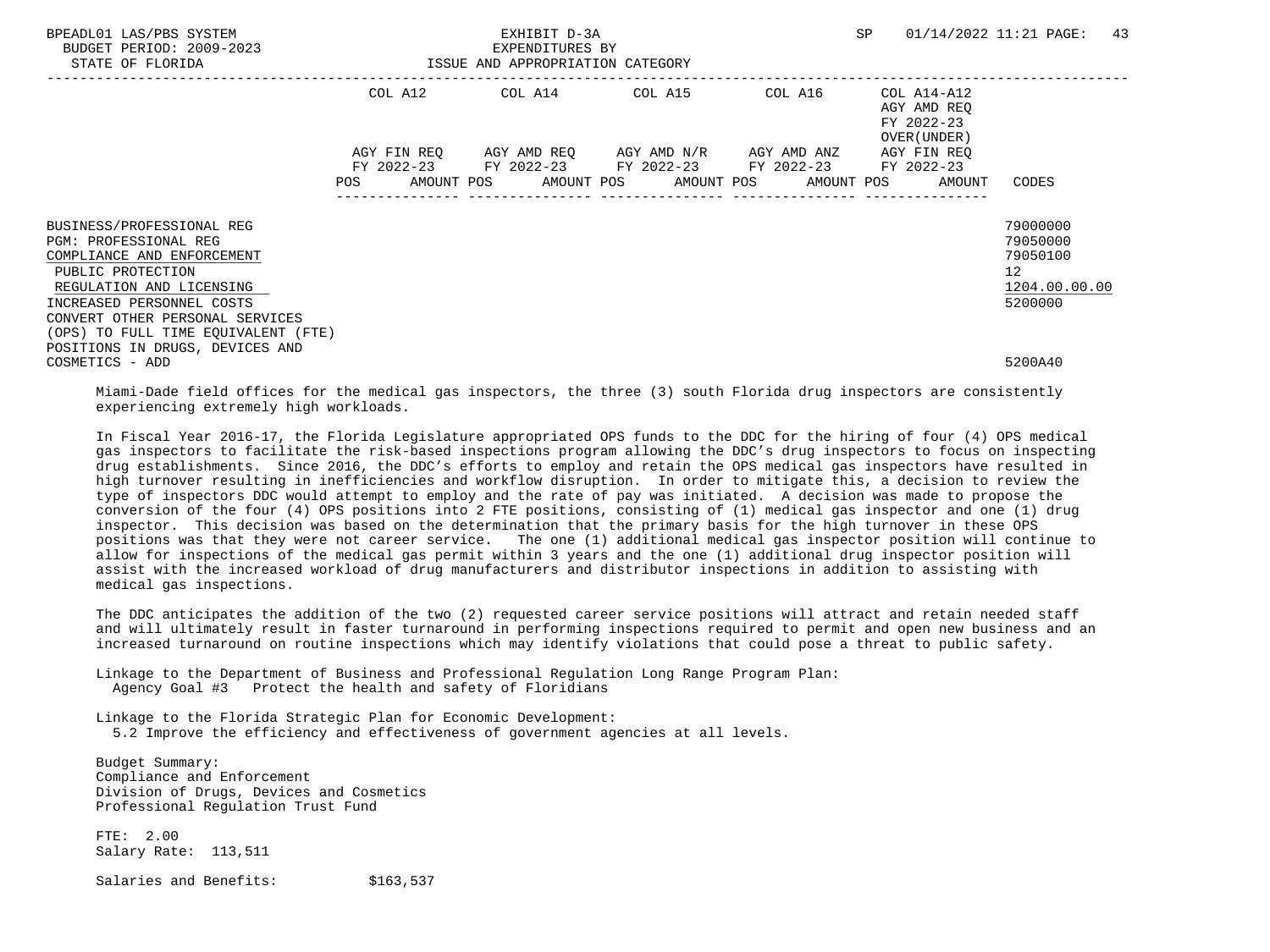| | COL A12 | | COL A14 | | COL A15 | | COL A16 | | COL A14-A12 AGY AMD REQ FY 2022-23 OVER(UNDER) | | |
|---|---|---|---|---|---|---|---|---|---|---|---|
| | AGY FIN REQ FY 2022-23 | | AGY AMD REQ FY 2022-23 | | AGY AMD N/R FY 2022-23 | | AGY AMD ANZ FY 2022-23 | | AGY FIN REQ FY 2022-23 | | |
| | POS | AMOUNT | POS | AMOUNT | POS | AMOUNT | POS | AMOUNT | POS | AMOUNT | CODES |
| BUSINESS/PROFESSIONAL REG | | | | | | | | | | | 79000000 |
| PGM: PROFESSIONAL REG | | | | | | | | | | | 79050000 |
| COMPLIANCE AND ENFORCEMENT | | | | | | | | | | | 79050100 |
| PUBLIC PROTECTION | | | | | | | | | | | 12 |
| REGULATION AND LICENSING | | | | | | | | | | | 1204.00.00.00 |
| INCREASED PERSONNEL COSTS | | | | | | | | | | | 5200000 |
| CONVERT OTHER PERSONAL SERVICES (OPS) TO FULL TIME EQUIVALENT (FTE) POSITIONS IN DRUGS, DEVICES AND COSMETICS - ADD | | | | | | | | | | | 5200A40 |

Miami-Dade field offices for the medical gas inspectors, the three (3) south Florida drug inspectors are consistently experiencing extremely high workloads.

In Fiscal Year 2016-17, the Florida Legislature appropriated OPS funds to the DDC for the hiring of four (4) OPS medical gas inspectors to facilitate the risk-based inspections program allowing the DDC's drug inspectors to focus on inspecting drug establishments. Since 2016, the DDC's efforts to employ and retain the OPS medical gas inspectors have resulted in high turnover resulting in inefficiencies and workflow disruption. In order to mitigate this, a decision to review the type of inspectors DDC would attempt to employ and the rate of pay was initiated. A decision was made to propose the conversion of the four (4) OPS positions into 2 FTE positions, consisting of (1) medical gas inspector and one (1) drug inspector. This decision was based on the determination that the primary basis for the high turnover in these OPS positions was that they were not career service. The one (1) additional medical gas inspector position will continue to allow for inspections of the medical gas permit within 3 years and the one (1) additional drug inspector position will assist with the increased workload of drug manufacturers and distributor inspections in addition to assisting with medical gas inspections.

The DDC anticipates the addition of the two (2) requested career service positions will attract and retain needed staff and will ultimately result in faster turnaround in performing inspections required to permit and open new business and an increased turnaround on routine inspections which may identify violations that could pose a threat to public safety.

Linkage to the Department of Business and Professional Regulation Long Range Program Plan:
Agency Goal #3 Protect the health and safety of Floridians

Linkage to the Florida Strategic Plan for Economic Development:
5.2 Improve the efficiency and effectiveness of government agencies at all levels.

Budget Summary:
Compliance and Enforcement
Division of Drugs, Devices and Cosmetics
Professional Regulation Trust Fund

FTE: 2.00
Salary Rate: 113,511

Salaries and Benefits: $163,537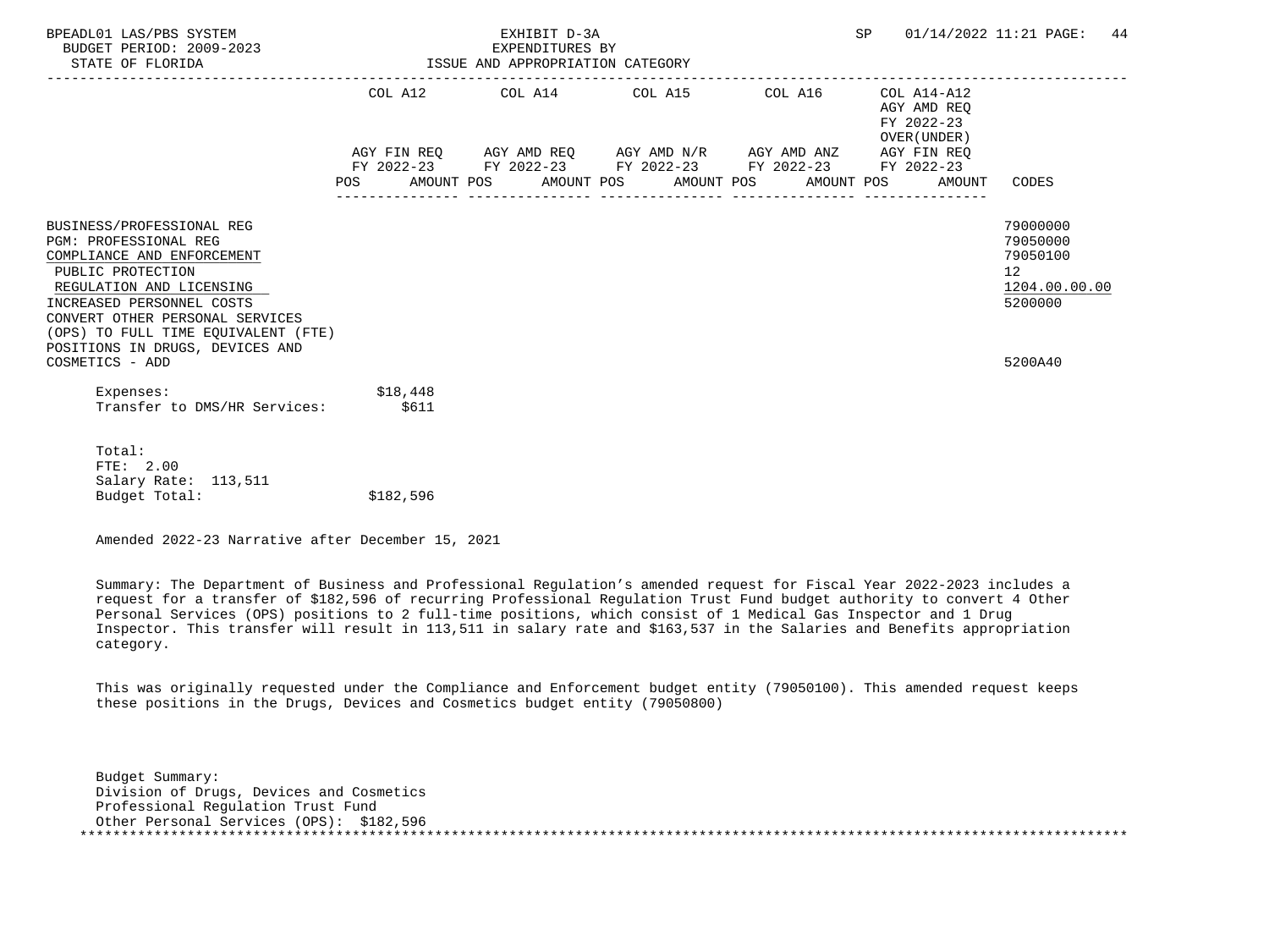BPEADL01 LAS/PBS SYSTEM | EXHIBIT D-3A | SP 01/14/2022 11:21
BUDGET PERIOD: 2009-2023 | EXPENDITURES BY
STATE OF FLORIDA | ISSUE AND APPROPRIATION CATEGORY

| | COL A12 AGY FIN REQ FY 2022-23 POS AMOUNT | COL A14 AGY AMD REQ FY 2022-23 POS AMOUNT | COL A15 AGY AMD N/R FY 2022-23 POS AMOUNT | COL A16 AGY AMD ANZ FY 2022-23 POS AMOUNT | COL A14-A12 AGY AMD REQ FY 2022-23 OVER(UNDER) AGY FIN REQ FY 2022-23 POS AMOUNT | CODES |
|---|---|---|---|---|---|---|
| BUSINESS/PROFESSIONAL REG | | | | | | 79000000 |
| PGM: PROFESSIONAL REG | | | | | | 79050000 |
| COMPLIANCE AND ENFORCEMENT | | | | | | 79050100 |
| PUBLIC PROTECTION | | | | | | 12 |
| REGULATION AND LICENSING | | | | | | 1204.00.00.00 |
| INCREASED PERSONNEL COSTS | | | | | | 5200000 |
| CONVERT OTHER PERSONAL SERVICES (OPS) TO FULL TIME EQUIVALENT (FTE) POSITIONS IN DRUGS, DEVICES AND COSMETICS - ADD | | | | | | 5200A40 |

Expenses: $18,448
Transfer to DMS/HR Services: $611

Total:
FTE: 2.00
Salary Rate: 113,511
Budget Total: $182,596

Amended 2022-23 Narrative after December 15, 2021

Summary: The Department of Business and Professional Regulation's amended request for Fiscal Year 2022-2023 includes a request for a transfer of $182,596 of recurring Professional Regulation Trust Fund budget authority to convert 4 Other Personal Services (OPS) positions to 2 full-time positions, which consist of 1 Medical Gas Inspector and 1 Drug Inspector. This transfer will result in 113,511 in salary rate and $163,537 in the Salaries and Benefits appropriation category.

This was originally requested under the Compliance and Enforcement budget entity (79050100). This amended request keeps these positions in the Drugs, Devices and Cosmetics budget entity (79050800)

Budget Summary:
Division of Drugs, Devices and Cosmetics
Professional Regulation Trust Fund
Other Personal Services (OPS): $182,596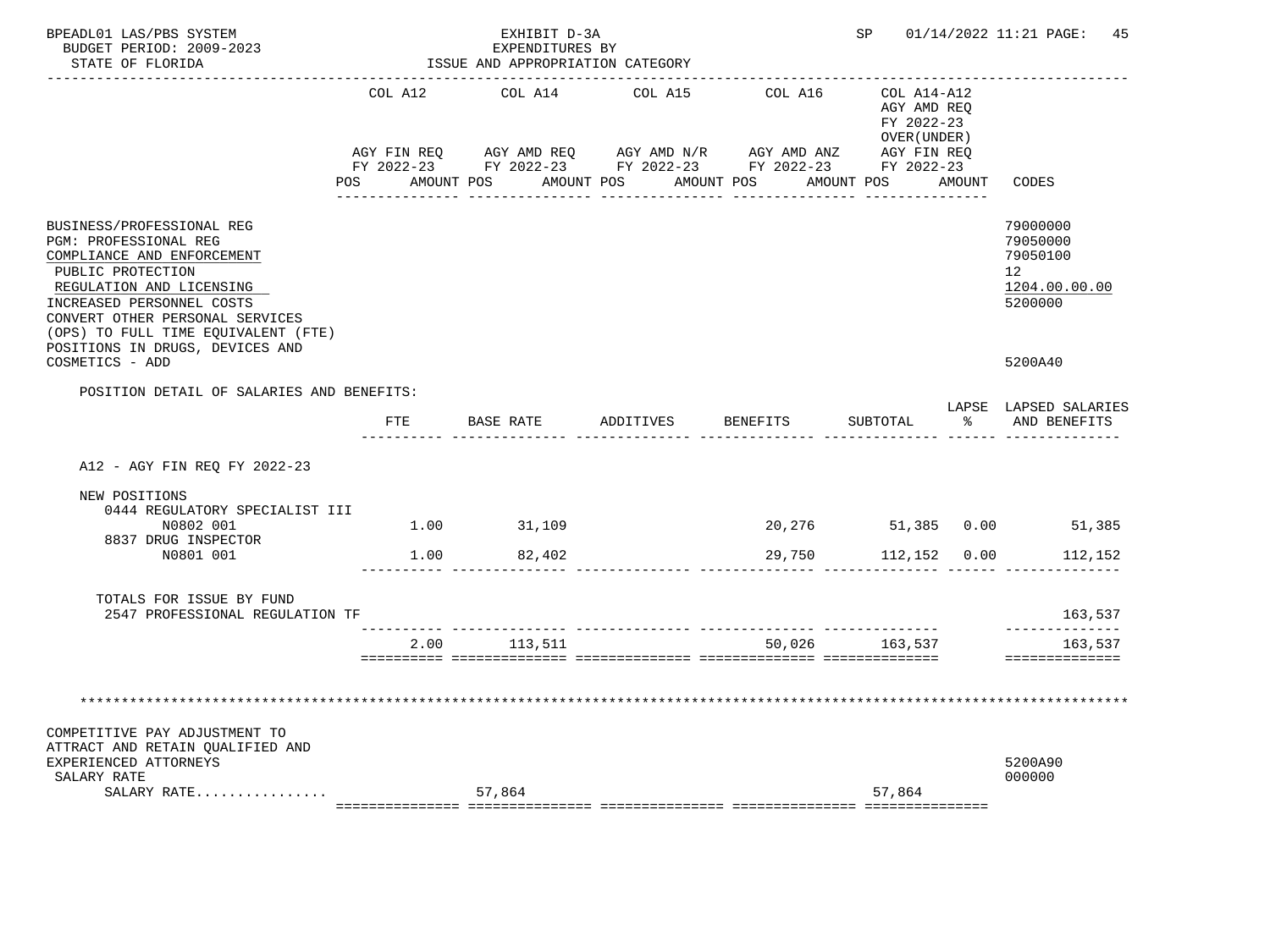BPEADL01 LAS/PBS SYSTEM
BUDGET PERIOD: 2009-2023
STATE OF FLORIDA

EXHIBIT D-3A
EXPENDITURES BY
ISSUE AND APPROPRIATION CATEGORY

SP 01/14/2022 11:21 PAGE: 45

| | COL A12 AGY FIN REQ FY 2022-23 POS AMOUNT | COL A14 AGY AMD REQ FY 2022-23 POS AMOUNT | COL A15 AGY AMD N/R FY 2022-23 POS AMOUNT | COL A16 AGY AMD ANZ FY 2022-23 POS AMOUNT | COL A14-A12 AGY AMD REQ FY 2022-23 OVER(UNDER) AGY FIN REQ FY 2022-23 POS AMOUNT | CODES |
|---|---|---|---|---|---|---|
| BUSINESS/PROFESSIONAL REG | | | | | | 79000000 |
| PGM: PROFESSIONAL REG | | | | | | 79050000 |
| COMPLIANCE AND ENFORCEMENT | | | | | | 79050100 |
| PUBLIC PROTECTION | | | | | | 12 |
| REGULATION AND LICENSING | | | | | | 1204.00.00.00 |
| INCREASED PERSONNEL COSTS | | | | | | 5200000 |
| CONVERT OTHER PERSONAL SERVICES (OPS) TO FULL TIME EQUIVALENT (FTE) POSITIONS IN DRUGS, DEVICES AND COSMETICS - ADD | | | | | | 5200A40 |

POSITION DETAIL OF SALARIES AND BENEFITS:

| | FTE | BASE RATE | ADDITIVES | BENEFITS | SUBTOTAL | LAPSE % | LAPSED SALARIES AND BENEFITS |
|---|---|---|---|---|---|---|---|
| A12 - AGY FIN REQ FY 2022-23 | | | | | | | |
| NEW POSITIONS | | | | | | | |
| 0444 REGULATORY SPECIALIST III N0802 001 | 1.00 | 31,109 | | 20,276 | 51,385 | 0.00 | 51,385 |
| 8837 DRUG INSPECTOR N0801 001 | 1.00 | 82,402 | | 29,750 | 112,152 | 0.00 | 112,152 |
| TOTALS FOR ISSUE BY FUND | | | | | | | |
| 2547 PROFESSIONAL REGULATION TF | | | | | | | 163,537 |
| | 2.00 | 113,511 | | 50,026 | 163,537 | | 163,537 |

********************************************************************************

| | COL A12 | COL A14 | COL A15 | COL A16 | COL A14-A12 | CODES |
|---|---|---|---|---|---|---|
| COMPETITIVE PAY ADJUSTMENT TO ATTRACT AND RETAIN QUALIFIED AND EXPERIENCED ATTORNEYS | | | | | | 5200A90 |
| SALARY RATE | | | | | | 000000 |
| SALARY RATE................ | | 57,864 | | | 57,864 | |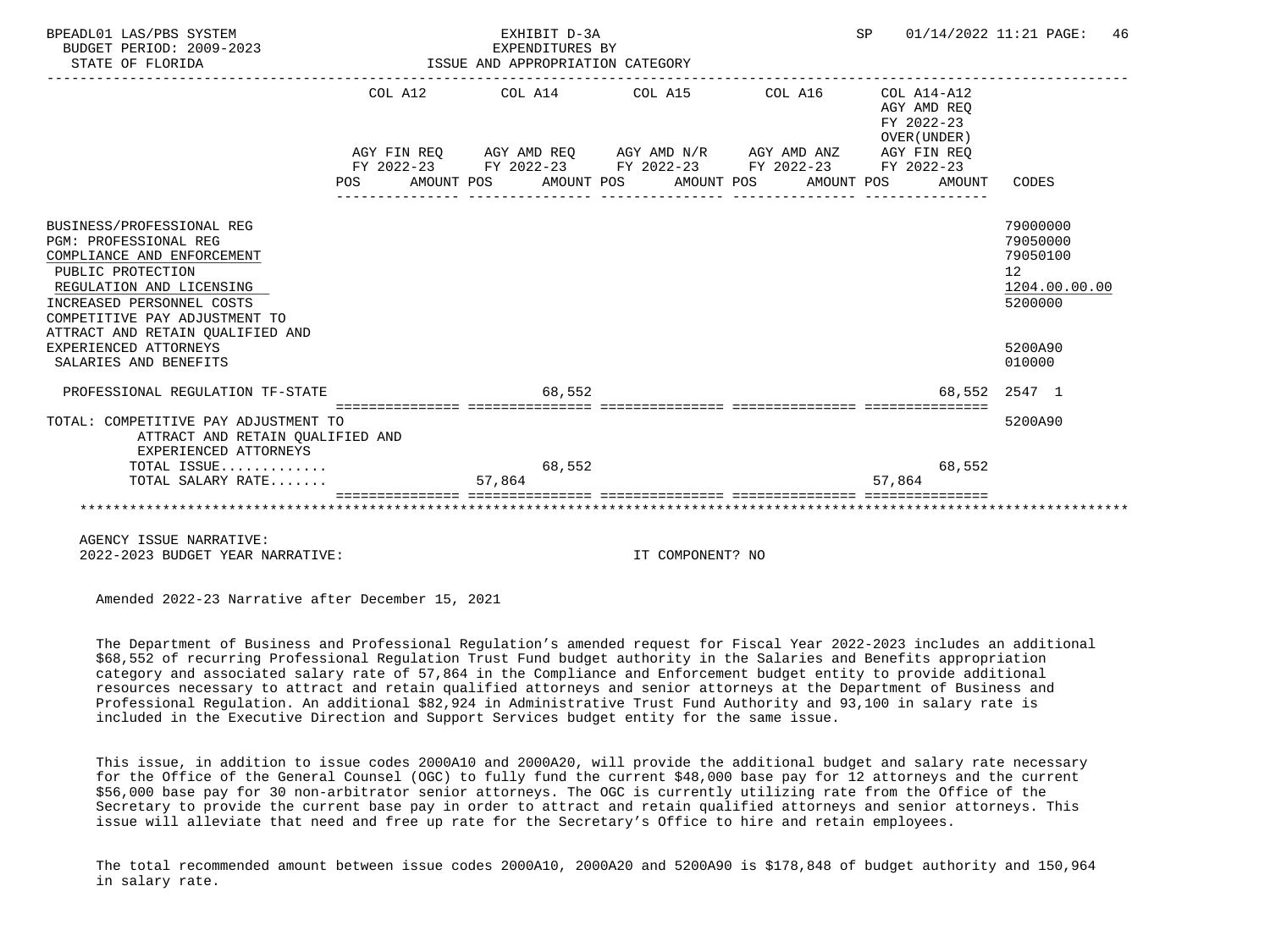BPEADL01 LAS/PBS SYSTEM | EXHIBIT D-3A | SP 01/14/2022 11:21

BUDGET PERIOD: 2009-2023 | EXPENDITURES BY

STATE OF FLORIDA | ISSUE AND APPROPRIATION CATEGORY

| | COL A12 AGY FIN REQ FY 2022-23 POS | AMOUNT | COL A14 AGY AMD REQ FY 2022-23 POS | AMOUNT | COL A15 AGY AMD N/R FY 2022-23 POS | AMOUNT | COL A16 AGY AMD ANZ FY 2022-23 POS | AMOUNT | COL A14-A12 AGY AMD REQ FY 2022-23 OVER(UNDER) AGY FIN REQ FY 2022-23 POS | AMOUNT | CODES |
|---|---|---|---|---|---|---|---|---|---|---|---|
| BUSINESS/PROFESSIONAL REG | | | | | | | | | | | 79000000 |
| PGM: PROFESSIONAL REG | | | | | | | | | | | 79050000 |
| COMPLIANCE AND ENFORCEMENT | | | | | | | | | | | 79050100 |
| PUBLIC PROTECTION | | | | | | | | | | | 12 |
| REGULATION AND LICENSING | | | | | | | | | | | 1204.00.00.00 |
| INCREASED PERSONNEL COSTS | | | | | | | | | | | 5200000 |
| COMPETITIVE PAY ADJUSTMENT TO ATTRACT AND RETAIN QUALIFIED AND EXPERIENCED ATTORNEYS | | | | | | | | | | | 5200A90 |
| SALARIES AND BENEFITS | | | | | | | | | | | 010000 |
| PROFESSIONAL REGULATION TF-STATE | | | | 68,552 | | | | | | 68,552 | 2547 1 |
| TOTAL: COMPETITIVE PAY ADJUSTMENT TO ATTRACT AND RETAIN QUALIFIED AND EXPERIENCED ATTORNEYS | | | | | | | | | | | 5200A90 |
| TOTAL ISSUE............ | | | | 68,552 | | | | | | 68,552 | |
| TOTAL SALARY RATE....... | | | 57,864 | | | | | | 57,864 | | |

AGENCY ISSUE NARRATIVE:

2022-2023 BUDGET YEAR NARRATIVE: IT COMPONENT? NO

Amended 2022-23 Narrative after December 15, 2021

The Department of Business and Professional Regulation's amended request for Fiscal Year 2022-2023 includes an additional $68,552 of recurring Professional Regulation Trust Fund budget authority in the Salaries and Benefits appropriation category and associated salary rate of 57,864 in the Compliance and Enforcement budget entity to provide additional resources necessary to attract and retain qualified attorneys and senior attorneys at the Department of Business and Professional Regulation. An additional $82,924 in Administrative Trust Fund Authority and 93,100 in salary rate is included in the Executive Direction and Support Services budget entity for the same issue.

This issue, in addition to issue codes 2000A10 and 2000A20, will provide the additional budget and salary rate necessary for the Office of the General Counsel (OGC) to fully fund the current $48,000 base pay for 12 attorneys and the current $56,000 base pay for 30 non-arbitrator senior attorneys. The OGC is currently utilizing rate from the Office of the Secretary to provide the current base pay in order to attract and retain qualified attorneys and senior attorneys. This issue will alleviate that need and free up rate for the Secretary's Office to hire and retain employees.

The total recommended amount between issue codes 2000A10, 2000A20 and 5200A90 is $178,848 of budget authority and 150,964 in salary rate.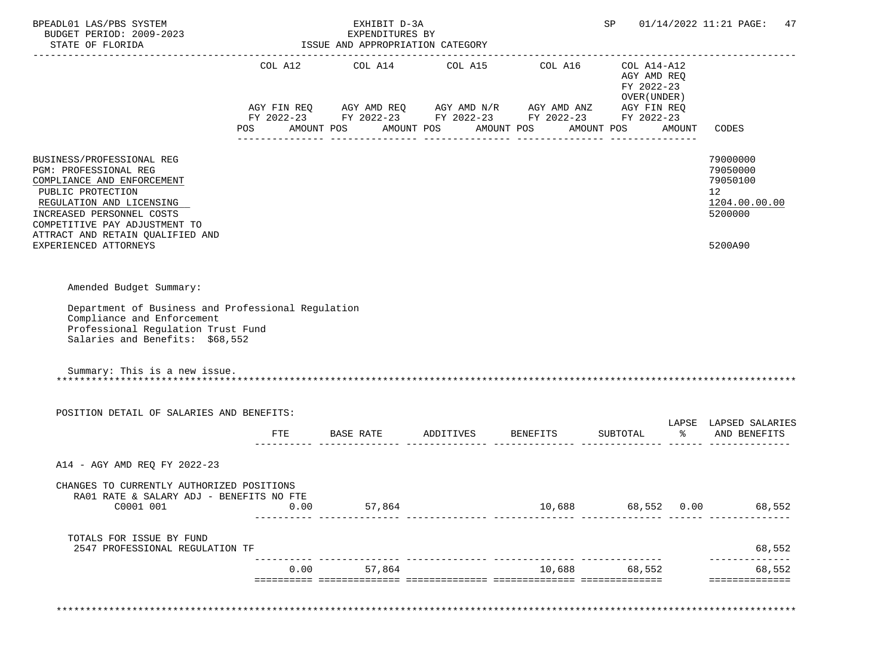BPEADL01 LAS/PBS SYSTEM
BUDGET PERIOD: 2009-2023
STATE OF FLORIDA

EXHIBIT D-3A
EXPENDITURES BY
ISSUE AND APPROPRIATION CATEGORY

SP 01/14/2022 11:21

| | COL A12<br>AGY FIN REQ<br>FY 2022-23<br>POS AMOUNT | COL A14<br>AGY AMD REQ<br>FY 2022-23<br>POS AMOUNT | COL A15<br>AGY AMD N/R<br>FY 2022-23<br>POS AMOUNT | COL A16<br>AGY AMD ANZ<br>FY 2022-23<br>POS AMOUNT | COL A14-A12<br>AGY AMD REQ<br>FY 2022-23<br>OVER(UNDER)<br>AGY FIN REQ<br>FY 2022-23<br>POS AMOUNT | CODES |
|---|---|---|---|---|---|---|
| BUSINESS/PROFESSIONAL REG | | | | | | 79000000 |
| PGM: PROFESSIONAL REG | | | | | | 79050000 |
| COMPLIANCE AND ENFORCEMENT | | | | | | 79050100 |
| PUBLIC PROTECTION | | | | | | 12 |
| REGULATION AND LICENSING | | | | | | 1204.00.00.00 |
| INCREASED PERSONNEL COSTS | | | | | | 5200000 |
| COMPETITIVE PAY ADJUSTMENT TO ATTRACT AND RETAIN QUALIFIED AND EXPERIENCED ATTORNEYS | | | | | | 5200A90 |

Amended Budget Summary:

Department of Business and Professional Regulation
Compliance and Enforcement
Professional Regulation Trust Fund
Salaries and Benefits: $68,552

Summary: This is a new issue.

POSITION DETAIL OF SALARIES AND BENEFITS:

| | FTE | BASE RATE | ADDITIVES | BENEFITS | SUBTOTAL | LAPSE % | LAPSED SALARIES AND BENEFITS |
|---|---|---|---|---|---|---|---|
| A14 - AGY AMD REQ FY 2022-23 | | | | | | | |
| CHANGES TO CURRENTLY AUTHORIZED POSITIONS | | | | | | | |
| RA01 RATE & SALARY ADJ - BENEFITS NO FTE | | | | | | | |
| C0001 001 | 0.00 | 57,864 | | 10,688 | 68,552 | 0.00 | 68,552 |
| TOTALS FOR ISSUE BY FUND | | | | | | | |
| 2547 PROFESSIONAL REGULATION TF | | | | | | | 68,552 |
| | 0.00 | 57,864 | | 10,688 | 68,552 | | 68,552 |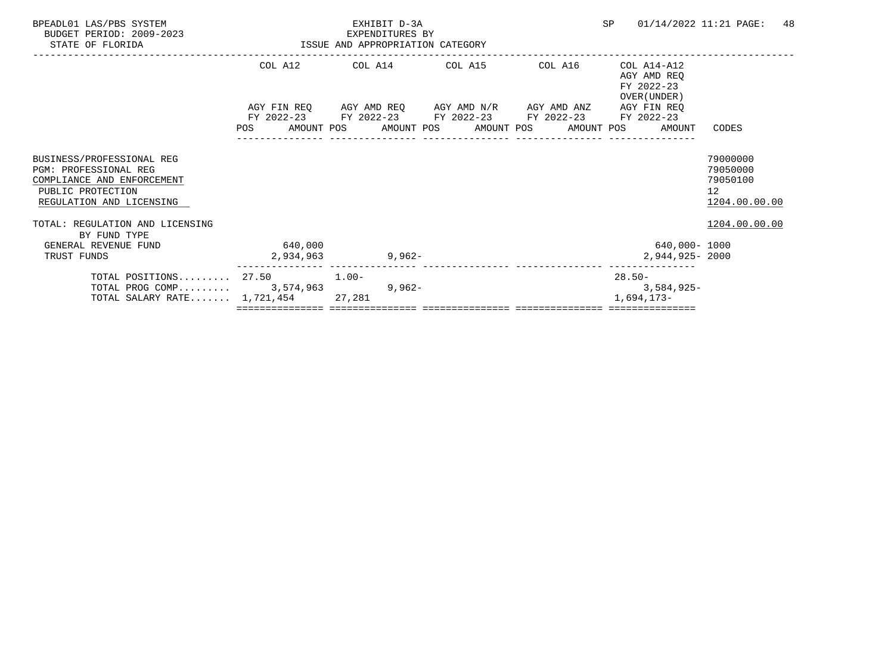BPEADL01 LAS/PBS SYSTEM
BUDGET PERIOD: 2009-2023
STATE OF FLORIDA

EXHIBIT D-3A
EXPENDITURES BY
ISSUE AND APPROPRIATION CATEGORY

SP 01/14/2022 11:21 PAGE: 48

| | COL A12 AGY FIN REQ FY 2022-23 POS | AMOUNT | COL A14 AGY AMD REQ FY 2022-23 POS | AMOUNT | COL A15 AGY AMD N/R FY 2022-23 POS | AMOUNT | COL A16 AGY AMD ANZ FY 2022-23 POS | AMOUNT | COL A14-A12 AGY AMD REQ FY 2022-23 OVER(UNDER) AGY FIN REQ FY 2022-23 POS | AMOUNT | CODES |
|---|---|---|---|---|---|---|---|---|---|---|---|
| BUSINESS/PROFESSIONAL REG | | | | | | | | | | | 79000000 |
| PGM: PROFESSIONAL REG | | | | | | | | | | | 79050000 |
| COMPLIANCE AND ENFORCEMENT | | | | | | | | | | | 79050100 |
| PUBLIC PROTECTION | | | | | | | | | | | 12 |
| REGULATION AND LICENSING | | | | | | | | | | | 1204.00.00.00 |
| TOTAL: REGULATION AND LICENSING | | | | | | | | | | | 1204.00.00.00 |
| BY FUND TYPE | | | | | | | | | | | |
| GENERAL REVENUE FUND | | 640,000 | | | | | | | | 640,000- | 1000 |
| TRUST FUNDS | | 2,934,963 | | 9,962- | | | | | | 2,944,925- | 2000 |
| TOTAL POSITIONS......... | 27.50 | | 1.00- | | | | | | 28.50- | | |
| TOTAL PROG COMP......... | | 3,574,963 | | 9,962- | | | | | | 3,584,925- | |
| TOTAL SALARY RATE....... | | 1,721,454 | | 27,281 | | | | | | 1,694,173- | |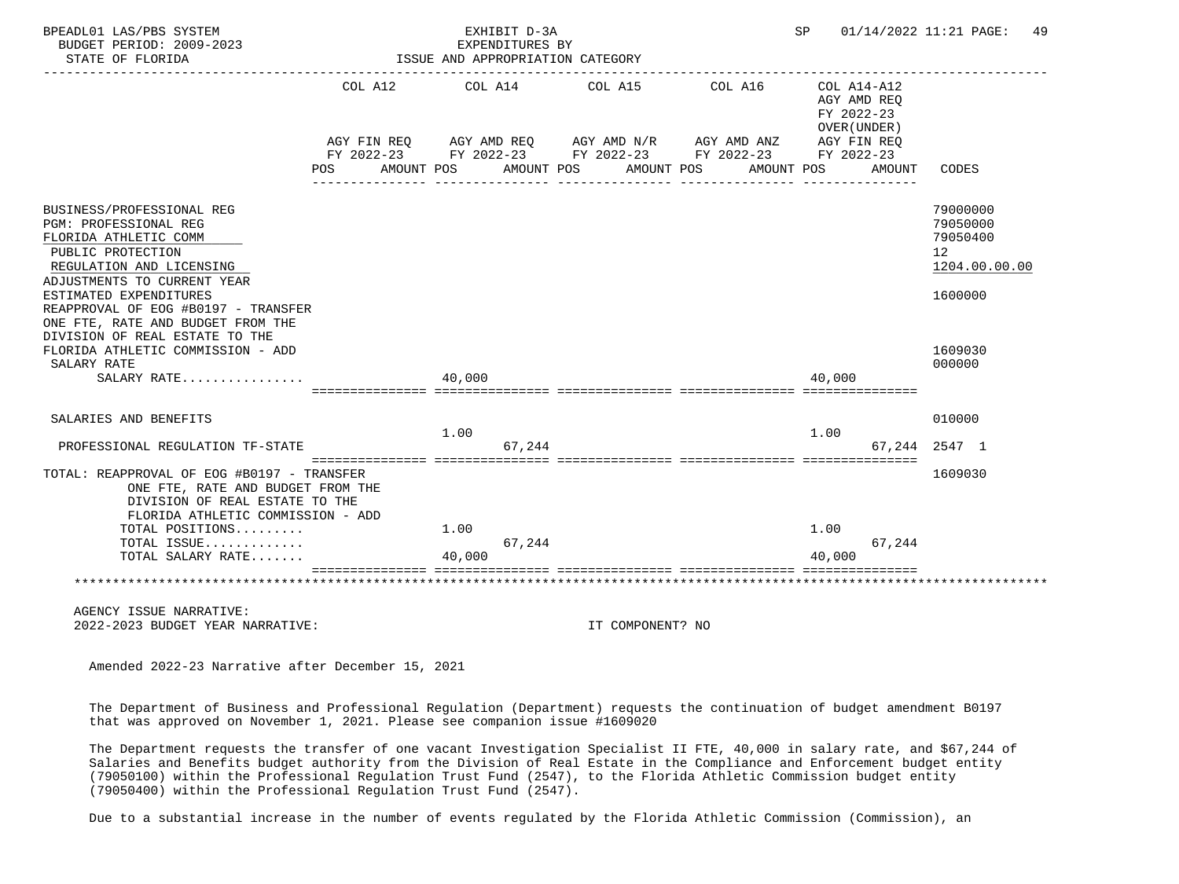BPEADL01 LAS/PBS SYSTEM | EXHIBIT D-3A | SP 01/14/2022 11:21
BUDGET PERIOD: 2009-2023 | EXPENDITURES BY
STATE OF FLORIDA | ISSUE AND APPROPRIATION CATEGORY

| | COL A12 AGY FIN REQ FY 2022-23 POS AMOUNT | COL A14 AGY AMD REQ FY 2022-23 POS AMOUNT | COL A15 AGY AMD N/R FY 2022-23 POS AMOUNT | COL A16 AGY AMD ANZ FY 2022-23 POS AMOUNT | COL A14-A12 AGY AMD REQ FY 2022-23 OVER(UNDER) AGY FIN REQ FY 2022-23 POS AMOUNT | CODES |
|---|---|---|---|---|---|---|
| BUSINESS/PROFESSIONAL REG | | | | | | 79000000 |
| PGM: PROFESSIONAL REG | | | | | | 79050000 |
| FLORIDA ATHLETIC COMM | | | | | | 79050400 |
| PUBLIC PROTECTION | | | | | | 12 |
| REGULATION AND LICENSING | | | | | | 1204.00.00.00 |
| ADJUSTMENTS TO CURRENT YEAR ESTIMATED EXPENDITURES | | | | | | 1600000 |
| REAPPROVAL OF EOG #B0197 - TRANSFER ONE FTE, RATE AND BUDGET FROM THE DIVISION OF REAL ESTATE TO THE FLORIDA ATHLETIC COMMISSION - ADD | | | | | | 1609030 |
| SALARY RATE | | | | | | 000000 |
| SALARY RATE................ | | 40,000 | | | 40,000 | |
| SALARIES AND BENEFITS | | | | | | 010000 |
| PROFESSIONAL REGULATION TF-STATE | | 1.00 67,244 | | | 1.00 67,244 | 2547 1 |
| TOTAL: REAPPROVAL OF EOG #B0197 - TRANSFER ONE FTE, RATE AND BUDGET FROM THE DIVISION OF REAL ESTATE TO THE FLORIDA ATHLETIC COMMISSION - ADD | | | | | | 1609030 |
| TOTAL POSITIONS......... | | 1.00 | | | 1.00 | |
| TOTAL ISSUE............. | | 67,244 | | | 67,244 | |
| TOTAL SALARY RATE....... | | 40,000 | | | 40,000 | |

AGENCY ISSUE NARRATIVE:
2022-2023 BUDGET YEAR NARRATIVE: IT COMPONENT? NO

Amended 2022-23 Narrative after December 15, 2021

The Department of Business and Professional Regulation (Department) requests the continuation of budget amendment B0197 that was approved on November 1, 2021. Please see companion issue #1609020

The Department requests the transfer of one vacant Investigation Specialist II FTE, 40,000 in salary rate, and $67,244 of Salaries and Benefits budget authority from the Division of Real Estate in the Compliance and Enforcement budget entity (79050100) within the Professional Regulation Trust Fund (2547), to the Florida Athletic Commission budget entity (79050400) within the Professional Regulation Trust Fund (2547).

Due to a substantial increase in the number of events regulated by the Florida Athletic Commission (Commission), an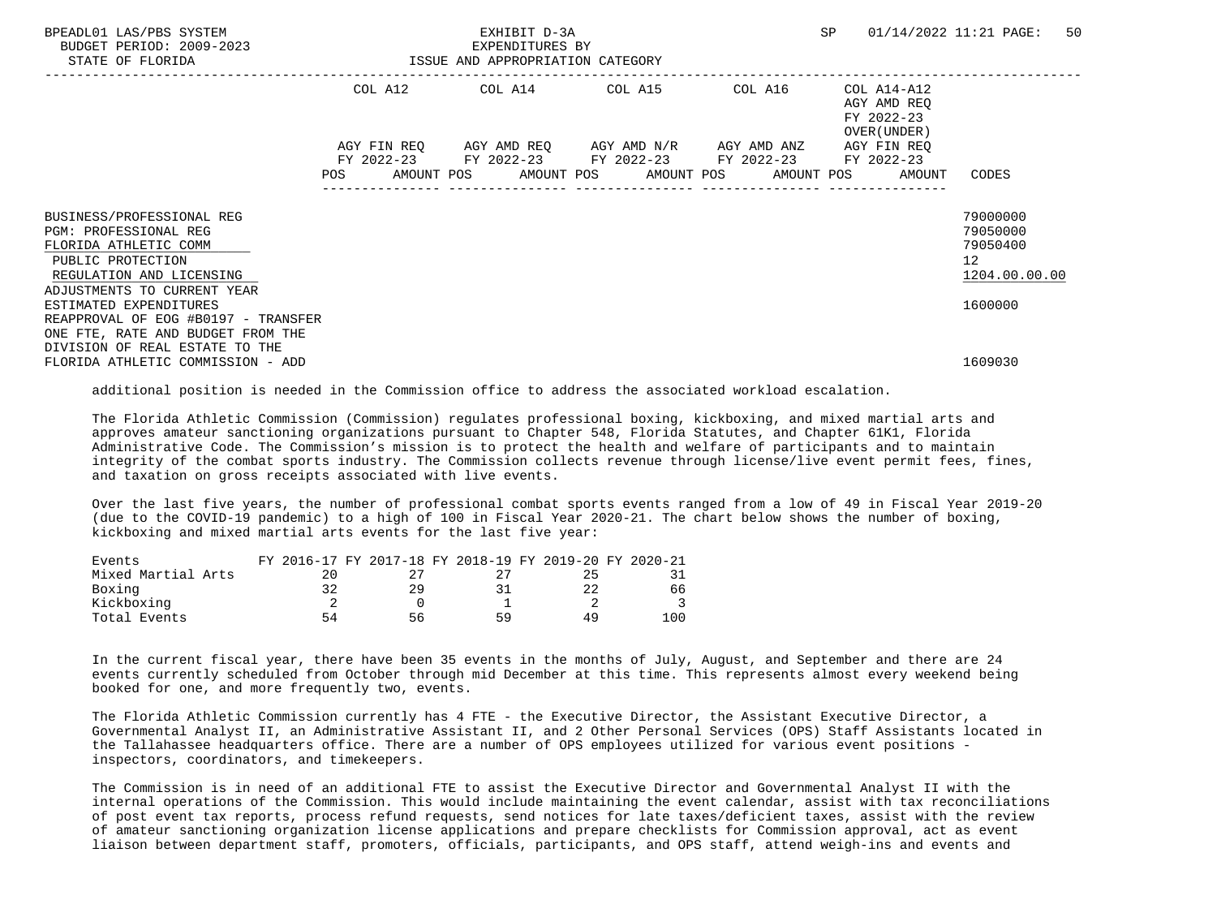| | COL A12 | COL A14 | COL A15 | COL A16 | COL A14-A12 AGY AMD REQ FY 2022-23 OVER(UNDER) | |
|---|---|---|---|---|---|---|
| | AGY FIN REQ FY 2022-23 | AGY AMD REQ FY 2022-23 | AGY AMD N/R FY 2022-23 | AGY AMD ANZ FY 2022-23 | AGY FIN REQ FY 2022-23 | |
| | POS AMOUNT | POS AMOUNT | POS AMOUNT | POS AMOUNT | POS AMOUNT | CODES |
| BUSINESS/PROFESSIONAL REG | | | | | | 79000000 |
| PGM: PROFESSIONAL REG | | | | | | 79050000 |
| FLORIDA ATHLETIC COMM | | | | | | 79050400 |
| PUBLIC PROTECTION | | | | | | 12 |
| REGULATION AND LICENSING | | | | | | 1204.00.00.00 |
| ADJUSTMENTS TO CURRENT YEAR ESTIMATED EXPENDITURES | | | | | | 1600000 |
| REAPPROVAL OF EOG #B0197 - TRANSFER ONE FTE, RATE AND BUDGET FROM THE DIVISION OF REAL ESTATE TO THE FLORIDA ATHLETIC COMMISSION - ADD | | | | | | 1609030 |

additional position is needed in the Commission office to address the associated workload escalation.

The Florida Athletic Commission (Commission) regulates professional boxing, kickboxing, and mixed martial arts and approves amateur sanctioning organizations pursuant to Chapter 548, Florida Statutes, and Chapter 61K1, Florida Administrative Code. The Commission's mission is to protect the health and welfare of participants and to maintain integrity of the combat sports industry. The Commission collects revenue through license/live event permit fees, fines, and taxation on gross receipts associated with live events.

Over the last five years, the number of professional combat sports events ranged from a low of 49 in Fiscal Year 2019-20 (due to the COVID-19 pandemic) to a high of 100 in Fiscal Year 2020-21. The chart below shows the number of boxing, kickboxing and mixed martial arts events for the last five year:

| Events | FY 2016-17 | FY 2017-18 | FY 2018-19 | FY 2019-20 | FY 2020-21 |
|---|---|---|---|---|---|
| Mixed Martial Arts | 20 | 27 | 27 | 25 | 31 |
| Boxing | 32 | 29 | 31 | 22 | 66 |
| Kickboxing | 2 | 0 | 1 | 2 | 3 |
| Total Events | 54 | 56 | 59 | 49 | 100 |

In the current fiscal year, there have been 35 events in the months of July, August, and September and there are 24 events currently scheduled from October through mid December at this time. This represents almost every weekend being booked for one, and more frequently two, events.

The Florida Athletic Commission currently has 4 FTE - the Executive Director, the Assistant Executive Director, a Governmental Analyst II, an Administrative Assistant II, and 2 Other Personal Services (OPS) Staff Assistants located in the Tallahassee headquarters office. There are a number of OPS employees utilized for various event positions - inspectors, coordinators, and timekeepers.

The Commission is in need of an additional FTE to assist the Executive Director and Governmental Analyst II with the internal operations of the Commission. This would include maintaining the event calendar, assist with tax reconciliations of post event tax reports, process refund requests, send notices for late taxes/deficient taxes, assist with the review of amateur sanctioning organization license applications and prepare checklists for Commission approval, act as event liaison between department staff, promoters, officials, participants, and OPS staff, attend weigh-ins and events and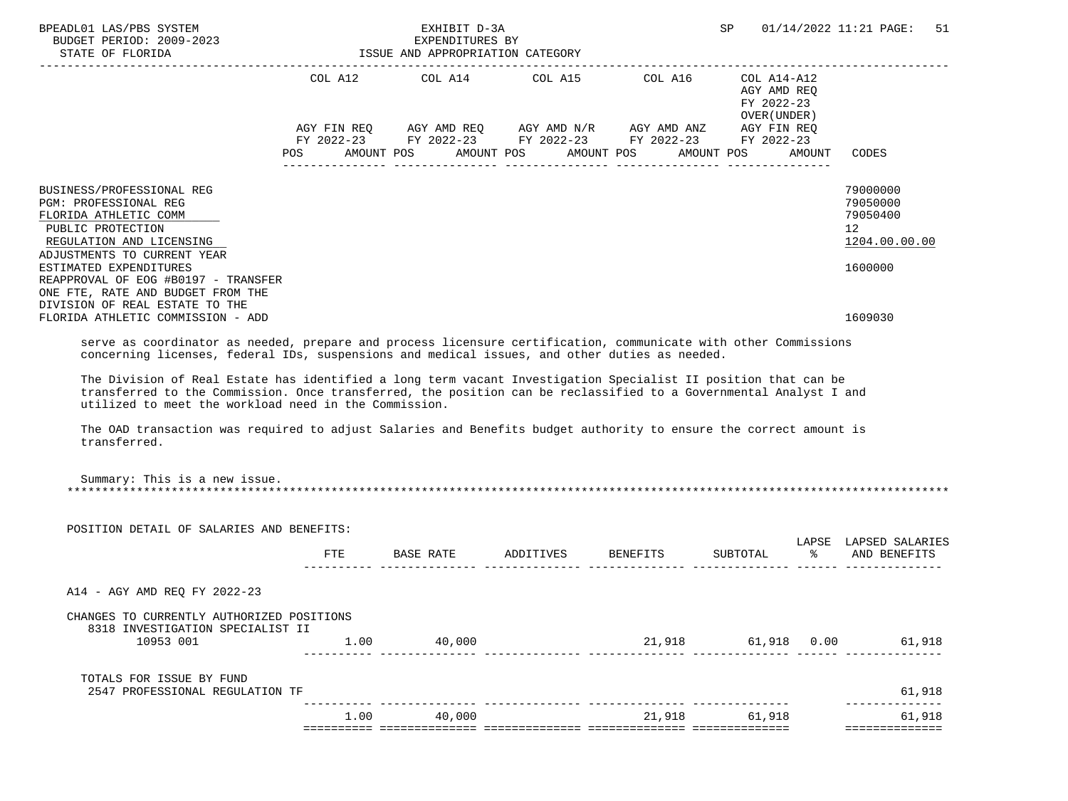BPEADL01 LAS/PBS SYSTEM — EXHIBIT D-3A — EXPENDITURES BY ISSUE AND APPROPRIATION CATEGORY
BUDGET PERIOD: 2009-2023 — STATE OF FLORIDA — SP 01/14/2022 11:21

| | COL A12 AGY FIN REQ FY 2022-23 POS AMOUNT | COL A14 AGY AMD REQ FY 2022-23 POS AMOUNT | COL A15 AGY AMD N/R FY 2022-23 POS AMOUNT | COL A16 AGY AMD ANZ FY 2022-23 POS AMOUNT | COL A14-A12 AGY AMD REQ FY 2022-23 OVER(UNDER) AGY FIN REQ FY 2022-23 POS AMOUNT | CODES |
|---|---|---|---|---|---|---|
| BUSINESS/PROFESSIONAL REG | | | | | | 79000000 |
| PGM: PROFESSIONAL REG | | | | | | 79050000 |
| FLORIDA ATHLETIC COMM | | | | | | 79050400 |
| PUBLIC PROTECTION | | | | | | 12 |
| REGULATION AND LICENSING | | | | | | 1204.00.00.00 |
| ADJUSTMENTS TO CURRENT YEAR ESTIMATED EXPENDITURES | | | | | | 1600000 |
| REAPPROVAL OF EOG #B0197 - TRANSFER ONE FTE, RATE AND BUDGET FROM THE DIVISION OF REAL ESTATE TO THE FLORIDA ATHLETIC COMMISSION - ADD | | | | | | 1609030 |

serve as coordinator as needed, prepare and process licensure certification, communicate with other Commissions concerning licenses, federal IDs, suspensions and medical issues, and other duties as needed.

The Division of Real Estate has identified a long term vacant Investigation Specialist II position that can be transferred to the Commission. Once transferred, the position can be reclassified to a Governmental Analyst I and utilized to meet the workload need in the Commission.

The OAD transaction was required to adjust Salaries and Benefits budget authority to ensure the correct amount is transferred.

Summary: This is a new issue.

POSITION DETAIL OF SALARIES AND BENEFITS:

| | FTE | BASE RATE | ADDITIVES | BENEFITS | SUBTOTAL | LAPSE % | LAPSED SALARIES AND BENEFITS |
|---|---|---|---|---|---|---|---|
| A14 - AGY AMD REQ FY 2022-23 | | | | | | | |
| CHANGES TO CURRENTLY AUTHORIZED POSITIONS | | | | | | | |
| 8318 INVESTIGATION SPECIALIST II 10953 001 | 1.00 | 40,000 | | 21,918 | 61,918 | 0.00 | 61,918 |
| TOTALS FOR ISSUE BY FUND | | | | | | | |
| 2547 PROFESSIONAL REGULATION TF | | | | | | | 61,918 |
| | 1.00 | 40,000 | | 21,918 | 61,918 | | 61,918 |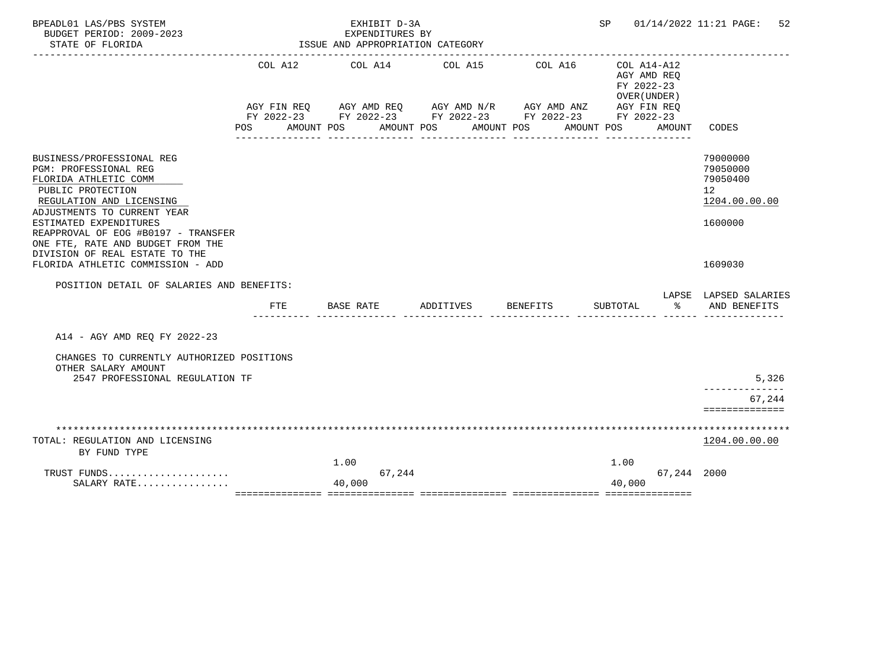BPEADL01 LAS/PBS SYSTEM — EXHIBIT D-3A — SP 01/14/2022 11:21

BUDGET PERIOD: 2009-2023 — EXPENDITURES BY

STATE OF FLORIDA — ISSUE AND APPROPRIATION CATEGORY

| | COL A12 AGY FIN REQ FY 2022-23 POS AMOUNT | COL A14 AGY AMD REQ FY 2022-23 POS AMOUNT | COL A15 AGY AMD N/R FY 2022-23 POS AMOUNT | COL A16 AGY AMD ANZ FY 2022-23 POS AMOUNT | COL A14-A12 AGY AMD REQ FY 2022-23 OVER(UNDER) AGY FIN REQ FY 2022-23 POS AMOUNT | CODES |
|---|---|---|---|---|---|---|
| BUSINESS/PROFESSIONAL REG | | | | | | 79000000 |
| PGM: PROFESSIONAL REG | | | | | | 79050000 |
| FLORIDA ATHLETIC COMM | | | | | | 79050400 |
| PUBLIC PROTECTION | | | | | | 12 |
| REGULATION AND LICENSING | | | | | | 1204.00.00.00 |
| ADJUSTMENTS TO CURRENT YEAR ESTIMATED EXPENDITURES | | | | | | 1600000 |
| REAPPROVAL OF EOG #B0197 - TRANSFER ONE FTE, RATE AND BUDGET FROM THE DIVISION OF REAL ESTATE TO THE FLORIDA ATHLETIC COMMISSION - ADD | | | | | | 1609030 |

POSITION DETAIL OF SALARIES AND BENEFITS:

| | FTE | BASE RATE | ADDITIVES | BENEFITS | SUBTOTAL | LAPSE % | LAPSED SALARIES AND BENEFITS |
|---|---|---|---|---|---|---|---|
| A14 - AGY AMD REQ FY 2022-23 | | | | | | | |
| CHANGES TO CURRENTLY AUTHORIZED POSITIONS | | | | | | | |
| OTHER SALARY AMOUNT | | | | | | | |
| 2547 PROFESSIONAL REGULATION TF | | | | | | | 5,326 |
| | | | | | | | 67,244 |

| | COL A12 | COL A14 | COL A15 | COL A16 | COL A14-A12 | CODES |
|---|---|---|---|---|---|---|
| TOTAL: REGULATION AND LICENSING | | | | | | 1204.00.00.00 |
| BY FUND TYPE | | | | | | |
| TRUST FUNDS..................... | | 1.00 67,244 | | | 1.00 67,244 | 2000 |
| SALARY RATE................ | | 40,000 | | | 40,000 | |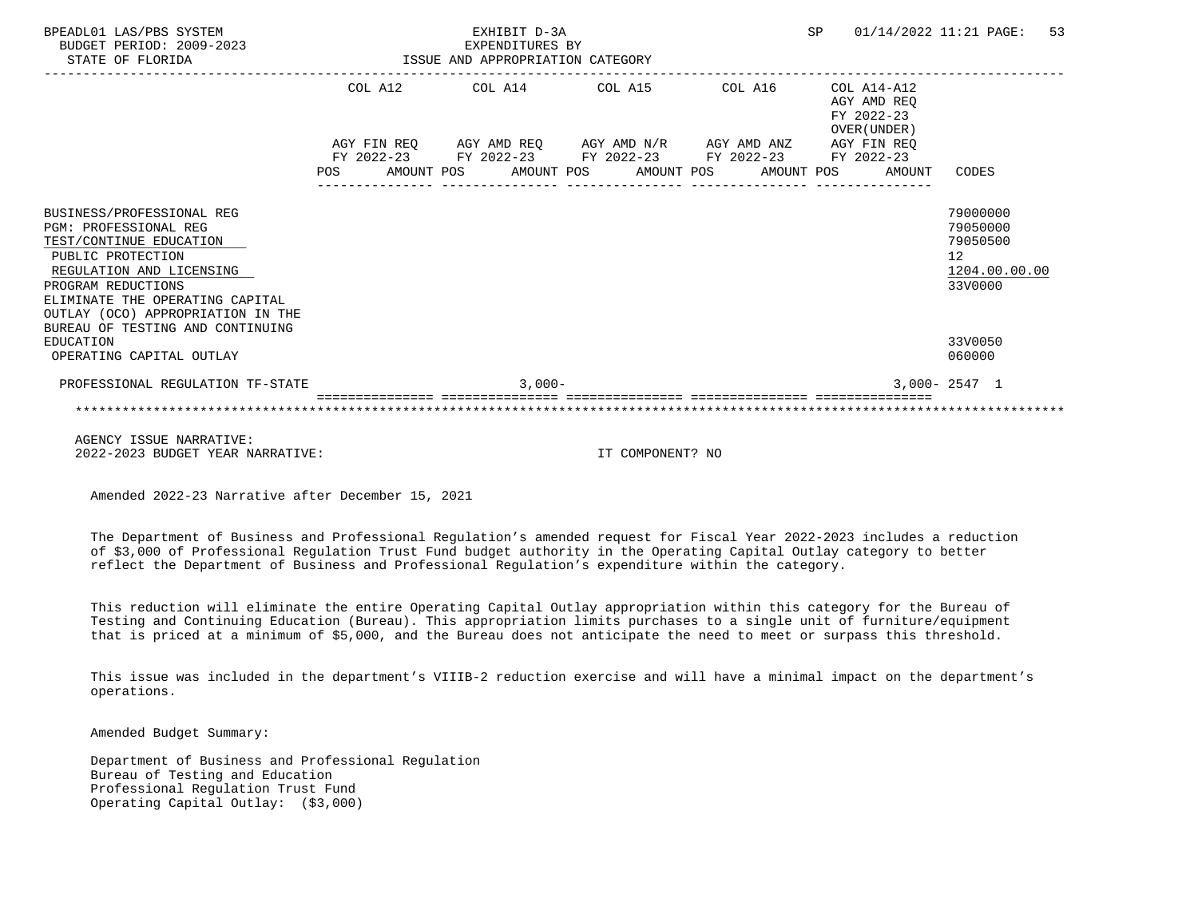BPEADL01 LAS/PBS SYSTEM
BUDGET PERIOD: 2009-2023
STATE OF FLORIDA

EXHIBIT D-3A
EXPENDITURES BY
ISSUE AND APPROPRIATION CATEGORY

SP 01/14/2022 11:21

| | COL A12 AGY FIN REQ FY 2022-23 POS AMOUNT | COL A14 AGY AMD REQ FY 2022-23 POS AMOUNT | COL A15 AGY AMD N/R FY 2022-23 POS AMOUNT | COL A16 AGY AMD ANZ FY 2022-23 POS AMOUNT | COL A14-A12 AGY AMD REQ FY 2022-23 OVER(UNDER) AGY FIN REQ FY 2022-23 POS AMOUNT | CODES |
|---|---|---|---|---|---|---|
| BUSINESS/PROFESSIONAL REG | | | | | | 79000000 |
| PGM: PROFESSIONAL REG | | | | | | 79050000 |
| TEST/CONTINUE EDUCATION | | | | | | 79050500 |
| PUBLIC PROTECTION | | | | | | 12 |
| REGULATION AND LICENSING | | | | | | 1204.00.00.00 |
| PROGRAM REDUCTIONS | | | | | | 33V0000 |
| ELIMINATE THE OPERATING CAPITAL OUTLAY (OCO) APPROPRIATION IN THE BUREAU OF TESTING AND CONTINUING EDUCATION | | | | | | 33V0050 |
| OPERATING CAPITAL OUTLAY | | | | | | 060000 |
| PROFESSIONAL REGULATION TF-STATE | | 3,000- | | | 3,000- | 2547 1 |

AGENCY ISSUE NARRATIVE:
2022-2023 BUDGET YEAR NARRATIVE: IT COMPONENT? NO

Amended 2022-23 Narrative after December 15, 2021

The Department of Business and Professional Regulation's amended request for Fiscal Year 2022-2023 includes a reduction of $3,000 of Professional Regulation Trust Fund budget authority in the Operating Capital Outlay category to better reflect the Department of Business and Professional Regulation's expenditure within the category.

This reduction will eliminate the entire Operating Capital Outlay appropriation within this category for the Bureau of Testing and Continuing Education (Bureau). This appropriation limits purchases to a single unit of furniture/equipment that is priced at a minimum of $5,000, and the Bureau does not anticipate the need to meet or surpass this threshold.

This issue was included in the department's VIIIB-2 reduction exercise and will have a minimal impact on the department's operations.

Amended Budget Summary:

Department of Business and Professional Regulation
Bureau of Testing and Education
Professional Regulation Trust Fund
Operating Capital Outlay: ($3,000)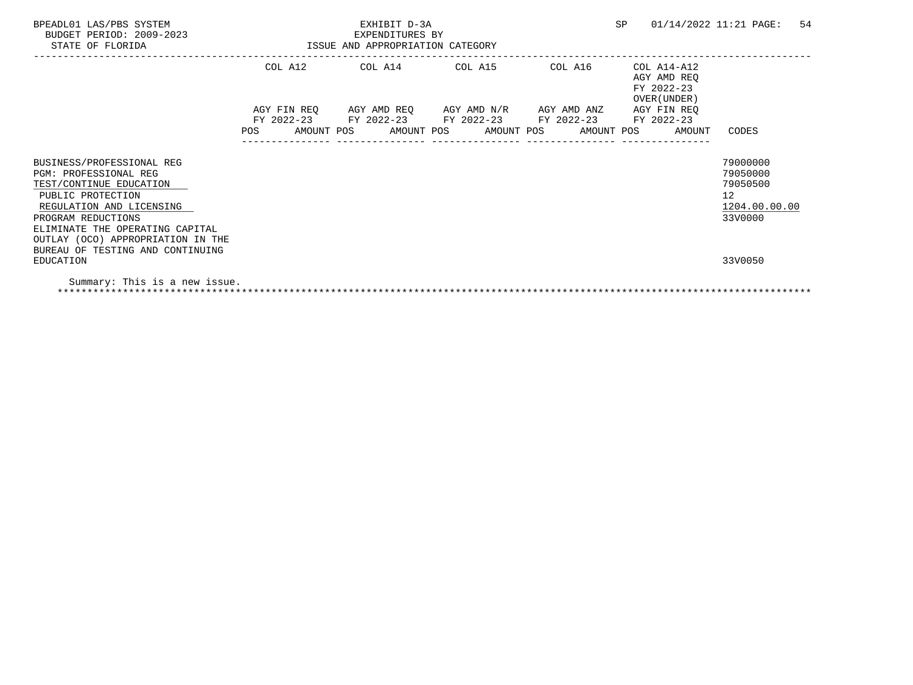BPEADL01 LAS/PBS SYSTEM
BUDGET PERIOD: 2009-2023
STATE OF FLORIDA

EXHIBIT D-3A
EXPENDITURES BY
ISSUE AND APPROPRIATION CATEGORY

SP 01/14/2022 11:21

| | COL A12 | | COL A14 | | COL A15 | | COL A16 | | COL A14-A12 AGY AMD REQ FY 2022-23 OVER(UNDER) AGY FIN REQ FY 2022-23 | | |
|---|---|---|---|---|---|---|---|---|---|---|---|
| | AGY FIN REQ FY 2022-23 | | AGY AMD REQ FY 2022-23 | | AGY AMD N/R FY 2022-23 | | AGY AMD ANZ FY 2022-23 | | | | |
| | POS | AMOUNT | POS | AMOUNT | POS | AMOUNT | POS | AMOUNT | POS | AMOUNT | CODES |
| BUSINESS/PROFESSIONAL REG | | | | | | | | | | | 79000000 |
| PGM: PROFESSIONAL REG | | | | | | | | | | | 79050000 |
| TEST/CONTINUE EDUCATION | | | | | | | | | | | 79050500 |
| PUBLIC PROTECTION | | | | | | | | | | | 12 |
| REGULATION AND LICENSING | | | | | | | | | | | 1204.00.00.00 |
| PROGRAM REDUCTIONS | | | | | | | | | | | 33V0000 |
| ELIMINATE THE OPERATING CAPITAL OUTLAY (OCO) APPROPRIATION IN THE BUREAU OF TESTING AND CONTINUING EDUCATION | | | | | | | | | | | 33V0050 |

Summary: This is a new issue.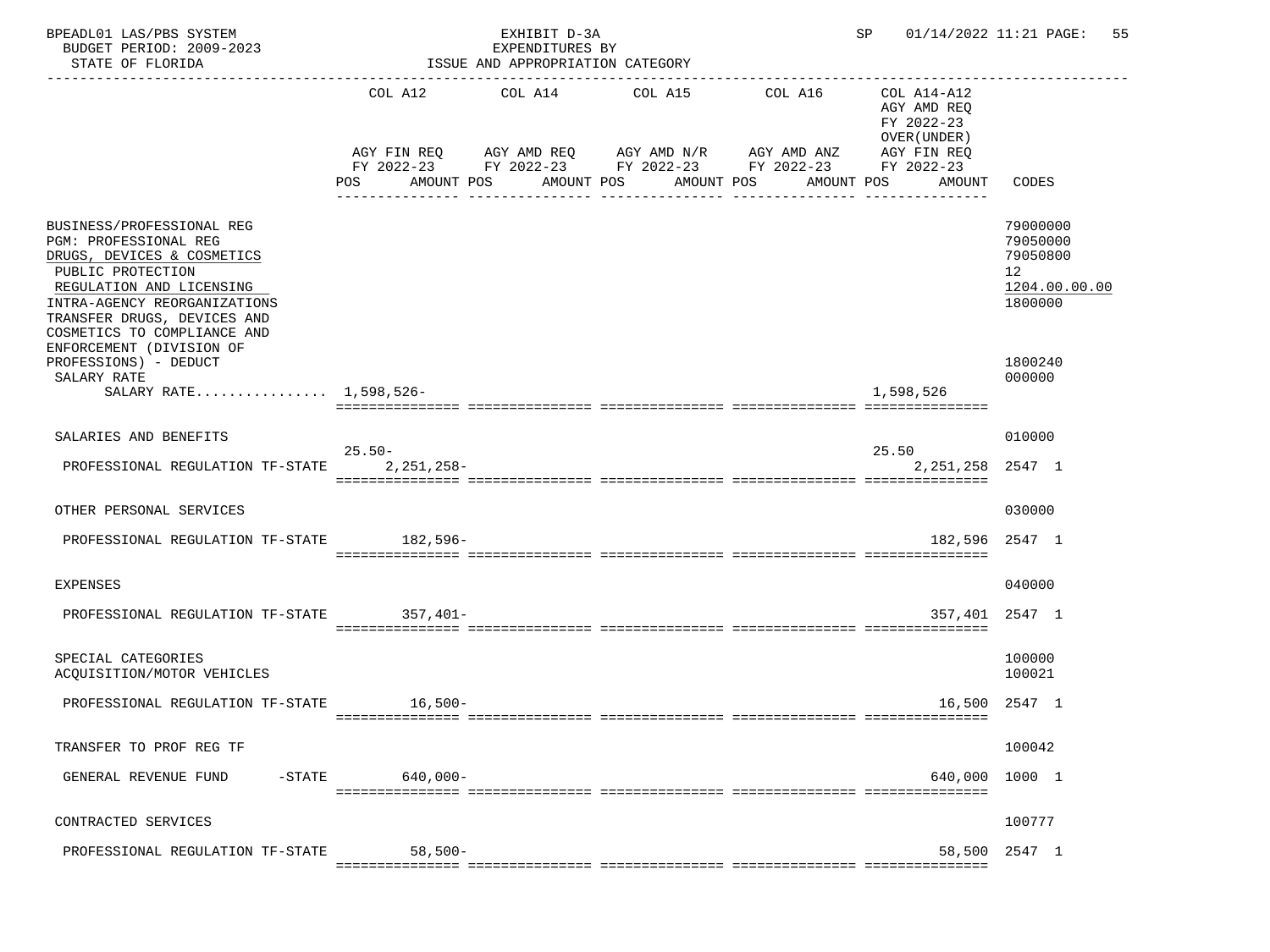BPEADL01 LAS/PBS SYSTEM — EXHIBIT D-3A — SP 01/14/2022 11:21

BUDGET PERIOD: 2009-2023 — EXPENDITURES BY

STATE OF FLORIDA — ISSUE AND APPROPRIATION CATEGORY

| | COL A12 AGY FIN REQ FY 2022-23 POS AMOUNT | COL A14 AGY AMD REQ FY 2022-23 POS AMOUNT | COL A15 AGY AMD N/R FY 2022-23 POS AMOUNT | COL A16 AGY AMD ANZ FY 2022-23 POS AMOUNT | COL A14-A12 AGY AMD REQ FY 2022-23 OVER(UNDER) AGY FIN REQ FY 2022-23 POS AMOUNT | CODES |
|---|---|---|---|---|---|---|
| BUSINESS/PROFESSIONAL REG | | | | | | 79000000 |
| PGM: PROFESSIONAL REG | | | | | | 79050000 |
| DRUGS, DEVICES & COSMETICS | | | | | | 79050800 |
| PUBLIC PROTECTION | | | | | | 12 |
| REGULATION AND LICENSING | | | | | | 1204.00.00.00 |
| INTRA-AGENCY REORGANIZATIONS | | | | | | 1800000 |
| TRANSFER DRUGS, DEVICES AND COSMETICS TO COMPLIANCE AND ENFORCEMENT (DIVISION OF PROFESSIONS) - DEDUCT | | | | | | 1800240 |
| SALARY RATE | | | | | | 000000 |
| SALARY RATE | 1,598,526- | | | | 1,598,526 | |
| SALARIES AND BENEFITS | | | | | | 010000 |
| PROFESSIONAL REGULATION TF-STATE | 25.50- 2,251,258- | | | | 25.50 2,251,258 | 2547 1 |
| OTHER PERSONAL SERVICES | | | | | | 030000 |
| PROFESSIONAL REGULATION TF-STATE | 182,596- | | | | 182,596 | 2547 1 |
| EXPENSES | | | | | | 040000 |
| PROFESSIONAL REGULATION TF-STATE | 357,401- | | | | 357,401 | 2547 1 |
| SPECIAL CATEGORIES | | | | | | 100000 |
| ACQUISITION/MOTOR VEHICLES | | | | | | 100021 |
| PROFESSIONAL REGULATION TF-STATE | 16,500- | | | | 16,500 | 2547 1 |
| TRANSFER TO PROF REG TF | | | | | | 100042 |
| GENERAL REVENUE FUND -STATE | 640,000- | | | | 640,000 | 1000 1 |
| CONTRACTED SERVICES | | | | | | 100777 |
| PROFESSIONAL REGULATION TF-STATE | 58,500- | | | | 58,500 | 2547 1 |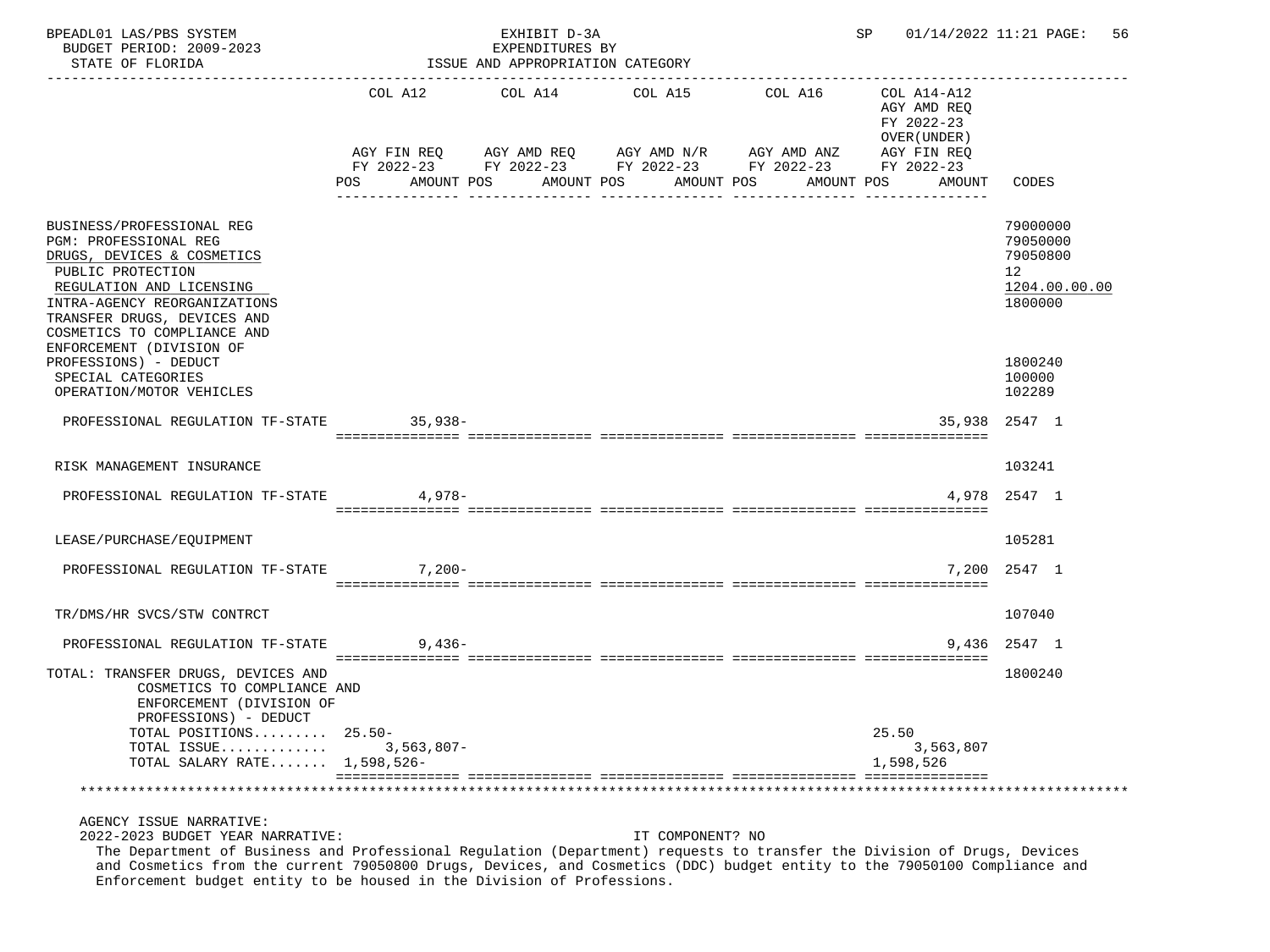BPEADL01 LAS/PBS SYSTEM — EXHIBIT D-3A — EXPENDITURES BY ISSUE AND APPROPRIATION CATEGORY
BUDGET PERIOD: 2009-2023 — STATE OF FLORIDA — SP 01/14/2022 11:21

| | COL A12 AGY FIN REQ FY 2022-23 POS AMOUNT | COL A14 AGY AMD REQ FY 2022-23 POS AMOUNT | COL A15 AGY AMD N/R FY 2022-23 POS AMOUNT | COL A16 AGY AMD ANZ FY 2022-23 POS AMOUNT | COL A14-A12 AGY AMD REQ FY 2022-23 OVER(UNDER) AGY FIN REQ FY 2022-23 POS AMOUNT | CODES |
|---|---|---|---|---|---|---|
| BUSINESS/PROFESSIONAL REG | | | | | | 79000000 |
| PGM: PROFESSIONAL REG | | | | | | 79050000 |
| DRUGS, DEVICES & COSMETICS | | | | | | 79050800 |
| PUBLIC PROTECTION | | | | | | 12 |
| REGULATION AND LICENSING | | | | | | 1204.00.00.00 |
| INTRA-AGENCY REORGANIZATIONS | | | | | | 1800000 |
| TRANSFER DRUGS, DEVICES AND COSMETICS TO COMPLIANCE AND ENFORCEMENT (DIVISION OF PROFESSIONS) - DEDUCT | | | | | | 1800240 |
| SPECIAL CATEGORIES | | | | | | 100000 |
| OPERATION/MOTOR VEHICLES | | | | | | 102289 |
| PROFESSIONAL REGULATION TF-STATE | 35,938- | | | | 35,938 | 2547 1 |
| RISK MANAGEMENT INSURANCE | | | | | | 103241 |
| PROFESSIONAL REGULATION TF-STATE | 4,978- | | | | 4,978 | 2547 1 |
| LEASE/PURCHASE/EQUIPMENT | | | | | | 105281 |
| PROFESSIONAL REGULATION TF-STATE | 7,200- | | | | 7,200 | 2547 1 |
| TR/DMS/HR SVCS/STW CONTRCT | | | | | | 107040 |
| PROFESSIONAL REGULATION TF-STATE | 9,436- | | | | 9,436 | 2547 1 |
| TOTAL: TRANSFER DRUGS, DEVICES AND COSMETICS TO COMPLIANCE AND ENFORCEMENT (DIVISION OF PROFESSIONS) - DEDUCT | | | | | | 1800240 |
| TOTAL POSITIONS......... | 25.50- | | | | 25.50 | |
| TOTAL ISSUE............ | 3,563,807- | | | | 3,563,807 | |
| TOTAL SALARY RATE....... | 1,598,526- | | | | 1,598,526 | |

AGENCY ISSUE NARRATIVE:

2022-2023 BUDGET YEAR NARRATIVE: IT COMPONENT? NO

The Department of Business and Professional Regulation (Department) requests to transfer the Division of Drugs, Devices and Cosmetics from the current 79050800 Drugs, Devices, and Cosmetics (DDC) budget entity to the 79050100 Compliance and Enforcement budget entity to be housed in the Division of Professions.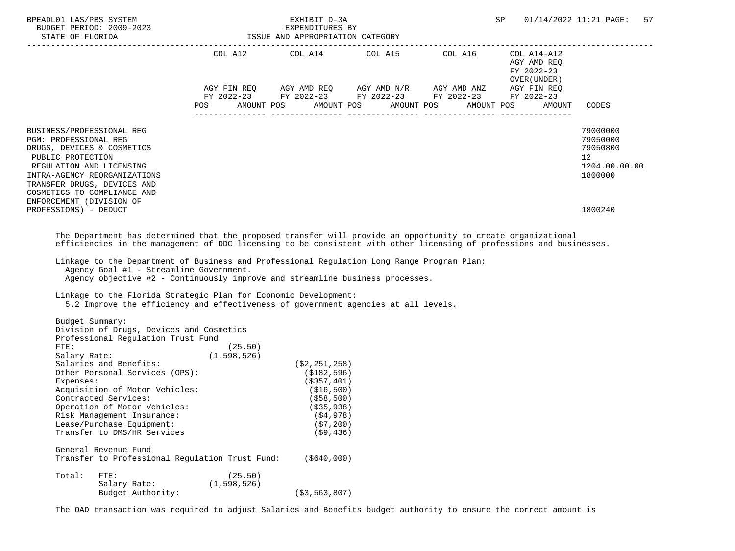| | COL A12 | | COL A14 | | COL A15 | | COL A16 | | COL A14-A12 AGY AMD REQ FY 2022-23 OVER(UNDER) | |
|---|---|---|---|---|---|---|---|---|---|---|
| | AGY FIN REQ FY 2022-23 | | AGY AMD REQ FY 2022-23 | | AGY AMD N/R FY 2022-23 | | AGY AMD ANZ FY 2022-23 | | AGY FIN REQ FY 2022-23 | |
| | POS | AMOUNT | POS | AMOUNT | POS | AMOUNT | POS | AMOUNT | POS | AMOUNT | CODES |

BUSINESS/PROFESSIONAL REG — 79000000
PGM: PROFESSIONAL REG — 79050000
DRUGS, DEVICES & COSMETICS — 79050800
PUBLIC PROTECTION — 12
REGULATION AND LICENSING — 1204.00.00.00
INTRA-AGENCY REORGANIZATIONS — 1800000
TRANSFER DRUGS, DEVICES AND COSMETICS TO COMPLIANCE AND ENFORCEMENT (DIVISION OF PROFESSIONS) - DEDUCT — 1800240

The Department has determined that the proposed transfer will provide an opportunity to create organizational efficiencies in the management of DDC licensing to be consistent with other licensing of professions and businesses.

Linkage to the Department of Business and Professional Regulation Long Range Program Plan:
Agency Goal #1 - Streamline Government.
Agency objective #2 - Continuously improve and streamline business processes.

Linkage to the Florida Strategic Plan for Economic Development:
5.2 Improve the efficiency and effectiveness of government agencies at all levels.

Budget Summary:
Division of Drugs, Devices and Cosmetics
Professional Regulation Trust Fund

| | | |
|---|---|---|
| FTE: | (25.50) | |
| Salary Rate: | (1,598,526) | |
| Salaries and Benefits: | | ($2,251,258) |
| Other Personal Services (OPS): | | ($182,596) |
| Expenses: | | ($357,401) |
| Acquisition of Motor Vehicles: | | ($16,500) |
| Contracted Services: | | ($58,500) |
| Operation of Motor Vehicles: | | ($35,938) |
| Risk Management Insurance: | | ($4,978) |
| Lease/Purchase Equipment: | | ($7,200) |
| Transfer to DMS/HR Services | | ($9,436) |

General Revenue Fund
Transfer to Professional Regulation Trust Fund: ($640,000)

| | | |
|---|---|---|
| Total: FTE: | (25.50) | |
| Salary Rate: | (1,598,526) | |
| Budget Authority: | | ($3,563,807) |

The OAD transaction was required to adjust Salaries and Benefits budget authority to ensure the correct amount is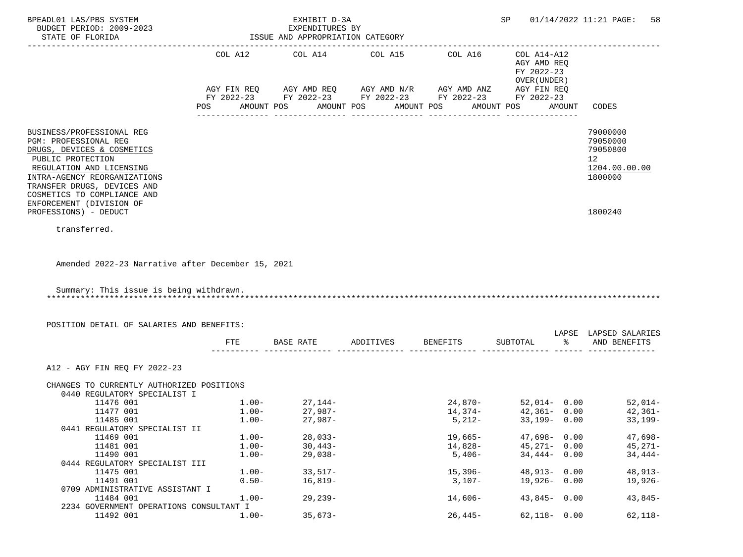BPEADL01 LAS/PBS SYSTEM — EXHIBIT D-3A — SP 01/14/2022 11:21

BUDGET PERIOD: 2009-2023 — EXPENDITURES BY

STATE OF FLORIDA — ISSUE AND APPROPRIATION CATEGORY

| | COL A12 AGY FIN REQ FY 2022-23 POS AMOUNT | COL A14 AGY AMD REQ FY 2022-23 POS AMOUNT | COL A15 AGY AMD N/R FY 2022-23 POS AMOUNT | COL A16 AGY AMD ANZ FY 2022-23 POS AMOUNT | COL A14-A12 AGY AMD REQ FY 2022-23 OVER(UNDER) AGY FIN REQ FY 2022-23 POS AMOUNT | CODES |
|---|---|---|---|---|---|---|
| BUSINESS/PROFESSIONAL REG | | | | | | 79000000 |
| PGM: PROFESSIONAL REG | | | | | | 79050000 |
| DRUGS, DEVICES & COSMETICS | | | | | | 79050800 |
| PUBLIC PROTECTION | | | | | | 12 |
| REGULATION AND LICENSING | | | | | | 1204.00.00.00 |
| INTRA-AGENCY REORGANIZATIONS | | | | | | 1800000 |
| TRANSFER DRUGS, DEVICES AND COSMETICS TO COMPLIANCE AND ENFORCEMENT (DIVISION OF PROFESSIONS) - DEDUCT | | | | | | 1800240 |

transferred.

Amended 2022-23 Narrative after December 15, 2021

Summary: This issue is being withdrawn.

*****************************************************************************************************************

POSITION DETAIL OF SALARIES AND BENEFITS:

| | FTE | BASE RATE | ADDITIVES | BENEFITS | SUBTOTAL | LAPSE % | LAPSED SALARIES AND BENEFITS |
|---|---|---|---|---|---|---|---|
| A12 - AGY FIN REQ FY 2022-23 | | | | | | | |
| CHANGES TO CURRENTLY AUTHORIZED POSITIONS | | | | | | | |
| 0440 REGULATORY SPECIALIST I | | | | | | | |
| 11476 001 | 1.00- | 27,144- | | 24,870- | 52,014- | 0.00 | 52,014- |
| 11477 001 | 1.00- | 27,987- | | 14,374- | 42,361- | 0.00 | 42,361- |
| 11485 001 | 1.00- | 27,987- | | 5,212- | 33,199- | 0.00 | 33,199- |
| 0441 REGULATORY SPECIALIST II | | | | | | | |
| 11469 001 | 1.00- | 28,033- | | 19,665- | 47,698- | 0.00 | 47,698- |
| 11481 001 | 1.00- | 30,443- | | 14,828- | 45,271- | 0.00 | 45,271- |
| 11490 001 | 1.00- | 29,038- | | 5,406- | 34,444- | 0.00 | 34,444- |
| 0444 REGULATORY SPECIALIST III | | | | | | | |
| 11475 001 | 1.00- | 33,517- | | 15,396- | 48,913- | 0.00 | 48,913- |
| 11491 001 | 0.50- | 16,819- | | 3,107- | 19,926- | 0.00 | 19,926- |
| 0709 ADMINISTRATIVE ASSISTANT I | | | | | | | |
| 11484 001 | 1.00- | 29,239- | | 14,606- | 43,845- | 0.00 | 43,845- |
| 2234 GOVERNMENT OPERATIONS CONSULTANT I | | | | | | | |
| 11492 001 | 1.00- | 35,673- | | 26,445- | 62,118- | 0.00 | 62,118- |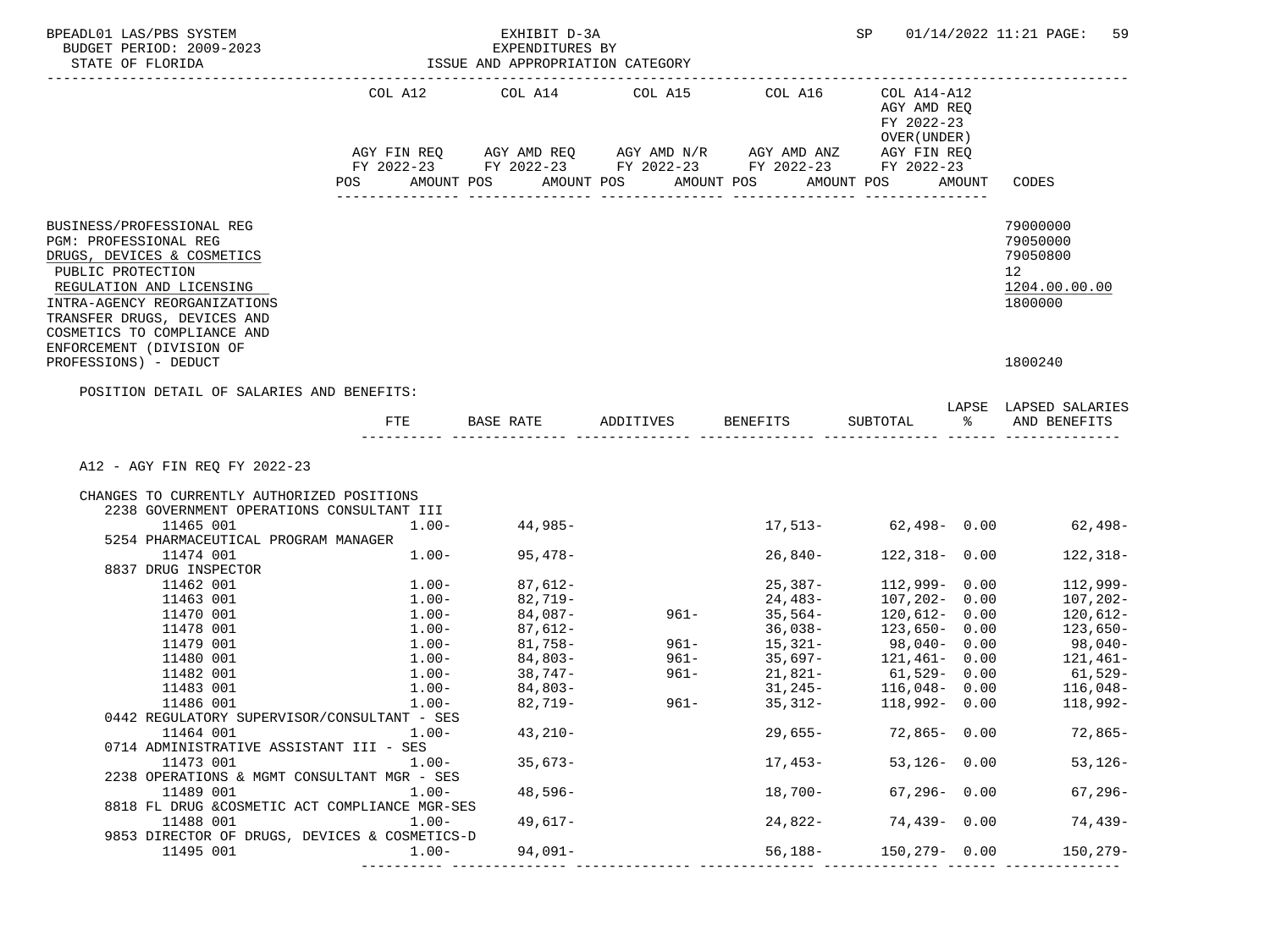BPEADL01 LAS/PBS SYSTEM — EXHIBIT D-3A — SP 01/14/2022 11:21

BUDGET PERIOD: 2009-2023 — EXPENDITURES BY

STATE OF FLORIDA — ISSUE AND APPROPRIATION CATEGORY

| | COL A12 AGY FIN REQ FY 2022-23 POS AMOUNT | COL A14 AGY AMD REQ FY 2022-23 POS AMOUNT | COL A15 AGY AMD N/R FY 2022-23 POS AMOUNT | COL A16 AGY AMD ANZ FY 2022-23 POS AMOUNT | COL A14-A12 AGY AMD REQ FY 2022-23 OVER(UNDER) AGY FIN REQ FY 2022-23 POS AMOUNT | CODES |
|---|---|---|---|---|---|---|

BUSINESS/PROFESSIONAL REG — 79000000
PGM: PROFESSIONAL REG — 79050000
DRUGS, DEVICES & COSMETICS — 79050800
PUBLIC PROTECTION — 12
REGULATION AND LICENSING — 1204.00.00.00
INTRA-AGENCY REORGANIZATIONS — 1800000
TRANSFER DRUGS, DEVICES AND COSMETICS TO COMPLIANCE AND ENFORCEMENT (DIVISION OF PROFESSIONS) - DEDUCT — 1800240

POSITION DETAIL OF SALARIES AND BENEFITS:

| | FTE | BASE RATE | ADDITIVES | BENEFITS | SUBTOTAL | LAPSE % | LAPSED SALARIES AND BENEFITS |
|---|---|---|---|---|---|---|---|
| A12 - AGY FIN REQ FY 2022-23 | | | | | | | |
| CHANGES TO CURRENTLY AUTHORIZED POSITIONS | | | | | | | |
| 2238 GOVERNMENT OPERATIONS CONSULTANT III | | | | | | | |
| 11465 001 | 1.00- | 44,985- | | 17,513- | 62,498- | 0.00 | 62,498- |
| 5254 PHARMACEUTICAL PROGRAM MANAGER | | | | | | | |
| 11474 001 | 1.00- | 95,478- | | 26,840- | 122,318- | 0.00 | 122,318- |
| 8837 DRUG INSPECTOR | | | | | | | |
| 11462 001 | 1.00- | 87,612- | | 25,387- | 112,999- | 0.00 | 112,999- |
| 11463 001 | 1.00- | 82,719- | | 24,483- | 107,202- | 0.00 | 107,202- |
| 11470 001 | 1.00- | 84,087- | 961- | 35,564- | 120,612- | 0.00 | 120,612- |
| 11478 001 | 1.00- | 87,612- | | 36,038- | 123,650- | 0.00 | 123,650- |
| 11479 001 | 1.00- | 81,758- | 961- | 15,321- | 98,040- | 0.00 | 98,040- |
| 11480 001 | 1.00- | 84,803- | 961- | 35,697- | 121,461- | 0.00 | 121,461- |
| 11482 001 | 1.00- | 38,747- | 961- | 21,821- | 61,529- | 0.00 | 61,529- |
| 11483 001 | 1.00- | 84,803- | | 31,245- | 116,048- | 0.00 | 116,048- |
| 11486 001 | 1.00- | 82,719- | 961- | 35,312- | 118,992- | 0.00 | 118,992- |
| 0442 REGULATORY SUPERVISOR/CONSULTANT - SES | | | | | | | |
| 11464 001 | 1.00- | 43,210- | | 29,655- | 72,865- | 0.00 | 72,865- |
| 0714 ADMINISTRATIVE ASSISTANT III - SES | | | | | | | |
| 11473 001 | 1.00- | 35,673- | | 17,453- | 53,126- | 0.00 | 53,126- |
| 2238 OPERATIONS & MGMT CONSULTANT MGR - SES | | | | | | | |
| 11489 001 | 1.00- | 48,596- | | 18,700- | 67,296- | 0.00 | 67,296- |
| 8818 FL DRUG &COSMETIC ACT COMPLIANCE MGR-SES | | | | | | | |
| 11488 001 | 1.00- | 49,617- | | 24,822- | 74,439- | 0.00 | 74,439- |
| 9853 DIRECTOR OF DRUGS, DEVICES & COSMETICS-D | | | | | | | |
| 11495 001 | 1.00- | 94,091- | | 56,188- | 150,279- | 0.00 | 150,279- |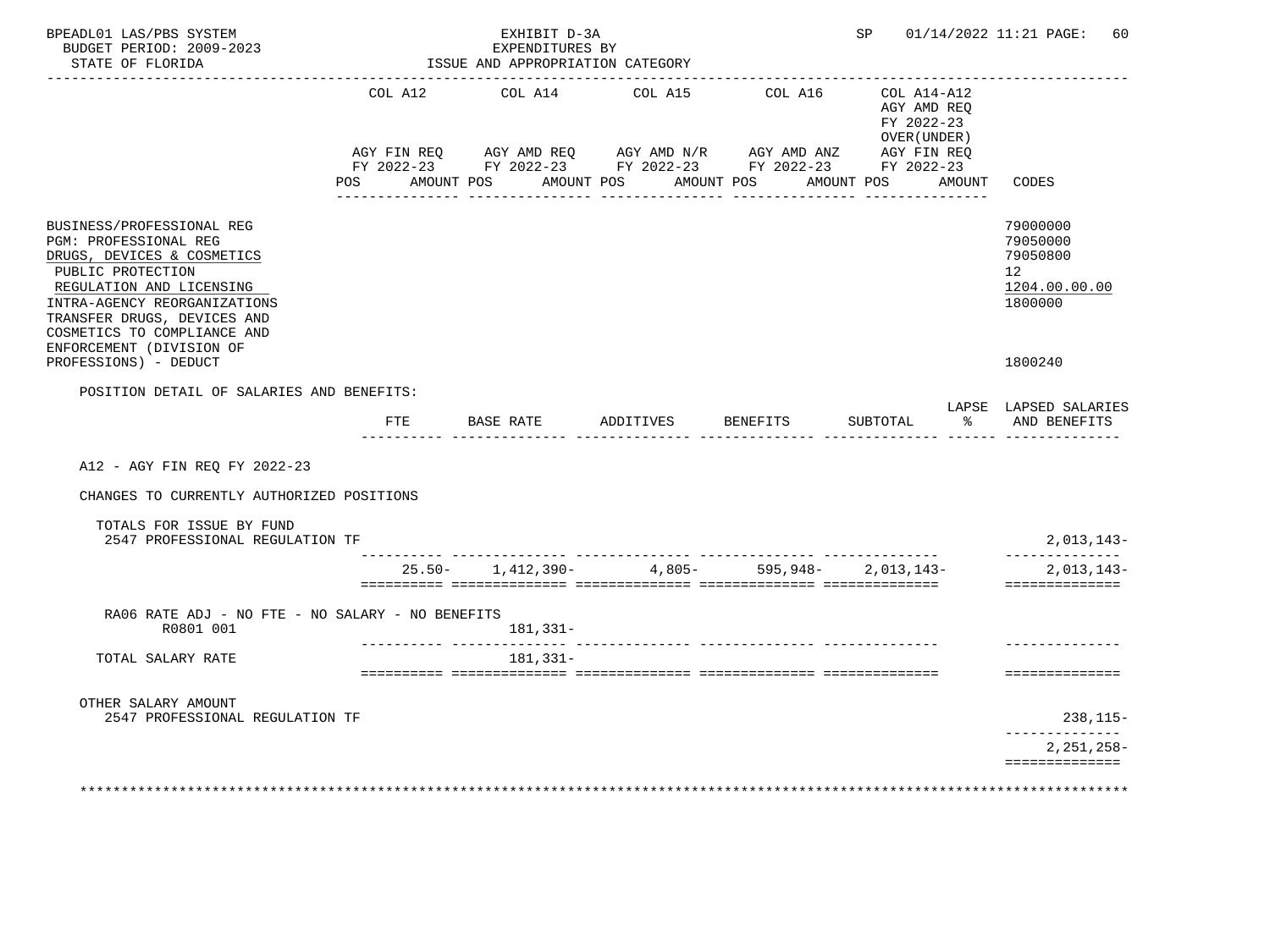BPEADL01 LAS/PBS SYSTEM

BUDGET PERIOD: 2009-2023

STATE OF FLORIDA

EXHIBIT D-3A
EXPENDITURES BY
ISSUE AND APPROPRIATION CATEGORY

SP 01/14/2022 11:21 PAGE: 60

| | COL A12 AGY FIN REQ FY 2022-23 POS AMOUNT | COL A14 AGY AMD REQ FY 2022-23 POS AMOUNT | COL A15 AGY AMD N/R FY 2022-23 POS AMOUNT | COL A16 AGY AMD ANZ FY 2022-23 POS AMOUNT | COL A14-A12 AGY AMD REQ FY 2022-23 OVER(UNDER) AGY FIN REQ FY 2022-23 POS AMOUNT | CODES |
|---|---|---|---|---|---|---|
| BUSINESS/PROFESSIONAL REG | | | | | | 79000000 |
| PGM: PROFESSIONAL REG | | | | | | 79050000 |
| DRUGS, DEVICES & COSMETICS | | | | | | 79050800 |
| PUBLIC PROTECTION | | | | | | 12 |
| REGULATION AND LICENSING | | | | | | 1204.00.00.00 |
| INTRA-AGENCY REORGANIZATIONS | | | | | | 1800000 |
| TRANSFER DRUGS, DEVICES AND COSMETICS TO COMPLIANCE AND ENFORCEMENT (DIVISION OF PROFESSIONS) - DEDUCT | | | | | | 1800240 |

POSITION DETAIL OF SALARIES AND BENEFITS:

| | FTE | BASE RATE | ADDITIVES | BENEFITS | SUBTOTAL | LAPSE % | LAPSED SALARIES AND BENEFITS |
|---|---|---|---|---|---|---|---|
| A12 - AGY FIN REQ FY 2022-23 | | | | | | | |
| CHANGES TO CURRENTLY AUTHORIZED POSITIONS | | | | | | | |
| TOTALS FOR ISSUE BY FUND | | | | | | | |
| 2547 PROFESSIONAL REGULATION TF | | | | | | | 2,013,143- |
| | 25.50- | 1,412,390- | 4,805- | 595,948- | 2,013,143- | | 2,013,143- |
| RA06 RATE ADJ - NO FTE - NO SALARY - NO BENEFITS R0801 001 | | 181,331- | | | | | |
| TOTAL SALARY RATE | | 181,331- | | | | | |
| OTHER SALARY AMOUNT | | | | | | | |
| 2547 PROFESSIONAL REGULATION TF | | | | | | | 238,115- |
| | | | | | | | 2,251,258- |

*******************************************************************************************************************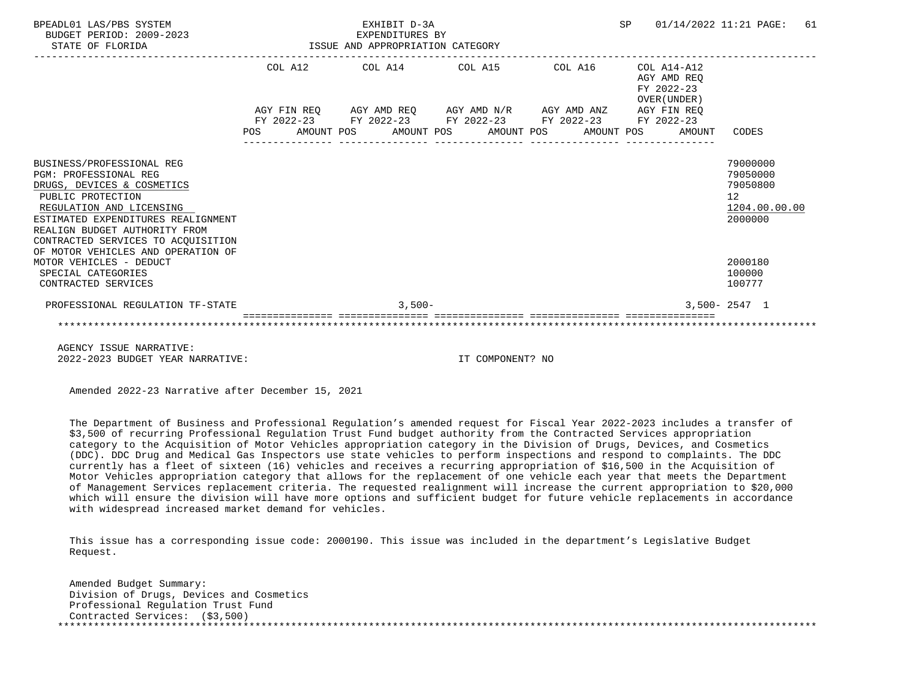BPEADL01 LAS/PBS SYSTEM | EXHIBIT D-3A | SP 01/14/2022 11:21

BUDGET PERIOD: 2009-2023 | EXPENDITURES BY

STATE OF FLORIDA | ISSUE AND APPROPRIATION CATEGORY

| | COL A12 AGY FIN REQ FY 2022-23 POS AMOUNT | COL A14 AGY AMD REQ FY 2022-23 POS AMOUNT | COL A15 AGY AMD N/R FY 2022-23 POS AMOUNT | COL A16 AGY AMD ANZ FY 2022-23 POS AMOUNT | COL A14-A12 AGY AMD REQ FY 2022-23 OVER(UNDER) AGY FIN REQ FY 2022-23 POS AMOUNT | CODES |
|---|---|---|---|---|---|---|
| BUSINESS/PROFESSIONAL REG | | | | | | 79000000 |
| PGM: PROFESSIONAL REG | | | | | | 79050000 |
| DRUGS, DEVICES & COSMETICS | | | | | | 79050800 |
| PUBLIC PROTECTION | | | | | | 12 |
| REGULATION AND LICENSING | | | | | | 1204.00.00.00 |
| ESTIMATED EXPENDITURES REALIGNMENT | | | | | | 2000000 |
| REALIGN BUDGET AUTHORITY FROM CONTRACTED SERVICES TO ACQUISITION OF MOTOR VEHICLES AND OPERATION OF MOTOR VEHICLES - DEDUCT | | | | | | 2000180 |
| SPECIAL CATEGORIES | | | | | | 100000 |
| CONTRACTED SERVICES | | | | | | 100777 |
| PROFESSIONAL REGULATION TF-STATE | | 3,500- | | | 3,500- | 2547 1 |

AGENCY ISSUE NARRATIVE:

2022-2023 BUDGET YEAR NARRATIVE: IT COMPONENT? NO

Amended 2022-23 Narrative after December 15, 2021

The Department of Business and Professional Regulation's amended request for Fiscal Year 2022-2023 includes a transfer of $3,500 of recurring Professional Regulation Trust Fund budget authority from the Contracted Services appropriation category to the Acquisition of Motor Vehicles appropriation category in the Division of Drugs, Devices, and Cosmetics (DDC). DDC Drug and Medical Gas Inspectors use state vehicles to perform inspections and respond to complaints. The DDC currently has a fleet of sixteen (16) vehicles and receives a recurring appropriation of $16,500 in the Acquisition of Motor Vehicles appropriation category that allows for the replacement of one vehicle each year that meets the Department of Management Services replacement criteria. The requested realignment will increase the current appropriation to $20,000 which will ensure the division will have more options and sufficient budget for future vehicle replacements in accordance with widespread increased market demand for vehicles.

This issue has a corresponding issue code: 2000190. This issue was included in the department's Legislative Budget Request.

Amended Budget Summary:
Division of Drugs, Devices and Cosmetics
Professional Regulation Trust Fund
Contracted Services: ($3,500)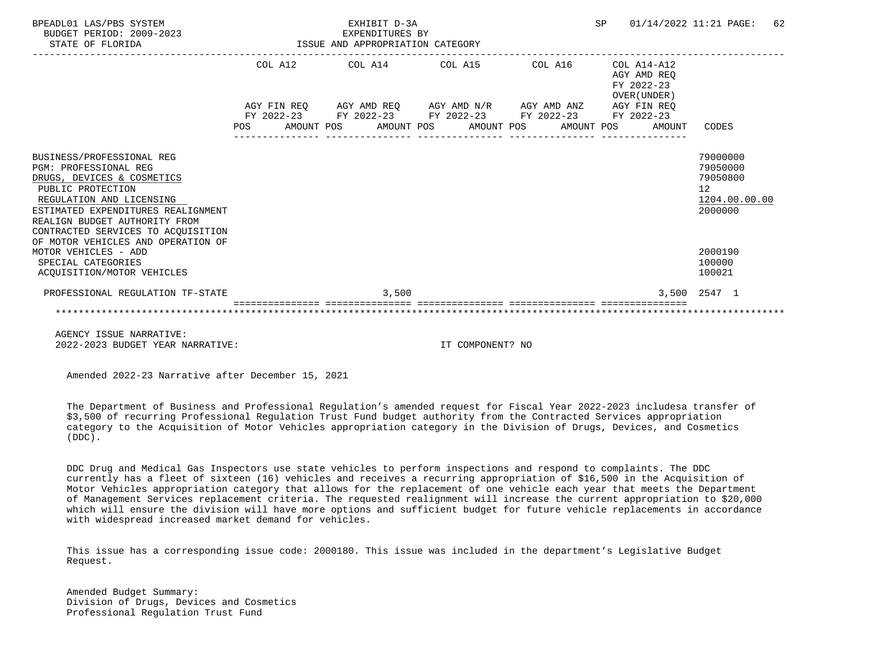BPEADL01 LAS/PBS SYSTEM — EXHIBIT D-3A — EXPENDITURES BY ISSUE AND APPROPRIATION CATEGORY
BUDGET PERIOD: 2009-2023
STATE OF FLORIDA

| | COL A12 AGY FIN REQ FY 2022-23 POS AMOUNT | COL A14 AGY AMD REQ FY 2022-23 POS AMOUNT | COL A15 AGY AMD N/R FY 2022-23 POS AMOUNT | COL A16 AGY AMD ANZ FY 2022-23 POS AMOUNT | COL A14-A12 AGY AMD REQ FY 2022-23 OVER(UNDER) AGY FIN REQ FY 2022-23 POS AMOUNT | CODES |
|---|---|---|---|---|---|---|
| BUSINESS/PROFESSIONAL REG | | | | | | 79000000 |
| PGM: PROFESSIONAL REG | | | | | | 79050000 |
| DRUGS, DEVICES & COSMETICS | | | | | | 79050800 |
| PUBLIC PROTECTION | | | | | | 12 |
| REGULATION AND LICENSING | | | | | | 1204.00.00.00 |
| ESTIMATED EXPENDITURES REALIGNMENT | | | | | | 2000000 |
| REALIGN BUDGET AUTHORITY FROM CONTRACTED SERVICES TO ACQUISITION OF MOTOR VEHICLES AND OPERATION OF MOTOR VEHICLES - ADD | | | | | | 2000190 |
| SPECIAL CATEGORIES | | | | | | 100000 |
| ACQUISITION/MOTOR VEHICLES | | | | | | 100021 |
| PROFESSIONAL REGULATION TF-STATE | | 3,500 | | | 3,500 | 2547 1 |

AGENCY ISSUE NARRATIVE:
2022-2023 BUDGET YEAR NARRATIVE: IT COMPONENT? NO

Amended 2022-23 Narrative after December 15, 2021

The Department of Business and Professional Regulation's amended request for Fiscal Year 2022-2023 includesa transfer of $3,500 of recurring Professional Regulation Trust Fund budget authority from the Contracted Services appropriation category to the Acquisition of Motor Vehicles appropriation category in the Division of Drugs, Devices, and Cosmetics (DDC).

DDC Drug and Medical Gas Inspectors use state vehicles to perform inspections and respond to complaints. The DDC currently has a fleet of sixteen (16) vehicles and receives a recurring appropriation of $16,500 in the Acquisition of Motor Vehicles appropriation category that allows for the replacement of one vehicle each year that meets the Department of Management Services replacement criteria. The requested realignment will increase the current appropriation to $20,000 which will ensure the division will have more options and sufficient budget for future vehicle replacements in accordance with widespread increased market demand for vehicles.

This issue has a corresponding issue code: 2000180. This issue was included in the department's Legislative Budget Request.

Amended Budget Summary:
Division of Drugs, Devices and Cosmetics
Professional Regulation Trust Fund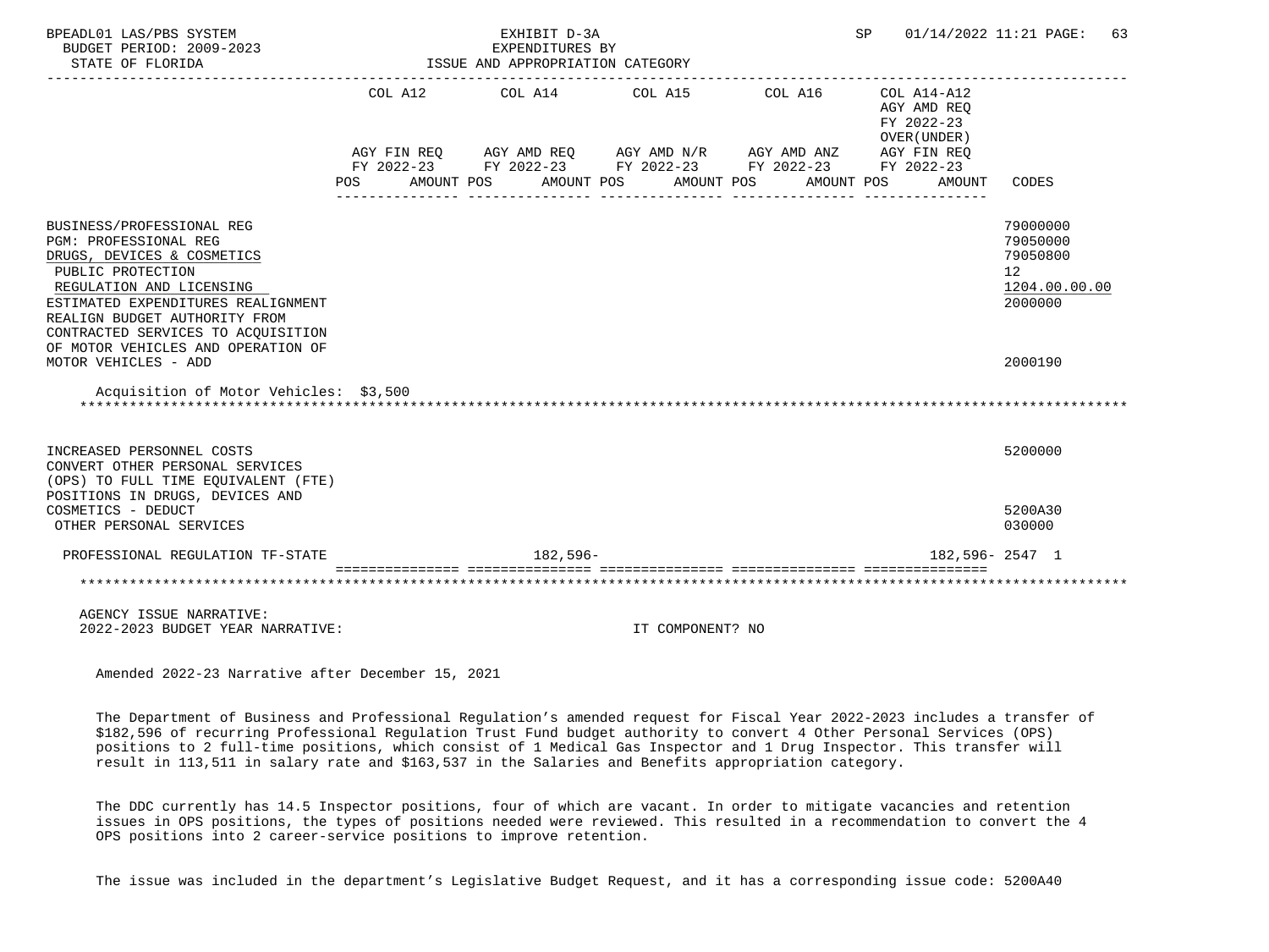BPEADL01 LAS/PBS SYSTEM
BUDGET PERIOD: 2009-2023
STATE OF FLORIDA

EXHIBIT D-3A
EXPENDITURES BY
ISSUE AND APPROPRIATION CATEGORY

SP 01/14/2022 11:21

| | COL A12 AGY FIN REQ FY 2022-23 POS AMOUNT | COL A14 AGY AMD REQ FY 2022-23 POS AMOUNT | COL A15 AGY AMD N/R FY 2022-23 POS AMOUNT | COL A16 AGY AMD ANZ FY 2022-23 POS AMOUNT | COL A14-A12 AGY AMD REQ FY 2022-23 OVER(UNDER) AGY FIN REQ FY 2022-23 POS AMOUNT | CODES |
|---|---|---|---|---|---|---|
| BUSINESS/PROFESSIONAL REG | | | | | | 79000000 |
| PGM: PROFESSIONAL REG | | | | | | 79050000 |
| DRUGS, DEVICES & COSMETICS | | | | | | 79050800 |
| PUBLIC PROTECTION | | | | | | 12 |
| REGULATION AND LICENSING | | | | | | 1204.00.00.00 |
| ESTIMATED EXPENDITURES REALIGNMENT | | | | | | 2000000 |
| REALIGN BUDGET AUTHORITY FROM CONTRACTED SERVICES TO ACQUISITION OF MOTOR VEHICLES AND OPERATION OF MOTOR VEHICLES - ADD | | | | | | 2000190 |
| Acquisition of Motor Vehicles: $3,500 | | | | | | |
| INCREASED PERSONNEL COSTS | | | | | | 5200000 |
| CONVERT OTHER PERSONAL SERVICES (OPS) TO FULL TIME EQUIVALENT (FTE) POSITIONS IN DRUGS, DEVICES AND COSMETICS - DEDUCT | | | | | | 5200A30 |
| OTHER PERSONAL SERVICES | | | | | | 030000 |
| PROFESSIONAL REGULATION TF-STATE | | 182,596- | | | 182,596- | 2547 1 |

AGENCY ISSUE NARRATIVE:
2022-2023 BUDGET YEAR NARRATIVE: IT COMPONENT? NO

Amended 2022-23 Narrative after December 15, 2021

The Department of Business and Professional Regulation's amended request for Fiscal Year 2022-2023 includes a transfer of $182,596 of recurring Professional Regulation Trust Fund budget authority to convert 4 Other Personal Services (OPS) positions to 2 full-time positions, which consist of 1 Medical Gas Inspector and 1 Drug Inspector. This transfer will result in 113,511 in salary rate and $163,537 in the Salaries and Benefits appropriation category.

The DDC currently has 14.5 Inspector positions, four of which are vacant. In order to mitigate vacancies and retention issues in OPS positions, the types of positions needed were reviewed. This resulted in a recommendation to convert the 4 OPS positions into 2 career-service positions to improve retention.

The issue was included in the department's Legislative Budget Request, and it has a corresponding issue code: 5200A40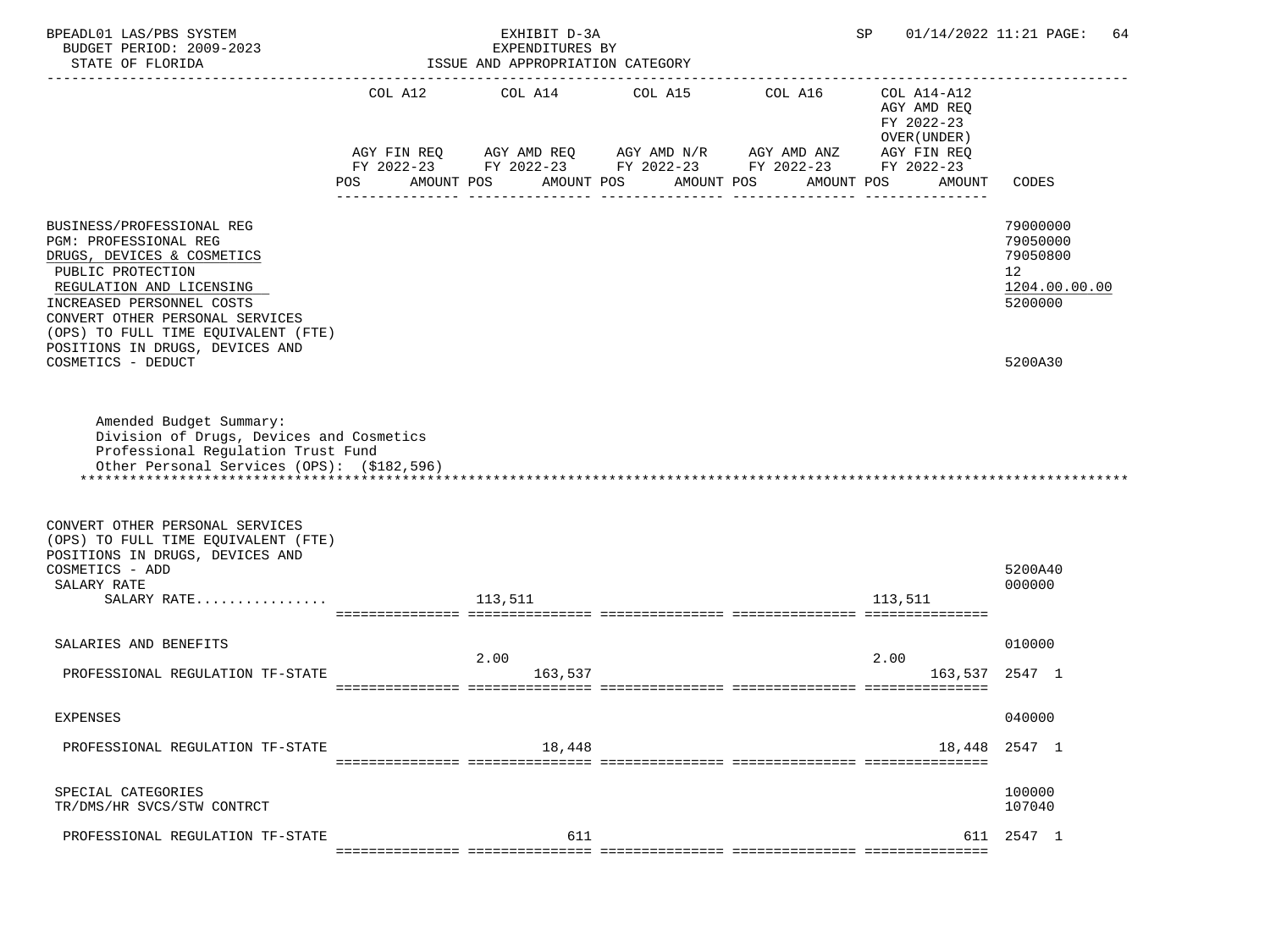BPEADL01 LAS/PBS SYSTEM | EXHIBIT D-3A | SP 01/14/2022 11:21 PAGE: 64
BUDGET PERIOD: 2009-2023 | EXPENDITURES BY
STATE OF FLORIDA | ISSUE AND APPROPRIATION CATEGORY

| | COL A12 AGY FIN REQ FY 2022-23 POS AMOUNT | COL A14 AGY AMD REQ FY 2022-23 POS AMOUNT | COL A15 AGY AMD N/R FY 2022-23 POS AMOUNT | COL A16 AGY AMD ANZ FY 2022-23 POS AMOUNT | COL A14-A12 AGY AMD REQ FY 2022-23 OVER(UNDER) AGY FIN REQ FY 2022-23 POS AMOUNT | CODES |
|---|---|---|---|---|---|---|
| BUSINESS/PROFESSIONAL REG | | | | | | 79000000 |
| PGM: PROFESSIONAL REG | | | | | | 79050000 |
| DRUGS, DEVICES & COSMETICS | | | | | | 79050800 |
| PUBLIC PROTECTION | | | | | | 12 |
| REGULATION AND LICENSING | | | | | | 1204.00.00.00 |
| INCREASED PERSONNEL COSTS | | | | | | 5200000 |
| CONVERT OTHER PERSONAL SERVICES (OPS) TO FULL TIME EQUIVALENT (FTE) POSITIONS IN DRUGS, DEVICES AND COSMETICS - DEDUCT | | | | | | 5200A30 |

Amended Budget Summary:
Division of Drugs, Devices and Cosmetics
Professional Regulation Trust Fund
Other Personal Services (OPS): ($182,596)

| | COL A12 | COL A14 | COL A15 | COL A16 | COL A14-A12 | CODES |
|---|---|---|---|---|---|---|
| CONVERT OTHER PERSONAL SERVICES (OPS) TO FULL TIME EQUIVALENT (FTE) POSITIONS IN DRUGS, DEVICES AND COSMETICS - ADD | | | | | | 5200A40 |
| SALARY RATE | | | | | | 000000 |
| SALARY RATE................ | | 113,511 | | | 113,511 | |
| SALARIES AND BENEFITS | | | | | | 010000 |
| PROFESSIONAL REGULATION TF-STATE | | 2.00 163,537 | | | 2.00 163,537 | 2547 1 |
| EXPENSES | | | | | | 040000 |
| PROFESSIONAL REGULATION TF-STATE | | 18,448 | | | 18,448 | 2547 1 |
| SPECIAL CATEGORIES | | | | | | 100000 |
| TR/DMS/HR SVCS/STW CONTRCT | | | | | | 107040 |
| PROFESSIONAL REGULATION TF-STATE | | 611 | | | 611 | 2547 1 |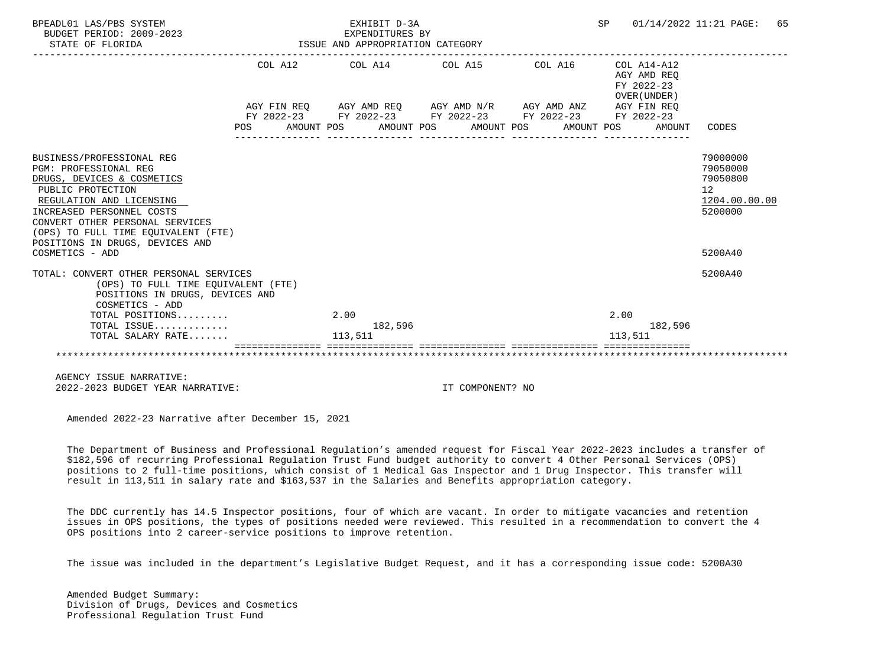BPEADL01 LAS/PBS SYSTEM — EXHIBIT D-3A — SP 01/14/2022 11:21
BUDGET PERIOD: 2009-2023 — EXPENDITURES BY
STATE OF FLORIDA — ISSUE AND APPROPRIATION CATEGORY

| | COL A12 AGY FIN REQ FY 2022-23 POS | AMOUNT | COL A14 AGY AMD REQ FY 2022-23 POS | AMOUNT | COL A15 AGY AMD N/R FY 2022-23 POS | AMOUNT | COL A16 AGY AMD ANZ FY 2022-23 POS | AMOUNT | COL A14-A12 AGY AMD REQ FY 2022-23 OVER(UNDER) AGY FIN REQ FY 2022-23 POS | AMOUNT | CODES |
|---|---|---|---|---|---|---|---|---|---|---|---|
| BUSINESS/PROFESSIONAL REG | | | | | | | | | | | 79000000 |
| PGM: PROFESSIONAL REG | | | | | | | | | | | 79050000 |
| DRUGS, DEVICES & COSMETICS | | | | | | | | | | | 79050800 |
| PUBLIC PROTECTION | | | | | | | | | | | 12 |
| REGULATION AND LICENSING | | | | | | | | | | | 1204.00.00.00 |
| INCREASED PERSONNEL COSTS | | | | | | | | | | | 5200000 |
| CONVERT OTHER PERSONAL SERVICES (OPS) TO FULL TIME EQUIVALENT (FTE) POSITIONS IN DRUGS, DEVICES AND COSMETICS - ADD | | | | | | | | | | | 5200A40 |
| TOTAL: CONVERT OTHER PERSONAL SERVICES (OPS) TO FULL TIME EQUIVALENT (FTE) POSITIONS IN DRUGS, DEVICES AND COSMETICS - ADD | | | | | | | | | | | 5200A40 |
| TOTAL POSITIONS......... | | | 2.00 | | | | | | 2.00 | | |
| TOTAL ISSUE............. | | | | 182,596 | | | | | | 182,596 | |
| TOTAL SALARY RATE....... | | | 113,511 | | | | | | 113,511 | | |

AGENCY ISSUE NARRATIVE:
2022-2023 BUDGET YEAR NARRATIVE: IT COMPONENT? NO

Amended 2022-23 Narrative after December 15, 2021

The Department of Business and Professional Regulation's amended request for Fiscal Year 2022-2023 includes a transfer of $182,596 of recurring Professional Regulation Trust Fund budget authority to convert 4 Other Personal Services (OPS) positions to 2 full-time positions, which consist of 1 Medical Gas Inspector and 1 Drug Inspector. This transfer will result in 113,511 in salary rate and $163,537 in the Salaries and Benefits appropriation category.

The DDC currently has 14.5 Inspector positions, four of which are vacant. In order to mitigate vacancies and retention issues in OPS positions, the types of positions needed were reviewed. This resulted in a recommendation to convert the 4 OPS positions into 2 career-service positions to improve retention.

The issue was included in the department's Legislative Budget Request, and it has a corresponding issue code: 5200A30

Amended Budget Summary:
Division of Drugs, Devices and Cosmetics
Professional Regulation Trust Fund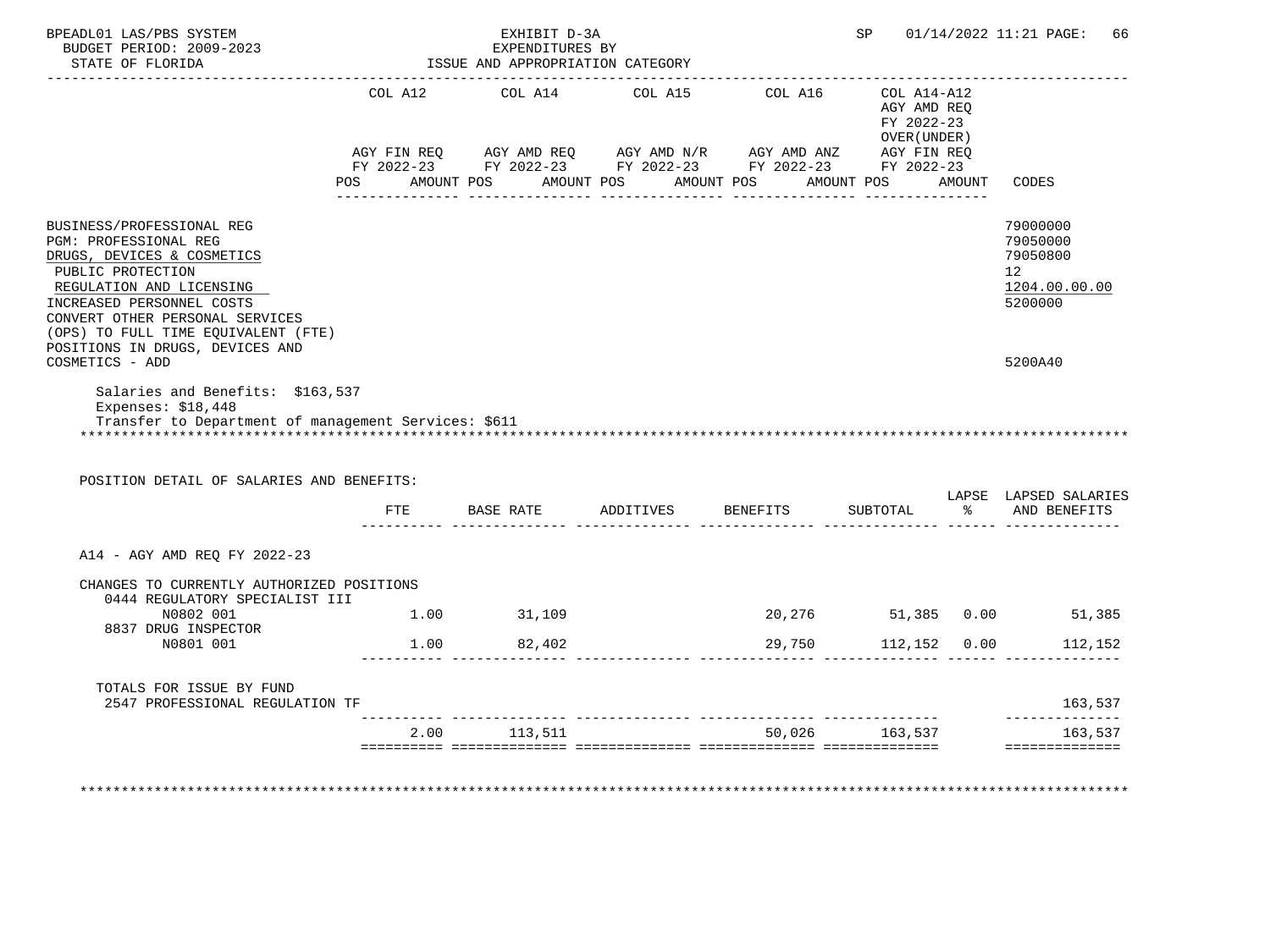BPEADL01 LAS/PBS SYSTEM — EXHIBIT D-3A — SP 01/14/2022 11:21

BUDGET PERIOD: 2009-2023 — EXPENDITURES BY

STATE OF FLORIDA — ISSUE AND APPROPRIATION CATEGORY

| | COL A12 AGY FIN REQ FY 2022-23 POS AMOUNT | COL A14 AGY AMD REQ FY 2022-23 POS AMOUNT | COL A15 AGY AMD N/R FY 2022-23 POS AMOUNT | COL A16 AGY AMD ANZ FY 2022-23 POS AMOUNT | COL A14-A12 AGY AMD REQ FY 2022-23 OVER(UNDER) AGY FIN REQ FY 2022-23 POS AMOUNT | CODES |
|---|---|---|---|---|---|---|
| BUSINESS/PROFESSIONAL REG | | | | | | 79000000 |
| PGM: PROFESSIONAL REG | | | | | | 79050000 |
| DRUGS, DEVICES & COSMETICS | | | | | | 79050800 |
| PUBLIC PROTECTION | | | | | | 12 |
| REGULATION AND LICENSING | | | | | | 1204.00.00.00 |
| INCREASED PERSONNEL COSTS | | | | | | 5200000 |
| CONVERT OTHER PERSONAL SERVICES (OPS) TO FULL TIME EQUIVALENT (FTE) POSITIONS IN DRUGS, DEVICES AND COSMETICS - ADD | | | | | | 5200A40 |

Salaries and Benefits: $163,537
Expenses: $18,448
Transfer to Department of management Services: $611

POSITION DETAIL OF SALARIES AND BENEFITS:

| | FTE | BASE RATE | ADDITIVES | BENEFITS | SUBTOTAL | LAPSE % | LAPSED SALARIES AND BENEFITS |
|---|---|---|---|---|---|---|---|
| A14 - AGY AMD REQ FY 2022-23 | | | | | | | |
| CHANGES TO CURRENTLY AUTHORIZED POSITIONS | | | | | | | |
| 0444 REGULATORY SPECIALIST III N0802 001 | 1.00 | 31,109 | | 20,276 | 51,385 | 0.00 | 51,385 |
| 8837 DRUG INSPECTOR N0801 001 | 1.00 | 82,402 | | 29,750 | 112,152 | 0.00 | 112,152 |
| TOTALS FOR ISSUE BY FUND | | | | | | | |
| 2547 PROFESSIONAL REGULATION TF | | | | | | | 163,537 |
| | 2.00 | 113,511 | | 50,026 | 163,537 | | 163,537 |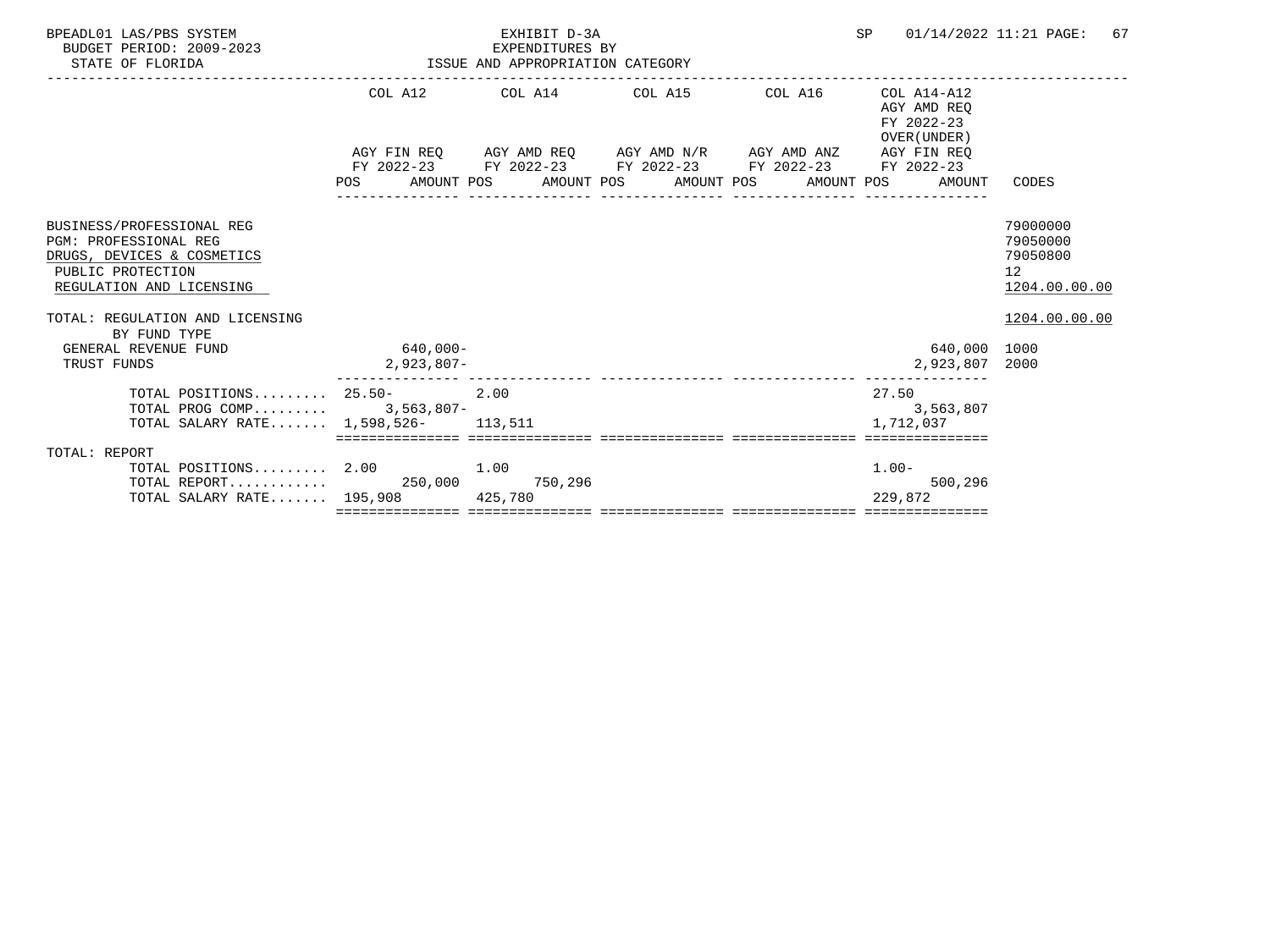BPEADL01 LAS/PBS SYSTEM
BUDGET PERIOD: 2009-2023
STATE OF FLORIDA

EXHIBIT D-3A
EXPENDITURES BY
ISSUE AND APPROPRIATION CATEGORY

SP 01/14/2022 11:21

| | COL A12 AGY FIN REQ FY 2022-23 POS AMOUNT | COL A14 AGY AMD REQ FY 2022-23 POS AMOUNT | COL A15 AGY AMD N/R FY 2022-23 POS AMOUNT | COL A16 AGY AMD ANZ FY 2022-23 POS AMOUNT | COL A14-A12 AGY AMD REQ FY 2022-23 OVER(UNDER) AGY FIN REQ FY 2022-23 POS AMOUNT | CODES |
|---|---|---|---|---|---|---|
| BUSINESS/PROFESSIONAL REG | | | | | | 79000000 |
| PGM: PROFESSIONAL REG | | | | | | 79050000 |
| DRUGS, DEVICES & COSMETICS | | | | | | 79050800 |
| PUBLIC PROTECTION | | | | | | 12 |
| REGULATION AND LICENSING | | | | | | 1204.00.00.00 |
| TOTAL: REGULATION AND LICENSING | | | | | | 1204.00.00.00 |
| BY FUND TYPE | | | | | | |
| GENERAL REVENUE FUND | 640,000- | | | | 640,000 | 1000 |
| TRUST FUNDS | 2,923,807- | | | | 2,923,807 | 2000 |
| TOTAL POSITIONS......... | 25.50- | 2.00 | | | 27.50 | |
| TOTAL PROG COMP......... | 3,563,807- | | | | 3,563,807 | |
| TOTAL SALARY RATE....... | 1,598,526- | 113,511 | | | 1,712,037 | |
| TOTAL: REPORT | | | | | | |
| TOTAL POSITIONS......... | 2.00 | 1.00 | | | 1.00- | |
| TOTAL REPORT............ | 250,000 | 750,296 | | | 500,296 | |
| TOTAL SALARY RATE....... | 195,908 | 425,780 | | | 229,872 | |